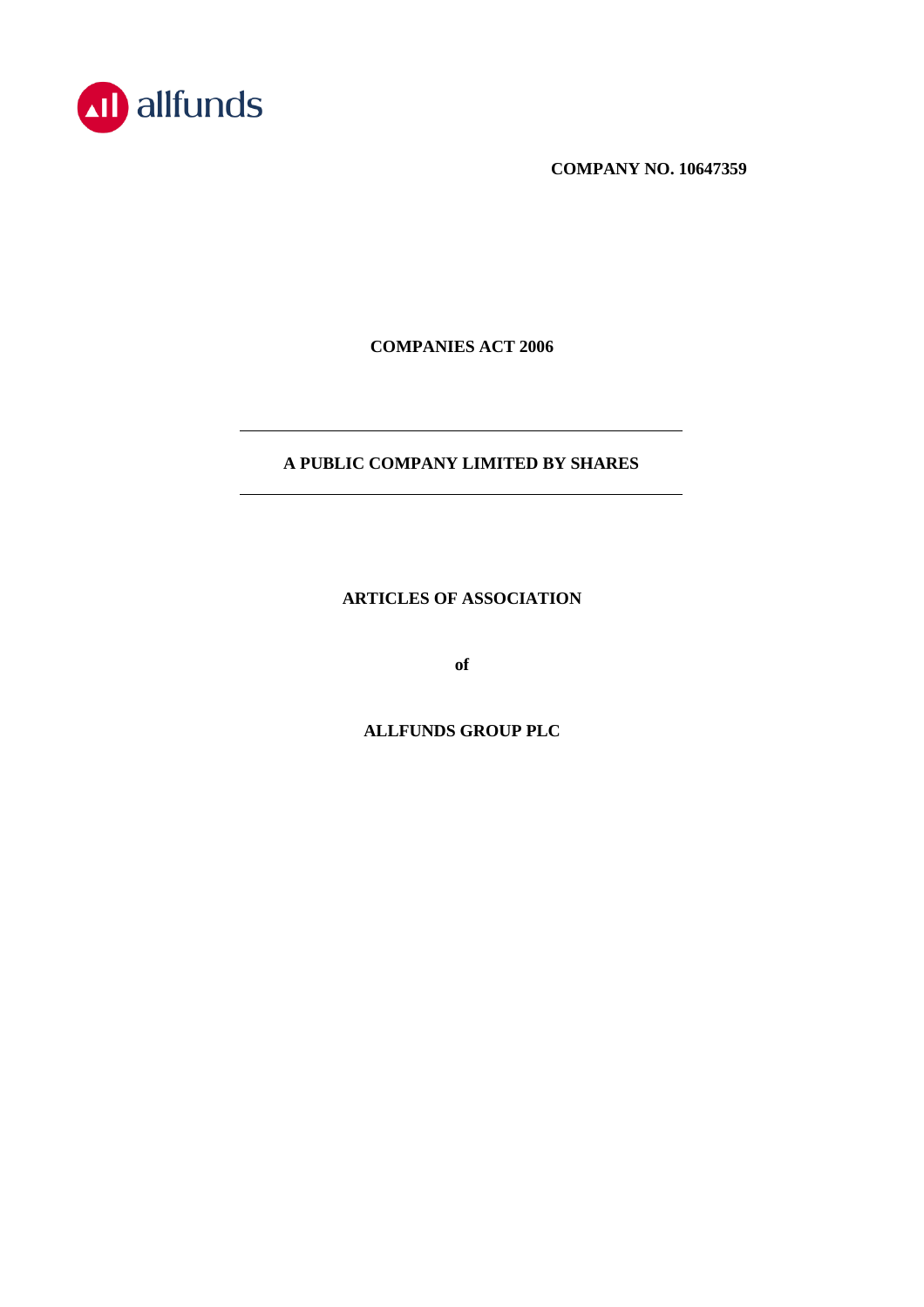allfunds

**COMPANY NO. 10647359**

**COMPANIES ACT 2006**

---

**A PUBLIC COMPANY LIMITED BY SHARES**

---

# ARTICLES OF ASSOCIATION

**of**

# ALLFUNDS GROUP PLC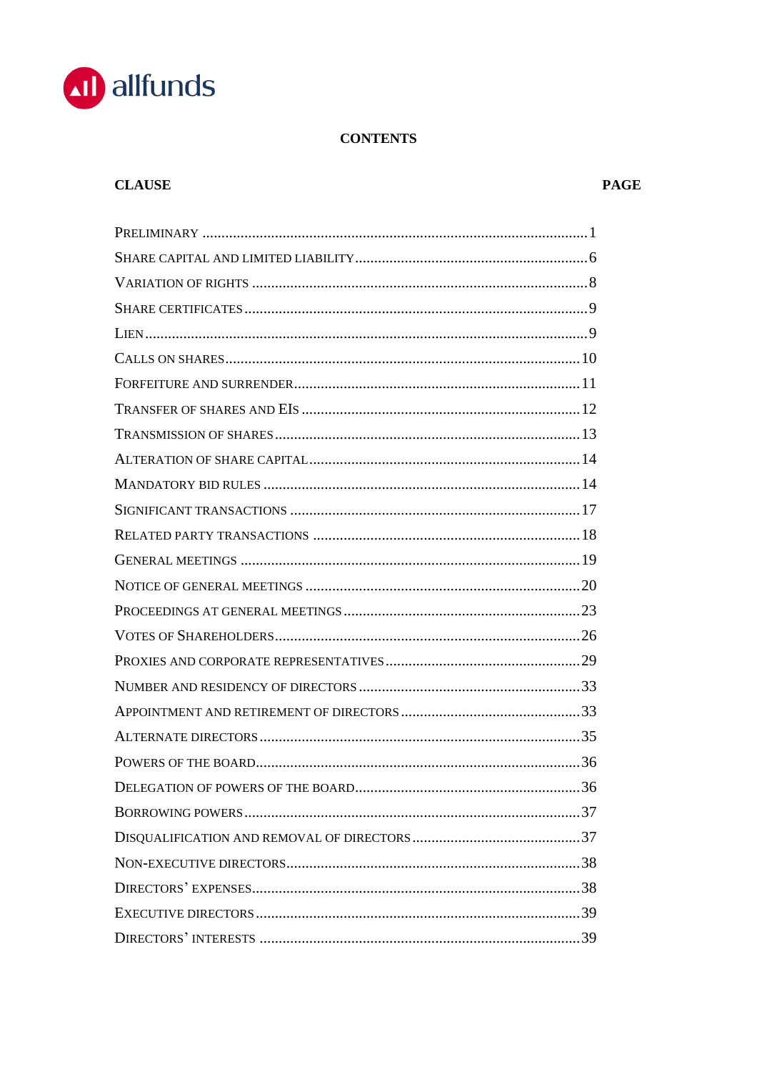## CONTENTS

| CLAUSE | PAGE |
|---|---|
| PRELIMINARY | 1 |
| SHARE CAPITAL AND LIMITED LIABILITY | 6 |
| VARIATION OF RIGHTS | 8 |
| SHARE CERTIFICATES | 9 |
| LIEN | 9 |
| CALLS ON SHARES | 10 |
| FORFEITURE AND SURRENDER | 11 |
| TRANSFER OF SHARES AND EIS | 12 |
| TRANSMISSION OF SHARES | 13 |
| ALTERATION OF SHARE CAPITAL | 14 |
| MANDATORY BID RULES | 14 |
| SIGNIFICANT TRANSACTIONS | 17 |
| RELATED PARTY TRANSACTIONS | 18 |
| GENERAL MEETINGS | 19 |
| NOTICE OF GENERAL MEETINGS | 20 |
| PROCEEDINGS AT GENERAL MEETINGS | 23 |
| VOTES OF SHAREHOLDERS | 26 |
| PROXIES AND CORPORATE REPRESENTATIVES | 29 |
| NUMBER AND RESIDENCY OF DIRECTORS | 33 |
| APPOINTMENT AND RETIREMENT OF DIRECTORS | 33 |
| ALTERNATE DIRECTORS | 35 |
| POWERS OF THE BOARD | 36 |
| DELEGATION OF POWERS OF THE BOARD | 36 |
| BORROWING POWERS | 37 |
| DISQUALIFICATION AND REMOVAL OF DIRECTORS | 37 |
| NON-EXECUTIVE DIRECTORS | 38 |
| DIRECTORS' EXPENSES | 38 |
| EXECUTIVE DIRECTORS | 39 |
| DIRECTORS' INTERESTS | 39 |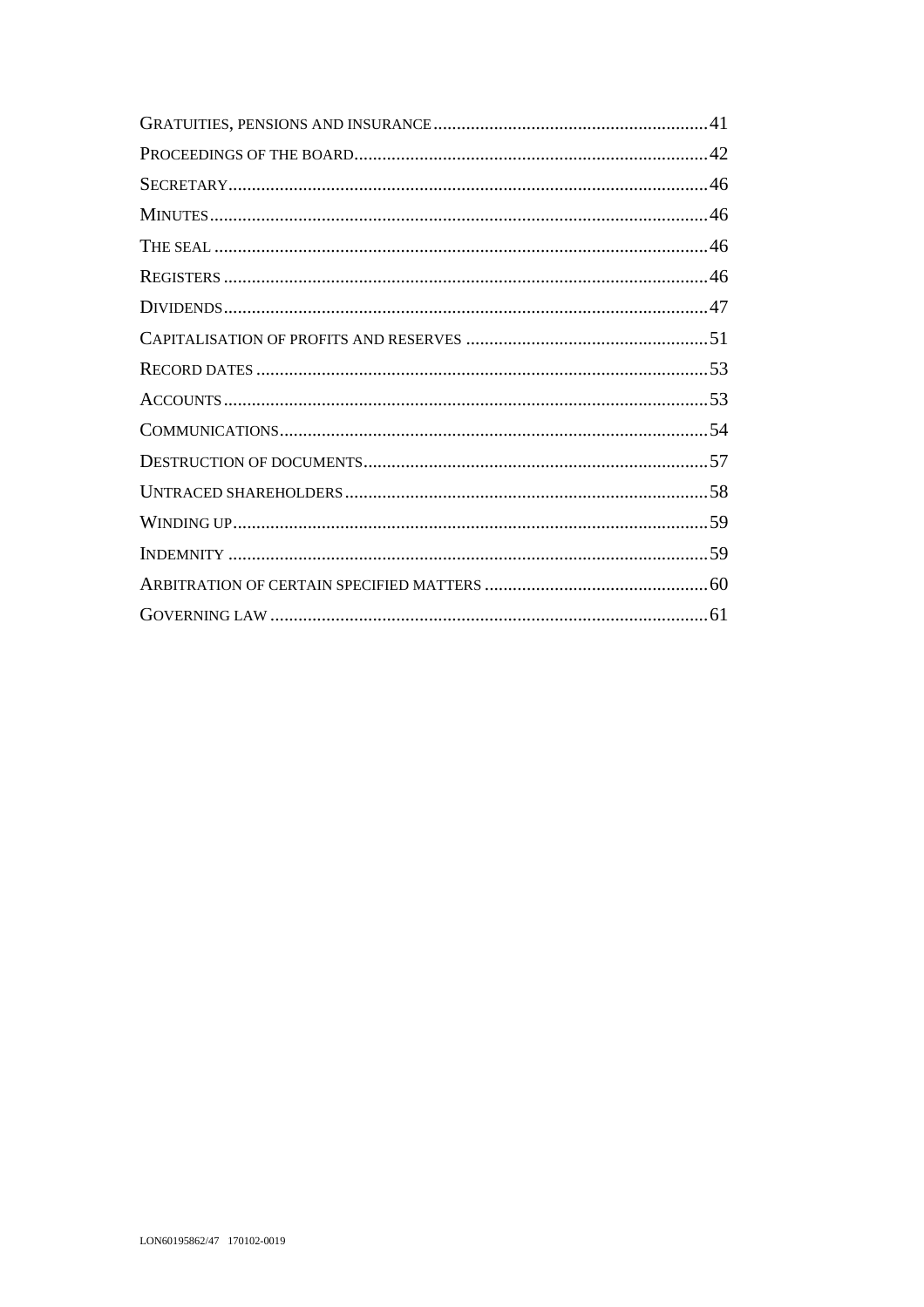| | |
|---|---|
| GRATUITIES, PENSIONS AND INSURANCE | 41 |
| PROCEEDINGS OF THE BOARD | 42 |
| SECRETARY | 46 |
| MINUTES | 46 |
| THE SEAL | 46 |
| REGISTERS | 46 |
| DIVIDENDS | 47 |
| CAPITALISATION OF PROFITS AND RESERVES | 51 |
| RECORD DATES | 53 |
| ACCOUNTS | 53 |
| COMMUNICATIONS | 54 |
| DESTRUCTION OF DOCUMENTS | 57 |
| UNTRACED SHAREHOLDERS | 58 |
| WINDING UP | 59 |
| INDEMNITY | 59 |
| ARBITRATION OF CERTAIN SPECIFIED MATTERS | 60 |
| GOVERNING LAW | 61 |

LON60195862/47 170102-0019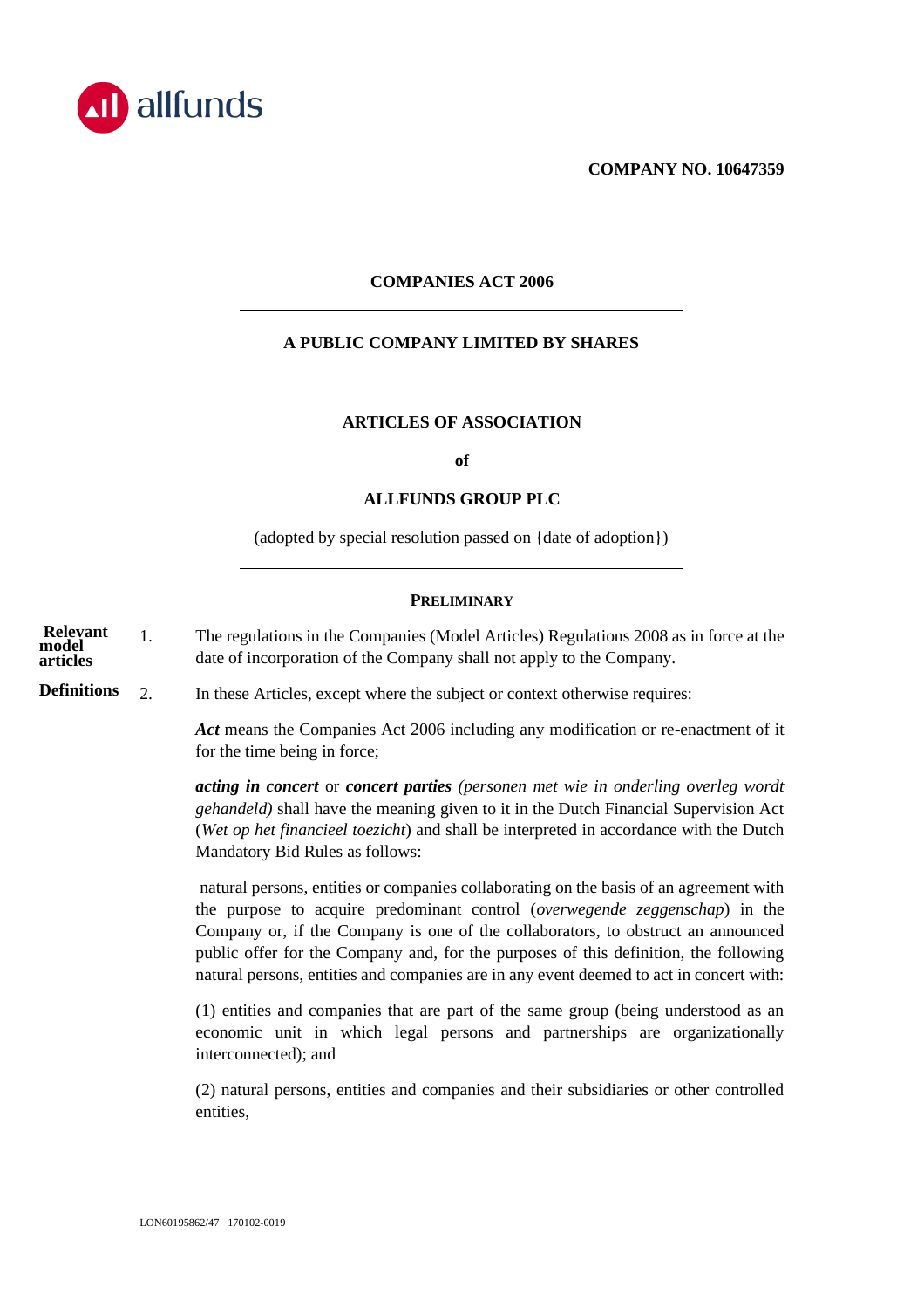**COMPANY NO. 10647359**

**COMPANIES ACT 2006**

---

**A PUBLIC COMPANY LIMITED BY SHARES**

---

**ARTICLES OF ASSOCIATION**

**of**

**ALLFUNDS GROUP PLC**

(adopted by special resolution passed on {date of adoption})

---

**PRELIMINARY**

**Relevant model articles**

1. The regulations in the Companies (Model Articles) Regulations 2008 as in force at the date of incorporation of the Company shall not apply to the Company.

**Definitions**

2. In these Articles, except where the subject or context otherwise requires:

***Act*** means the Companies Act 2006 including any modification or re-enactment of it for the time being in force;

***acting in concert*** or ***concert parties*** *(personen met wie in onderling overleg wordt gehandeld)* shall have the meaning given to it in the Dutch Financial Supervision Act (*Wet op het financieel toezicht*) and shall be interpreted in accordance with the Dutch Mandatory Bid Rules as follows:

natural persons, entities or companies collaborating on the basis of an agreement with the purpose to acquire predominant control (*overwegende zeggenschap*) in the Company or, if the Company is one of the collaborators, to obstruct an announced public offer for the Company and, for the purposes of this definition, the following natural persons, entities and companies are in any event deemed to act in concert with:

(1) entities and companies that are part of the same group (being understood as an economic unit in which legal persons and partnerships are organizationally interconnected); and

(2) natural persons, entities and companies and their subsidiaries or other controlled entities,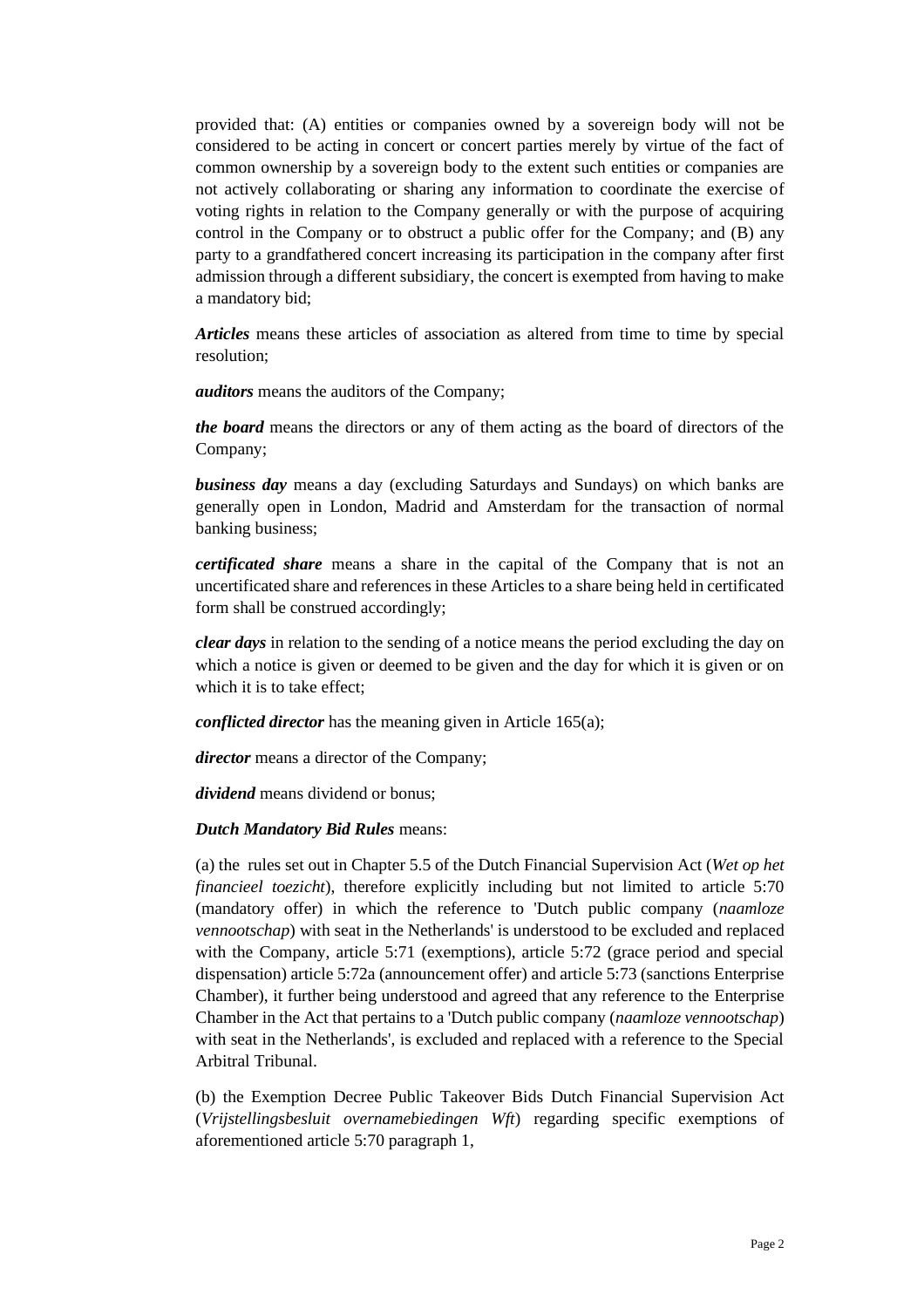provided that: (A) entities or companies owned by a sovereign body will not be considered to be acting in concert or concert parties merely by virtue of the fact of common ownership by a sovereign body to the extent such entities or companies are not actively collaborating or sharing any information to coordinate the exercise of voting rights in relation to the Company generally or with the purpose of acquiring control in the Company or to obstruct a public offer for the Company; and (B) any party to a grandfathered concert increasing its participation in the company after first admission through a different subsidiary, the concert is exempted from having to make a mandatory bid;

***Articles*** means these articles of association as altered from time to time by special resolution;

***auditors*** means the auditors of the Company;

***the board*** means the directors or any of them acting as the board of directors of the Company;

***business day*** means a day (excluding Saturdays and Sundays) on which banks are generally open in London, Madrid and Amsterdam for the transaction of normal banking business;

***certificated share*** means a share in the capital of the Company that is not an uncertificated share and references in these Articles to a share being held in certificated form shall be construed accordingly;

***clear days*** in relation to the sending of a notice means the period excluding the day on which a notice is given or deemed to be given and the day for which it is given or on which it is to take effect;

***conflicted director*** has the meaning given in Article 165(a);

***director*** means a director of the Company;

***dividend*** means dividend or bonus;

***Dutch Mandatory Bid Rules*** means:

(a) the rules set out in Chapter 5.5 of the Dutch Financial Supervision Act (*Wet op het financieel toezicht*), therefore explicitly including but not limited to article 5:70 (mandatory offer) in which the reference to 'Dutch public company (*naamloze vennootschap*) with seat in the Netherlands' is understood to be excluded and replaced with the Company, article 5:71 (exemptions), article 5:72 (grace period and special dispensation) article 5:72a (announcement offer) and article 5:73 (sanctions Enterprise Chamber), it further being understood and agreed that any reference to the Enterprise Chamber in the Act that pertains to a 'Dutch public company (*naamloze vennootschap*) with seat in the Netherlands', is excluded and replaced with a reference to the Special Arbitral Tribunal.

(b) the Exemption Decree Public Takeover Bids Dutch Financial Supervision Act (*Vrijstellingsbesluit overnamebiedingen Wft*) regarding specific exemptions of aforementioned article 5:70 paragraph 1,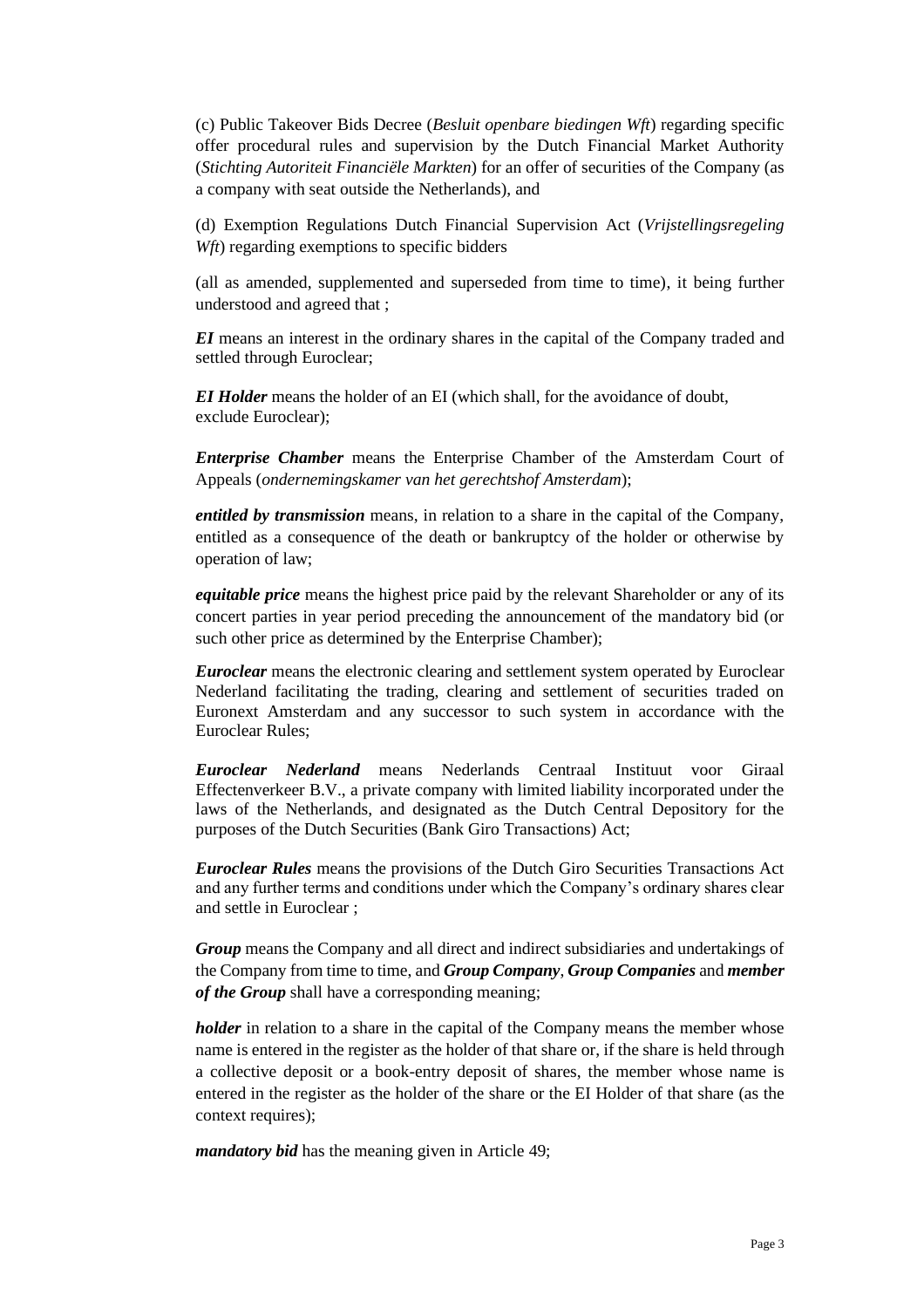(c) Public Takeover Bids Decree (*Besluit openbare biedingen Wft*) regarding specific offer procedural rules and supervision by the Dutch Financial Market Authority (*Stichting Autoriteit Financiële Markten*) for an offer of securities of the Company (as a company with seat outside the Netherlands), and

(d) Exemption Regulations Dutch Financial Supervision Act (*Vrijstellingsregeling Wft*) regarding exemptions to specific bidders

(all as amended, supplemented and superseded from time to time), it being further understood and agreed that ;

***EI*** means an interest in the ordinary shares in the capital of the Company traded and settled through Euroclear;

***EI Holder*** means the holder of an EI (which shall, for the avoidance of doubt, exclude Euroclear);

***Enterprise Chamber*** means the Enterprise Chamber of the Amsterdam Court of Appeals (*ondernemingskamer van het gerechtshof Amsterdam*);

***entitled by transmission*** means, in relation to a share in the capital of the Company, entitled as a consequence of the death or bankruptcy of the holder or otherwise by operation of law;

***equitable price*** means the highest price paid by the relevant Shareholder or any of its concert parties in year period preceding the announcement of the mandatory bid (or such other price as determined by the Enterprise Chamber);

***Euroclear*** means the electronic clearing and settlement system operated by Euroclear Nederland facilitating the trading, clearing and settlement of securities traded on Euronext Amsterdam and any successor to such system in accordance with the Euroclear Rules;

***Euroclear Nederland*** means Nederlands Centraal Instituut voor Giraal Effectenverkeer B.V., a private company with limited liability incorporated under the laws of the Netherlands, and designated as the Dutch Central Depository for the purposes of the Dutch Securities (Bank Giro Transactions) Act;

***Euroclear Rules*** means the provisions of the Dutch Giro Securities Transactions Act and any further terms and conditions under which the Company's ordinary shares clear and settle in Euroclear ;

***Group*** means the Company and all direct and indirect subsidiaries and undertakings of the Company from time to time, and ***Group Company***, ***Group Companies*** and ***member of the Group*** shall have a corresponding meaning;

***holder*** in relation to a share in the capital of the Company means the member whose name is entered in the register as the holder of that share or, if the share is held through a collective deposit or a book-entry deposit of shares, the member whose name is entered in the register as the holder of the share or the EI Holder of that share (as the context requires);

***mandatory bid*** has the meaning given in Article 49;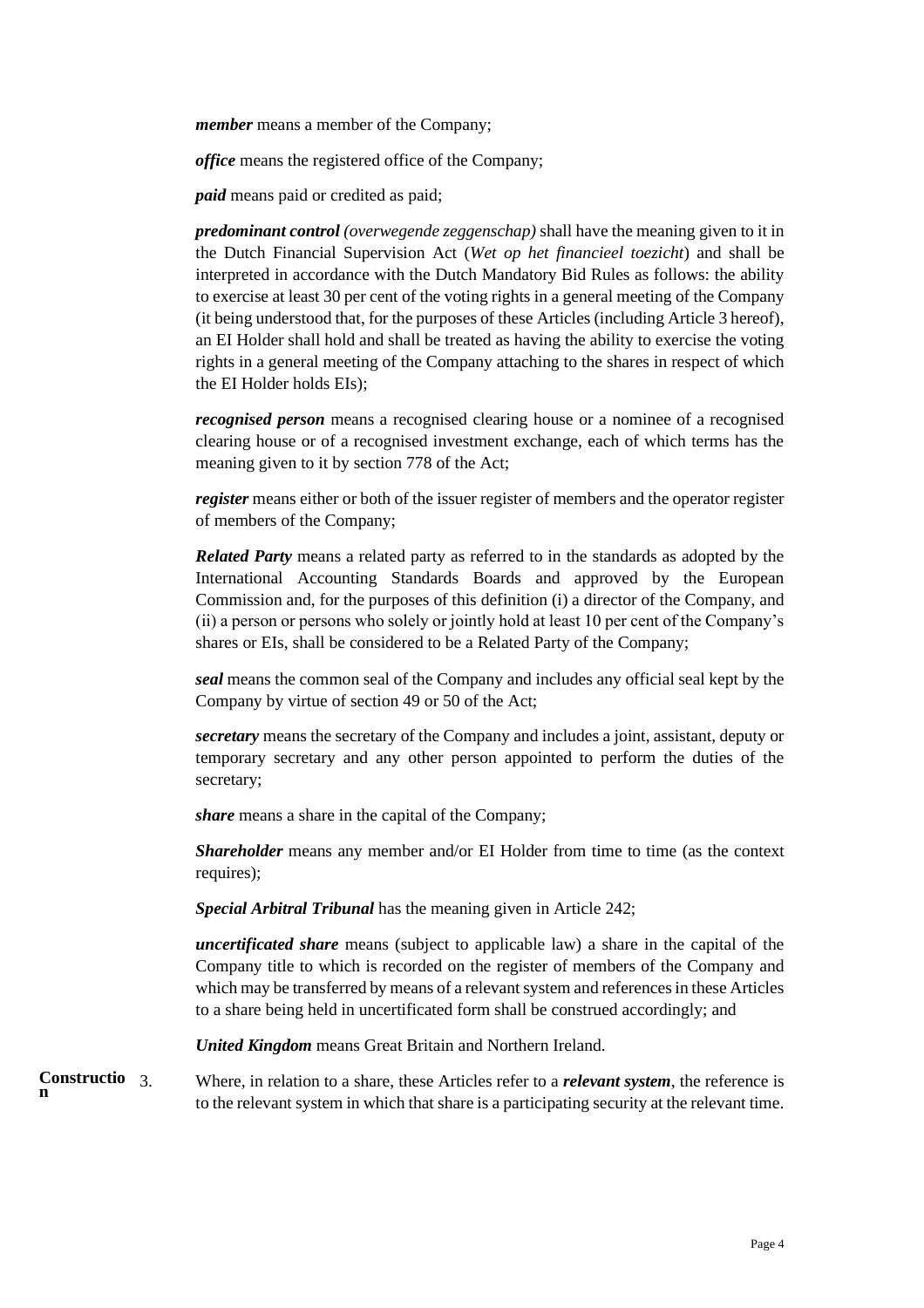***member*** means a member of the Company;

***office*** means the registered office of the Company;

***paid*** means paid or credited as paid;

***predominant control*** *(overwegende zeggenschap)* shall have the meaning given to it in the Dutch Financial Supervision Act (*Wet op het financieel toezicht*) and shall be interpreted in accordance with the Dutch Mandatory Bid Rules as follows: the ability to exercise at least 30 per cent of the voting rights in a general meeting of the Company (it being understood that, for the purposes of these Articles (including Article 3 hereof), an EI Holder shall hold and shall be treated as having the ability to exercise the voting rights in a general meeting of the Company attaching to the shares in respect of which the EI Holder holds EIs);

***recognised person*** means a recognised clearing house or a nominee of a recognised clearing house or of a recognised investment exchange, each of which terms has the meaning given to it by section 778 of the Act;

***register*** means either or both of the issuer register of members and the operator register of members of the Company;

***Related Party*** means a related party as referred to in the standards as adopted by the International Accounting Standards Boards and approved by the European Commission and, for the purposes of this definition (i) a director of the Company, and (ii) a person or persons who solely or jointly hold at least 10 per cent of the Company's shares or EIs, shall be considered to be a Related Party of the Company;

***seal*** means the common seal of the Company and includes any official seal kept by the Company by virtue of section 49 or 50 of the Act;

***secretary*** means the secretary of the Company and includes a joint, assistant, deputy or temporary secretary and any other person appointed to perform the duties of the secretary;

***share*** means a share in the capital of the Company;

***Shareholder*** means any member and/or EI Holder from time to time (as the context requires);

***Special Arbitral Tribunal*** has the meaning given in Article 242;

***uncertificated share*** means (subject to applicable law) a share in the capital of the Company title to which is recorded on the register of members of the Company and which may be transferred by means of a relevant system and references in these Articles to a share being held in uncertificated form shall be construed accordingly; and

***United Kingdom*** means Great Britain and Northern Ireland.

**Construction**

3. Where, in relation to a share, these Articles refer to a ***relevant system***, the reference is to the relevant system in which that share is a participating security at the relevant time.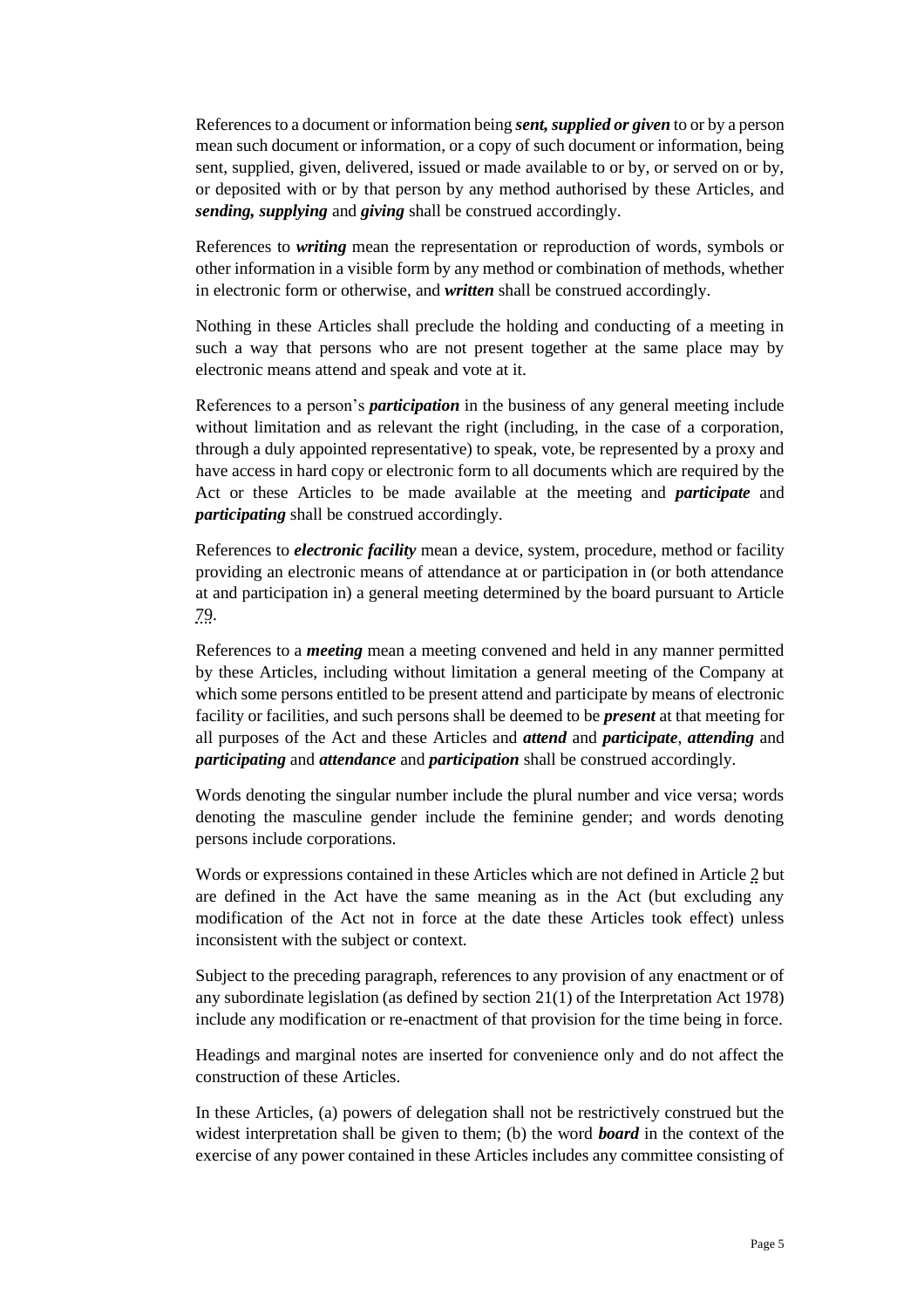References to a document or information being ***sent, supplied or given*** to or by a person mean such document or information, or a copy of such document or information, being sent, supplied, given, delivered, issued or made available to or by, or served on or by, or deposited with or by that person by any method authorised by these Articles, and ***sending, supplying*** and ***giving*** shall be construed accordingly.

References to ***writing*** mean the representation or reproduction of words, symbols or other information in a visible form by any method or combination of methods, whether in electronic form or otherwise, and ***written*** shall be construed accordingly.

Nothing in these Articles shall preclude the holding and conducting of a meeting in such a way that persons who are not present together at the same place may by electronic means attend and speak and vote at it.

References to a person's ***participation*** in the business of any general meeting include without limitation and as relevant the right (including, in the case of a corporation, through a duly appointed representative) to speak, vote, be represented by a proxy and have access in hard copy or electronic form to all documents which are required by the Act or these Articles to be made available at the meeting and ***participate*** and ***participating*** shall be construed accordingly.

References to ***electronic facility*** mean a device, system, procedure, method or facility providing an electronic means of attendance at or participation in (or both attendance at and participation in) a general meeting determined by the board pursuant to Article 79.

References to a ***meeting*** mean a meeting convened and held in any manner permitted by these Articles, including without limitation a general meeting of the Company at which some persons entitled to be present attend and participate by means of electronic facility or facilities, and such persons shall be deemed to be ***present*** at that meeting for all purposes of the Act and these Articles and ***attend*** and ***participate***, ***attending*** and ***participating*** and ***attendance*** and ***participation*** shall be construed accordingly.

Words denoting the singular number include the plural number and vice versa; words denoting the masculine gender include the feminine gender; and words denoting persons include corporations.

Words or expressions contained in these Articles which are not defined in Article 2 but are defined in the Act have the same meaning as in the Act (but excluding any modification of the Act not in force at the date these Articles took effect) unless inconsistent with the subject or context.

Subject to the preceding paragraph, references to any provision of any enactment or of any subordinate legislation (as defined by section 21(1) of the Interpretation Act 1978) include any modification or re-enactment of that provision for the time being in force.

Headings and marginal notes are inserted for convenience only and do not affect the construction of these Articles.

In these Articles, (a) powers of delegation shall not be restrictively construed but the widest interpretation shall be given to them; (b) the word ***board*** in the context of the exercise of any power contained in these Articles includes any committee consisting of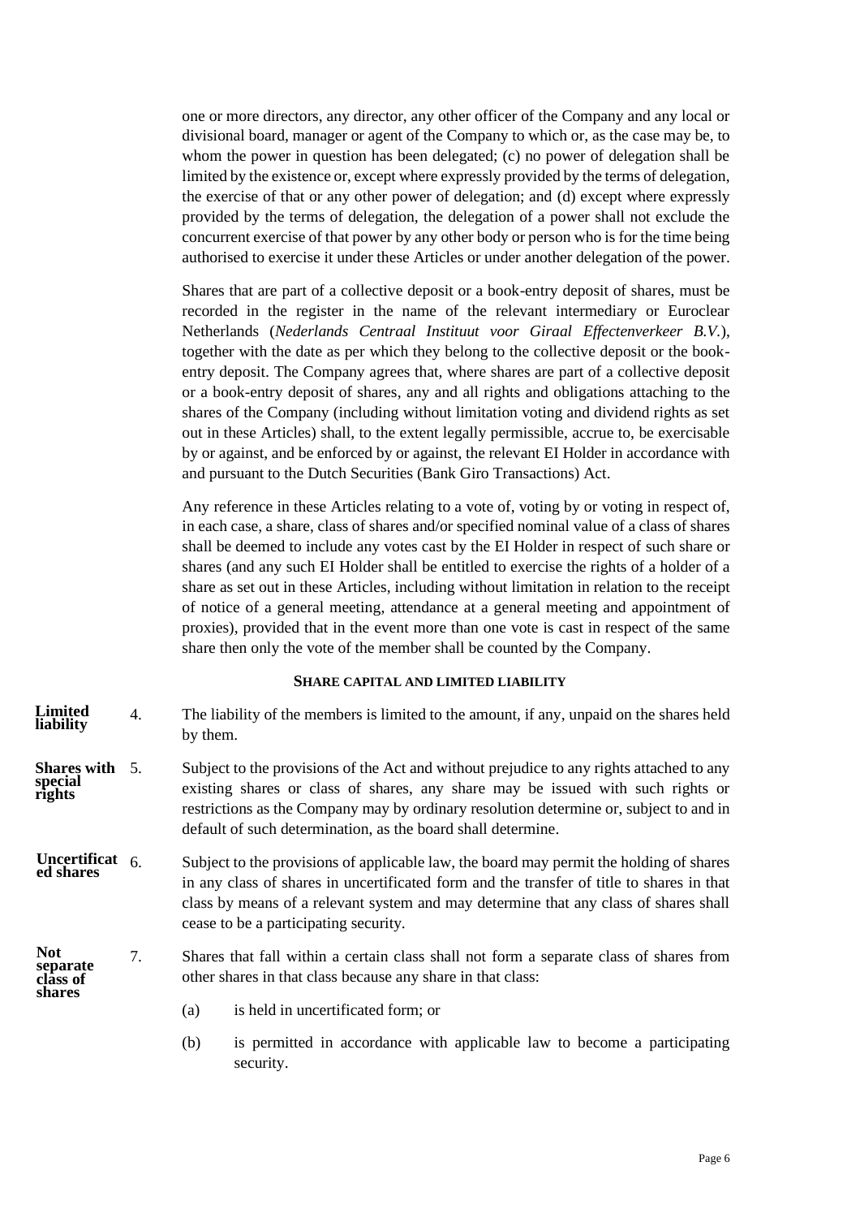one or more directors, any director, any other officer of the Company and any local or divisional board, manager or agent of the Company to which or, as the case may be, to whom the power in question has been delegated; (c) no power of delegation shall be limited by the existence or, except where expressly provided by the terms of delegation, the exercise of that or any other power of delegation; and (d) except where expressly provided by the terms of delegation, the delegation of a power shall not exclude the concurrent exercise of that power by any other body or person who is for the time being authorised to exercise it under these Articles or under another delegation of the power.

Shares that are part of a collective deposit or a book-entry deposit of shares, must be recorded in the register in the name of the relevant intermediary or Euroclear Netherlands (*Nederlands Centraal Instituut voor Giraal Effectenverkeer B.V.*), together with the date as per which they belong to the collective deposit or the book-entry deposit. The Company agrees that, where shares are part of a collective deposit or a book-entry deposit of shares, any and all rights and obligations attaching to the shares of the Company (including without limitation voting and dividend rights as set out in these Articles) shall, to the extent legally permissible, accrue to, be exercisable by or against, and be enforced by or against, the relevant EI Holder in accordance with and pursuant to the Dutch Securities (Bank Giro Transactions) Act.

Any reference in these Articles relating to a vote of, voting by or voting in respect of, in each case, a share, class of shares and/or specified nominal value of a class of shares shall be deemed to include any votes cast by the EI Holder in respect of such share or shares (and any such EI Holder shall be entitled to exercise the rights of a holder of a share as set out in these Articles, including without limitation in relation to the receipt of notice of a general meeting, attendance at a general meeting and appointment of proxies), provided that in the event more than one vote is cast in respect of the same share then only the vote of the member shall be counted by the Company.

## SHARE CAPITAL AND LIMITED LIABILITY

**Limited liability**

4. The liability of the members is limited to the amount, if any, unpaid on the shares held by them.

**Shares with special rights**

5. Subject to the provisions of the Act and without prejudice to any rights attached to any existing shares or class of shares, any share may be issued with such rights or restrictions as the Company may by ordinary resolution determine or, subject to and in default of such determination, as the board shall determine.

**Uncertificated shares**

6. Subject to the provisions of applicable law, the board may permit the holding of shares in any class of shares in uncertificated form and the transfer of title to shares in that class by means of a relevant system and may determine that any class of shares shall cease to be a participating security.

**Not separate class of shares**

7. Shares that fall within a certain class shall not form a separate class of shares from other shares in that class because any share in that class:

   (a) is held in uncertificated form; or

   (b) is permitted in accordance with applicable law to become a participating security.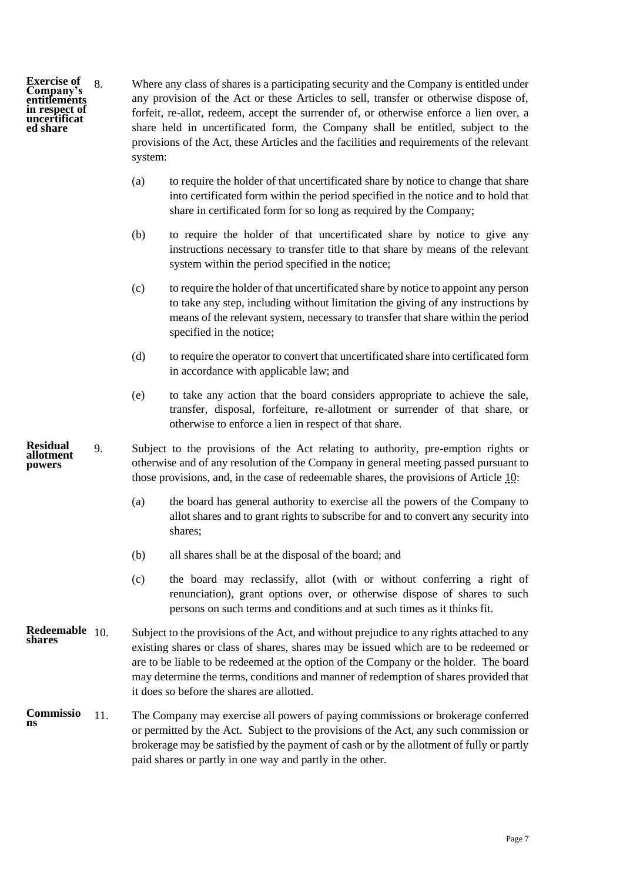**Exercise of Company's entitlements in respect of uncertificated share**

8. Where any class of shares is a participating security and the Company is entitled under any provision of the Act or these Articles to sell, transfer or otherwise dispose of, forfeit, re-allot, redeem, accept the surrender of, or otherwise enforce a lien over, a share held in uncertificated form, the Company shall be entitled, subject to the provisions of the Act, these Articles and the facilities and requirements of the relevant system:

   (a) to require the holder of that uncertificated share by notice to change that share into certificated form within the period specified in the notice and to hold that share in certificated form for so long as required by the Company;

   (b) to require the holder of that uncertificated share by notice to give any instructions necessary to transfer title to that share by means of the relevant system within the period specified in the notice;

   (c) to require the holder of that uncertificated share by notice to appoint any person to take any step, including without limitation the giving of any instructions by means of the relevant system, necessary to transfer that share within the period specified in the notice;

   (d) to require the operator to convert that uncertificated share into certificated form in accordance with applicable law; and

   (e) to take any action that the board considers appropriate to achieve the sale, transfer, disposal, forfeiture, re-allotment or surrender of that share, or otherwise to enforce a lien in respect of that share.

**Residual allotment powers**

9. Subject to the provisions of the Act relating to authority, pre-emption rights or otherwise and of any resolution of the Company in general meeting passed pursuant to those provisions, and, in the case of redeemable shares, the provisions of Article 10:

   (a) the board has general authority to exercise all the powers of the Company to allot shares and to grant rights to subscribe for and to convert any security into shares;

   (b) all shares shall be at the disposal of the board; and

   (c) the board may reclassify, allot (with or without conferring a right of renunciation), grant options over, or otherwise dispose of shares to such persons on such terms and conditions and at such times as it thinks fit.

**Redeemable shares**

10. Subject to the provisions of the Act, and without prejudice to any rights attached to any existing shares or class of shares, shares may be issued which are to be redeemed or are to be liable to be redeemed at the option of the Company or the holder. The board may determine the terms, conditions and manner of redemption of shares provided that it does so before the shares are allotted.

**Commissions**

11. The Company may exercise all powers of paying commissions or brokerage conferred or permitted by the Act. Subject to the provisions of the Act, any such commission or brokerage may be satisfied by the payment of cash or by the allotment of fully or partly paid shares or partly in one way and partly in the other.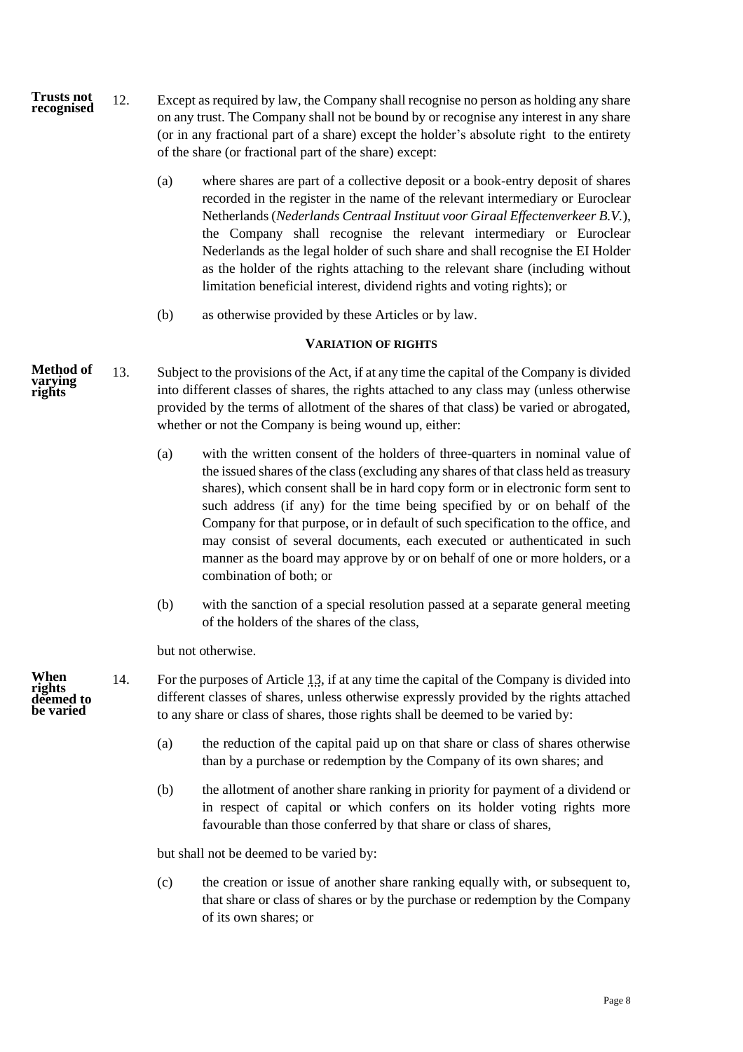**Trusts not recognised**

12. Except as required by law, the Company shall recognise no person as holding any share on any trust. The Company shall not be bound by or recognise any interest in any share (or in any fractional part of a share) except the holder's absolute right to the entirety of the share (or fractional part of the share) except:

    (a) where shares are part of a collective deposit or a book-entry deposit of shares recorded in the register in the name of the relevant intermediary or Euroclear Netherlands (*Nederlands Centraal Instituut voor Giraal Effectenverkeer B.V.*), the Company shall recognise the relevant intermediary or Euroclear Nederlands as the legal holder of such share and shall recognise the EI Holder as the holder of the rights attaching to the relevant share (including without limitation beneficial interest, dividend rights and voting rights); or

    (b) as otherwise provided by these Articles or by law.

## VARIATION OF RIGHTS

**Method of varying rights**

13. Subject to the provisions of the Act, if at any time the capital of the Company is divided into different classes of shares, the rights attached to any class may (unless otherwise provided by the terms of allotment of the shares of that class) be varied or abrogated, whether or not the Company is being wound up, either:

    (a) with the written consent of the holders of three-quarters in nominal value of the issued shares of the class (excluding any shares of that class held as treasury shares), which consent shall be in hard copy form or in electronic form sent to such address (if any) for the time being specified by or on behalf of the Company for that purpose, or in default of such specification to the office, and may consist of several documents, each executed or authenticated in such manner as the board may approve by or on behalf of one or more holders, or a combination of both; or

    (b) with the sanction of a special resolution passed at a separate general meeting of the holders of the shares of the class,

    but not otherwise.

**When rights deemed to be varied**

14. For the purposes of Article 13, if at any time the capital of the Company is divided into different classes of shares, unless otherwise expressly provided by the rights attached to any share or class of shares, those rights shall be deemed to be varied by:

    (a) the reduction of the capital paid up on that share or class of shares otherwise than by a purchase or redemption by the Company of its own shares; and

    (b) the allotment of another share ranking in priority for payment of a dividend or in respect of capital or which confers on its holder voting rights more favourable than those conferred by that share or class of shares,

    but shall not be deemed to be varied by:

    (c) the creation or issue of another share ranking equally with, or subsequent to, that share or class of shares or by the purchase or redemption by the Company of its own shares; or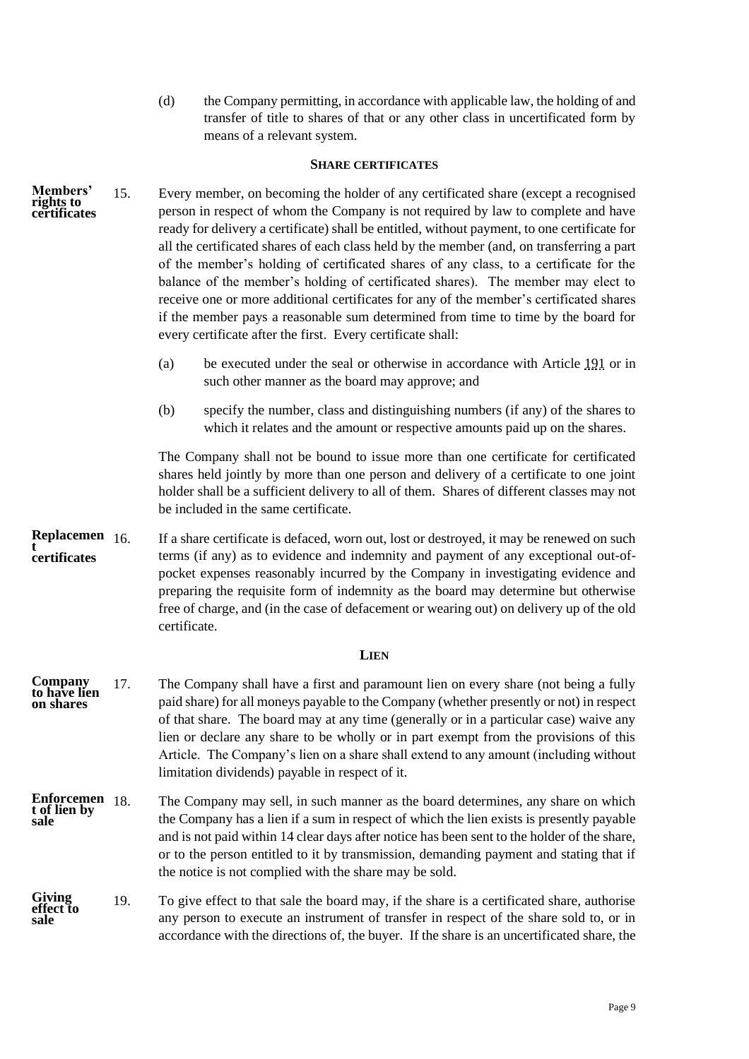(d) the Company permitting, in accordance with applicable law, the holding of and transfer of title to shares of that or any other class in uncertificated form by means of a relevant system.

## SHARE CERTIFICATES

**Members' rights to certificates**

15. Every member, on becoming the holder of any certificated share (except a recognised person in respect of whom the Company is not required by law to complete and have ready for delivery a certificate) shall be entitled, without payment, to one certificate for all the certificated shares of each class held by the member (and, on transferring a part of the member's holding of certificated shares of any class, to a certificate for the balance of the member's holding of certificated shares). The member may elect to receive one or more additional certificates for any of the member's certificated shares if the member pays a reasonable sum determined from time to time by the board for every certificate after the first. Every certificate shall:

    (a) be executed under the seal or otherwise in accordance with Article 191 or in such other manner as the board may approve; and

    (b) specify the number, class and distinguishing numbers (if any) of the shares to which it relates and the amount or respective amounts paid up on the shares.

    The Company shall not be bound to issue more than one certificate for certificated shares held jointly by more than one person and delivery of a certificate to one joint holder shall be a sufficient delivery to all of them. Shares of different classes may not be included in the same certificate.

**Replacement certificates**

16. If a share certificate is defaced, worn out, lost or destroyed, it may be renewed on such terms (if any) as to evidence and indemnity and payment of any exceptional out-of-pocket expenses reasonably incurred by the Company in investigating evidence and preparing the requisite form of indemnity as the board may determine but otherwise free of charge, and (in the case of defacement or wearing out) on delivery up of the old certificate.

## LIEN

**Company to have lien on shares**

17. The Company shall have a first and paramount lien on every share (not being a fully paid share) for all moneys payable to the Company (whether presently or not) in respect of that share. The board may at any time (generally or in a particular case) waive any lien or declare any share to be wholly or in part exempt from the provisions of this Article. The Company's lien on a share shall extend to any amount (including without limitation dividends) payable in respect of it.

**Enforcement of lien by sale**

18. The Company may sell, in such manner as the board determines, any share on which the Company has a lien if a sum in respect of which the lien exists is presently payable and is not paid within 14 clear days after notice has been sent to the holder of the share, or to the person entitled to it by transmission, demanding payment and stating that if the notice is not complied with the share may be sold.

**Giving effect to sale**

19. To give effect to that sale the board may, if the share is a certificated share, authorise any person to execute an instrument of transfer in respect of the share sold to, or in accordance with the directions of, the buyer. If the share is an uncertificated share, the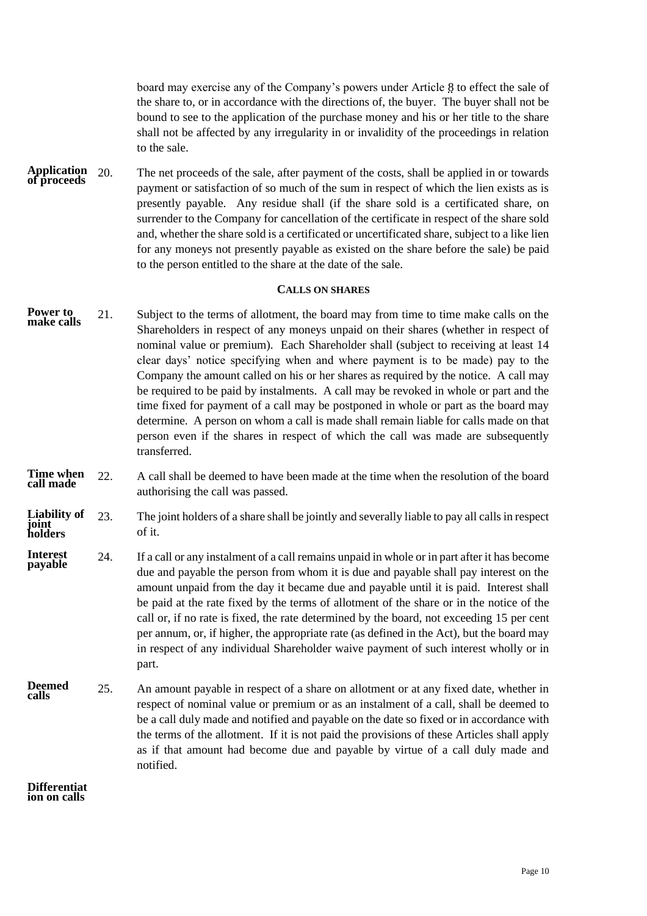board may exercise any of the Company's powers under Article 8 to effect the sale of the share to, or in accordance with the directions of, the buyer. The buyer shall not be bound to see to the application of the purchase money and his or her title to the share shall not be affected by any irregularity in or invalidity of the proceedings in relation to the sale.

**Application of proceeds** 20. The net proceeds of the sale, after payment of the costs, shall be applied in or towards payment or satisfaction of so much of the sum in respect of which the lien exists as is presently payable. Any residue shall (if the share sold is a certificated share, on surrender to the Company for cancellation of the certificate in respect of the share sold and, whether the share sold is a certificated or uncertificated share, subject to a like lien for any moneys not presently payable as existed on the share before the sale) be paid to the person entitled to the share at the date of the sale.

## CALLS ON SHARES

**Power to make calls** 21. Subject to the terms of allotment, the board may from time to time make calls on the Shareholders in respect of any moneys unpaid on their shares (whether in respect of nominal value or premium). Each Shareholder shall (subject to receiving at least 14 clear days' notice specifying when and where payment is to be made) pay to the Company the amount called on his or her shares as required by the notice. A call may be required to be paid by instalments. A call may be revoked in whole or part and the time fixed for payment of a call may be postponed in whole or part as the board may determine. A person on whom a call is made shall remain liable for calls made on that person even if the shares in respect of which the call was made are subsequently transferred.

**Time when call made** 22. A call shall be deemed to have been made at the time when the resolution of the board authorising the call was passed.

**Liability of joint holders** 23. The joint holders of a share shall be jointly and severally liable to pay all calls in respect of it.

**Interest payable** 24. If a call or any instalment of a call remains unpaid in whole or in part after it has become due and payable the person from whom it is due and payable shall pay interest on the amount unpaid from the day it became due and payable until it is paid. Interest shall be paid at the rate fixed by the terms of allotment of the share or in the notice of the call or, if no rate is fixed, the rate determined by the board, not exceeding 15 per cent per annum, or, if higher, the appropriate rate (as defined in the Act), but the board may in respect of any individual Shareholder waive payment of such interest wholly or in part.

**Deemed calls** 25. An amount payable in respect of a share on allotment or at any fixed date, whether in respect of nominal value or premium or as an instalment of a call, shall be deemed to be a call duly made and notified and payable on the date so fixed or in accordance with the terms of the allotment. If it is not paid the provisions of these Articles shall apply as if that amount had become due and payable by virtue of a call duly made and notified.

**Differentiation on calls**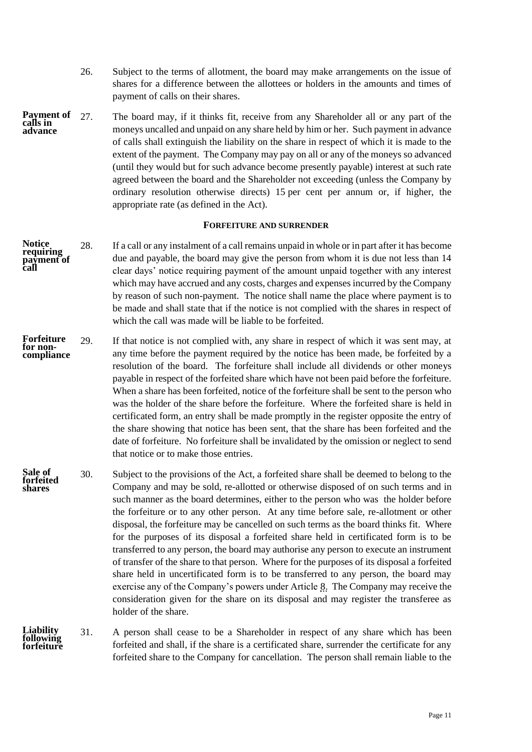26. Subject to the terms of allotment, the board may make arrangements on the issue of shares for a difference between the allottees or holders in the amounts and times of payment of calls on their shares.

**Payment of calls in advance**

27. The board may, if it thinks fit, receive from any Shareholder all or any part of the moneys uncalled and unpaid on any share held by him or her. Such payment in advance of calls shall extinguish the liability on the share in respect of which it is made to the extent of the payment. The Company may pay on all or any of the moneys so advanced (until they would but for such advance become presently payable) interest at such rate agreed between the board and the Shareholder not exceeding (unless the Company by ordinary resolution otherwise directs) 15 per cent per annum or, if higher, the appropriate rate (as defined in the Act).

## FORFEITURE AND SURRENDER

**Notice requiring payment of call**

28. If a call or any instalment of a call remains unpaid in whole or in part after it has become due and payable, the board may give the person from whom it is due not less than 14 clear days' notice requiring payment of the amount unpaid together with any interest which may have accrued and any costs, charges and expenses incurred by the Company by reason of such non-payment. The notice shall name the place where payment is to be made and shall state that if the notice is not complied with the shares in respect of which the call was made will be liable to be forfeited.

**Forfeiture for non-compliance**

29. If that notice is not complied with, any share in respect of which it was sent may, at any time before the payment required by the notice has been made, be forfeited by a resolution of the board. The forfeiture shall include all dividends or other moneys payable in respect of the forfeited share which have not been paid before the forfeiture. When a share has been forfeited, notice of the forfeiture shall be sent to the person who was the holder of the share before the forfeiture. Where the forfeited share is held in certificated form, an entry shall be made promptly in the register opposite the entry of the share showing that notice has been sent, that the share has been forfeited and the date of forfeiture. No forfeiture shall be invalidated by the omission or neglect to send that notice or to make those entries.

**Sale of forfeited shares**

30. Subject to the provisions of the Act, a forfeited share shall be deemed to belong to the Company and may be sold, re-allotted or otherwise disposed of on such terms and in such manner as the board determines, either to the person who was the holder before the forfeiture or to any other person. At any time before sale, re-allotment or other disposal, the forfeiture may be cancelled on such terms as the board thinks fit. Where for the purposes of its disposal a forfeited share held in certificated form is to be transferred to any person, the board may authorise any person to execute an instrument of transfer of the share to that person. Where for the purposes of its disposal a forfeited share held in uncertificated form is to be transferred to any person, the board may exercise any of the Company's powers under Article 8. The Company may receive the consideration given for the share on its disposal and may register the transferee as holder of the share.

**Liability following forfeiture**

31. A person shall cease to be a Shareholder in respect of any share which has been forfeited and shall, if the share is a certificated share, surrender the certificate for any forfeited share to the Company for cancellation. The person shall remain liable to the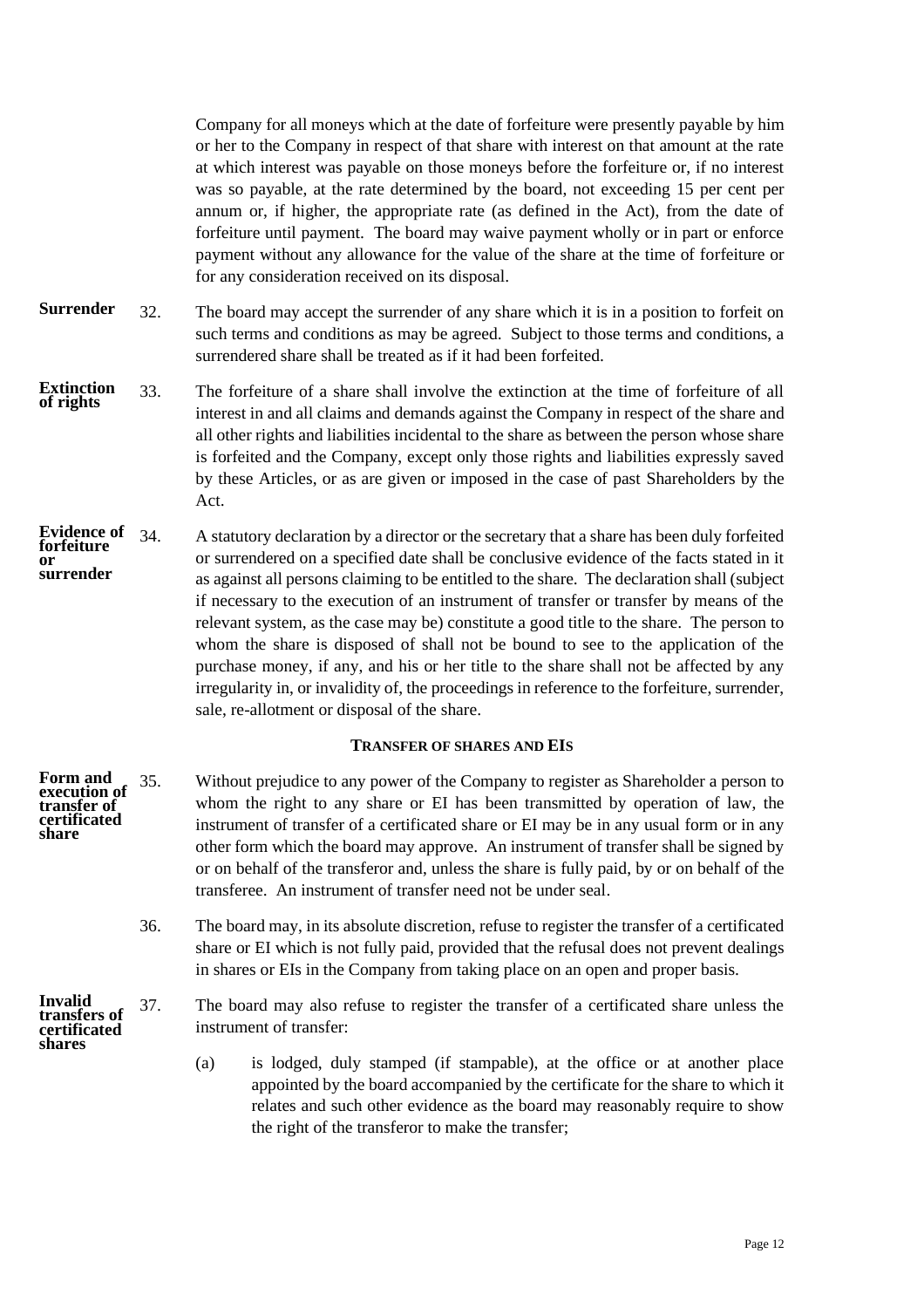Company for all moneys which at the date of forfeiture were presently payable by him or her to the Company in respect of that share with interest on that amount at the rate at which interest was payable on those moneys before the forfeiture or, if no interest was so payable, at the rate determined by the board, not exceeding 15 per cent per annum or, if higher, the appropriate rate (as defined in the Act), from the date of forfeiture until payment. The board may waive payment wholly or in part or enforce payment without any allowance for the value of the share at the time of forfeiture or for any consideration received on its disposal.

**Surrender**

32. The board may accept the surrender of any share which it is in a position to forfeit on such terms and conditions as may be agreed. Subject to those terms and conditions, a surrendered share shall be treated as if it had been forfeited.

**Extinction of rights**

33. The forfeiture of a share shall involve the extinction at the time of forfeiture of all interest in and all claims and demands against the Company in respect of the share and all other rights and liabilities incidental to the share as between the person whose share is forfeited and the Company, except only those rights and liabilities expressly saved by these Articles, or as are given or imposed in the case of past Shareholders by the Act.

**Evidence of forfeiture or surrender**

34. A statutory declaration by a director or the secretary that a share has been duly forfeited or surrendered on a specified date shall be conclusive evidence of the facts stated in it as against all persons claiming to be entitled to the share. The declaration shall (subject if necessary to the execution of an instrument of transfer or transfer by means of the relevant system, as the case may be) constitute a good title to the share. The person to whom the share is disposed of shall not be bound to see to the application of the purchase money, if any, and his or her title to the share shall not be affected by any irregularity in, or invalidity of, the proceedings in reference to the forfeiture, surrender, sale, re-allotment or disposal of the share.

## TRANSFER OF SHARES AND EIS

**Form and execution of transfer of certificated share**

35. Without prejudice to any power of the Company to register as Shareholder a person to whom the right to any share or EI has been transmitted by operation of law, the instrument of transfer of a certificated share or EI may be in any usual form or in any other form which the board may approve. An instrument of transfer shall be signed by or on behalf of the transferor and, unless the share is fully paid, by or on behalf of the transferee. An instrument of transfer need not be under seal.

36. The board may, in its absolute discretion, refuse to register the transfer of a certificated share or EI which is not fully paid, provided that the refusal does not prevent dealings in shares or EIs in the Company from taking place on an open and proper basis.

**Invalid transfers of certificated shares**

37. The board may also refuse to register the transfer of a certificated share unless the instrument of transfer:

(a) is lodged, duly stamped (if stampable), at the office or at another place appointed by the board accompanied by the certificate for the share to which it relates and such other evidence as the board may reasonably require to show the right of the transferor to make the transfer;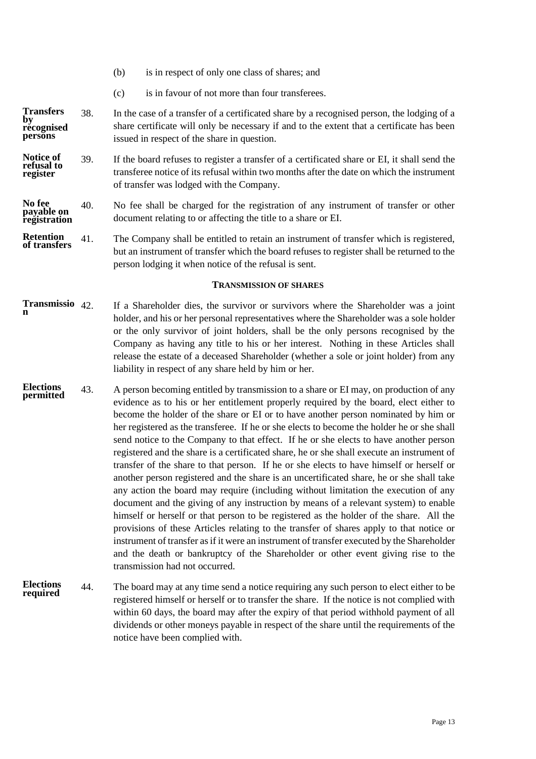(b) is in respect of only one class of shares; and

(c) is in favour of not more than four transferees.

**Transfers by recognised persons**

38. In the case of a transfer of a certificated share by a recognised person, the lodging of a share certificate will only be necessary if and to the extent that a certificate has been issued in respect of the share in question.

**Notice of refusal to register**

39. If the board refuses to register a transfer of a certificated share or EI, it shall send the transferee notice of its refusal within two months after the date on which the instrument of transfer was lodged with the Company.

**No fee payable on registration**

40. No fee shall be charged for the registration of any instrument of transfer or other document relating to or affecting the title to a share or EI.

**Retention of transfers**

41. The Company shall be entitled to retain an instrument of transfer which is registered, but an instrument of transfer which the board refuses to register shall be returned to the person lodging it when notice of the refusal is sent.

## TRANSMISSION OF SHARES

**Transmission**

42. If a Shareholder dies, the survivor or survivors where the Shareholder was a joint holder, and his or her personal representatives where the Shareholder was a sole holder or the only survivor of joint holders, shall be the only persons recognised by the Company as having any title to his or her interest. Nothing in these Articles shall release the estate of a deceased Shareholder (whether a sole or joint holder) from any liability in respect of any share held by him or her.

**Elections permitted**

43. A person becoming entitled by transmission to a share or EI may, on production of any evidence as to his or her entitlement properly required by the board, elect either to become the holder of the share or EI or to have another person nominated by him or her registered as the transferee. If he or she elects to become the holder he or she shall send notice to the Company to that effect. If he or she elects to have another person registered and the share is a certificated share, he or she shall execute an instrument of transfer of the share to that person. If he or she elects to have himself or herself or another person registered and the share is an uncertificated share, he or she shall take any action the board may require (including without limitation the execution of any document and the giving of any instruction by means of a relevant system) to enable himself or herself or that person to be registered as the holder of the share. All the provisions of these Articles relating to the transfer of shares apply to that notice or instrument of transfer as if it were an instrument of transfer executed by the Shareholder and the death or bankruptcy of the Shareholder or other event giving rise to the transmission had not occurred.

**Elections required**

44. The board may at any time send a notice requiring any such person to elect either to be registered himself or herself or to transfer the share. If the notice is not complied with within 60 days, the board may after the expiry of that period withhold payment of all dividends or other moneys payable in respect of the share until the requirements of the notice have been complied with.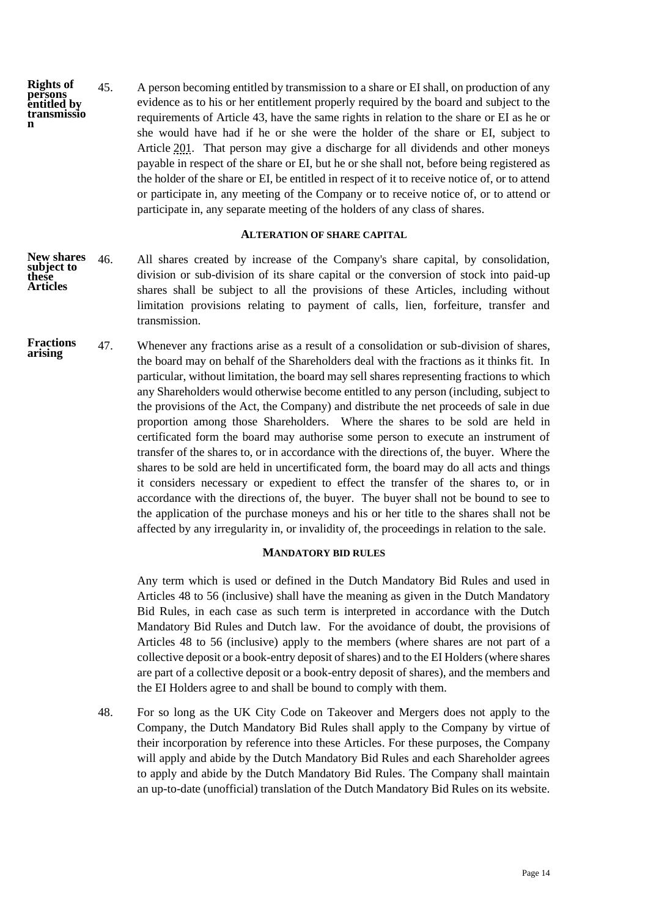**Rights of persons entitled by transmission**

45. A person becoming entitled by transmission to a share or EI shall, on production of any evidence as to his or her entitlement properly required by the board and subject to the requirements of Article 43, have the same rights in relation to the share or EI as he or she would have had if he or she were the holder of the share or EI, subject to Article 201. That person may give a discharge for all dividends and other moneys payable in respect of the share or EI, but he or she shall not, before being registered as the holder of the share or EI, be entitled in respect of it to receive notice of, or to attend or participate in, any meeting of the Company or to receive notice of, or to attend or participate in, any separate meeting of the holders of any class of shares.

## ALTERATION OF SHARE CAPITAL

**New shares subject to these Articles**

46. All shares created by increase of the Company's share capital, by consolidation, division or sub-division of its share capital or the conversion of stock into paid-up shares shall be subject to all the provisions of these Articles, including without limitation provisions relating to payment of calls, lien, forfeiture, transfer and transmission.

**Fractions arising**

47. Whenever any fractions arise as a result of a consolidation or sub-division of shares, the board may on behalf of the Shareholders deal with the fractions as it thinks fit. In particular, without limitation, the board may sell shares representing fractions to which any Shareholders would otherwise become entitled to any person (including, subject to the provisions of the Act, the Company) and distribute the net proceeds of sale in due proportion among those Shareholders. Where the shares to be sold are held in certificated form the board may authorise some person to execute an instrument of transfer of the shares to, or in accordance with the directions of, the buyer. Where the shares to be sold are held in uncertificated form, the board may do all acts and things it considers necessary or expedient to effect the transfer of the shares to, or in accordance with the directions of, the buyer. The buyer shall not be bound to see to the application of the purchase moneys and his or her title to the shares shall not be affected by any irregularity in, or invalidity of, the proceedings in relation to the sale.

## MANDATORY BID RULES

Any term which is used or defined in the Dutch Mandatory Bid Rules and used in Articles 48 to 56 (inclusive) shall have the meaning as given in the Dutch Mandatory Bid Rules, in each case as such term is interpreted in accordance with the Dutch Mandatory Bid Rules and Dutch law. For the avoidance of doubt, the provisions of Articles 48 to 56 (inclusive) apply to the members (where shares are not part of a collective deposit or a book-entry deposit of shares) and to the EI Holders (where shares are part of a collective deposit or a book-entry deposit of shares), and the members and the EI Holders agree to and shall be bound to comply with them.

48. For so long as the UK City Code on Takeover and Mergers does not apply to the Company, the Dutch Mandatory Bid Rules shall apply to the Company by virtue of their incorporation by reference into these Articles. For these purposes, the Company will apply and abide by the Dutch Mandatory Bid Rules and each Shareholder agrees to apply and abide by the Dutch Mandatory Bid Rules. The Company shall maintain an up-to-date (unofficial) translation of the Dutch Mandatory Bid Rules on its website.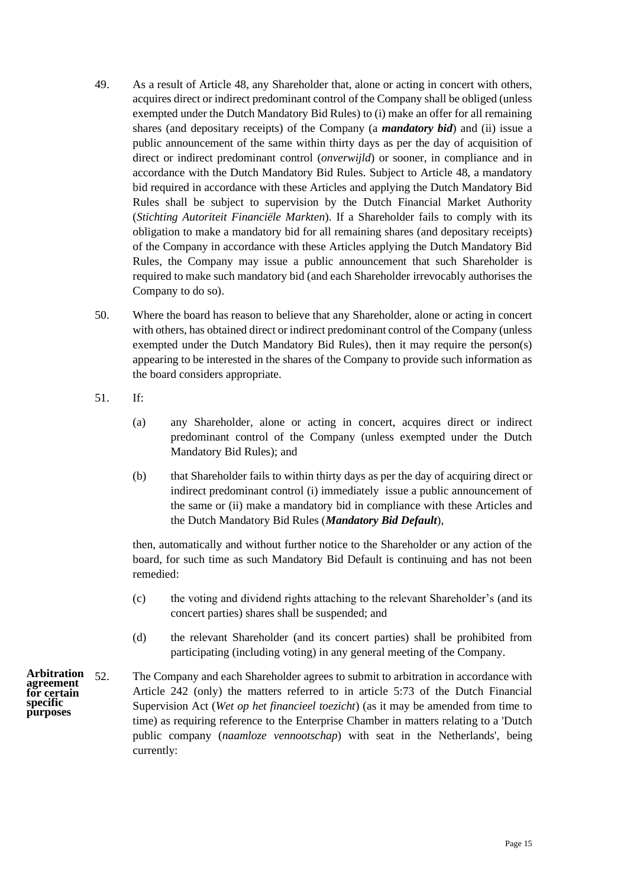49. As a result of Article 48, any Shareholder that, alone or acting in concert with others, acquires direct or indirect predominant control of the Company shall be obliged (unless exempted under the Dutch Mandatory Bid Rules) to (i) make an offer for all remaining shares (and depositary receipts) of the Company (a ***mandatory bid***) and (ii) issue a public announcement of the same within thirty days as per the day of acquisition of direct or indirect predominant control (*onverwijld*) or sooner, in compliance and in accordance with the Dutch Mandatory Bid Rules. Subject to Article 48, a mandatory bid required in accordance with these Articles and applying the Dutch Mandatory Bid Rules shall be subject to supervision by the Dutch Financial Market Authority (*Stichting Autoriteit Financiële Markten*). If a Shareholder fails to comply with its obligation to make a mandatory bid for all remaining shares (and depositary receipts) of the Company in accordance with these Articles applying the Dutch Mandatory Bid Rules, the Company may issue a public announcement that such Shareholder is required to make such mandatory bid (and each Shareholder irrevocably authorises the Company to do so).

50. Where the board has reason to believe that any Shareholder, alone or acting in concert with others, has obtained direct or indirect predominant control of the Company (unless exempted under the Dutch Mandatory Bid Rules), then it may require the person(s) appearing to be interested in the shares of the Company to provide such information as the board considers appropriate.

51. If:

    (a) any Shareholder, alone or acting in concert, acquires direct or indirect predominant control of the Company (unless exempted under the Dutch Mandatory Bid Rules); and

    (b) that Shareholder fails to within thirty days as per the day of acquiring direct or indirect predominant control (i) immediately issue a public announcement of the same or (ii) make a mandatory bid in compliance with these Articles and the Dutch Mandatory Bid Rules (***Mandatory Bid Default***),

    then, automatically and without further notice to the Shareholder or any action of the board, for such time as such Mandatory Bid Default is continuing and has not been remedied:

    (c) the voting and dividend rights attaching to the relevant Shareholder's (and its concert parties) shares shall be suspended; and

    (d) the relevant Shareholder (and its concert parties) shall be prohibited from participating (including voting) in any general meeting of the Company.

**Arbitration agreement for certain specific purposes**

52. The Company and each Shareholder agrees to submit to arbitration in accordance with Article 242 (only) the matters referred to in article 5:73 of the Dutch Financial Supervision Act (*Wet op het financieel toezicht*) (as it may be amended from time to time) as requiring reference to the Enterprise Chamber in matters relating to a 'Dutch public company (*naamloze vennootschap*) with seat in the Netherlands', being currently: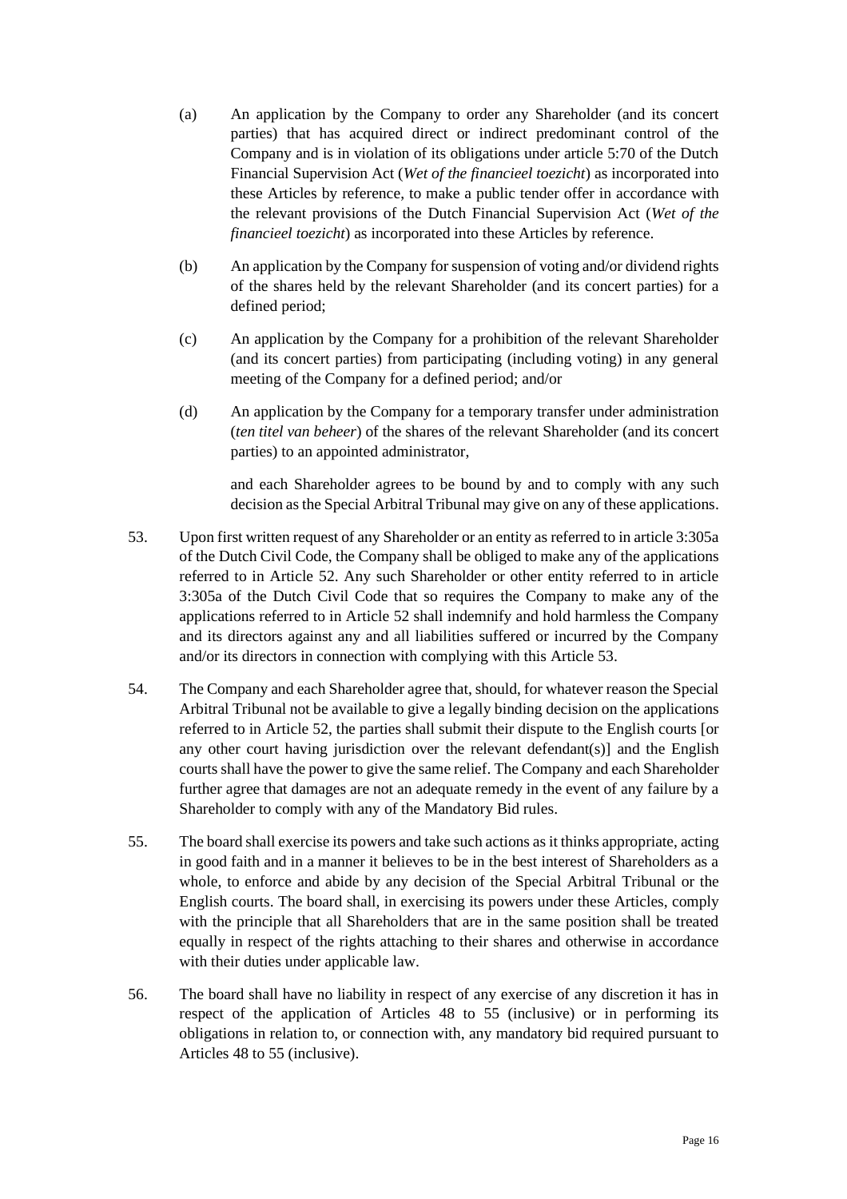(a) An application by the Company to order any Shareholder (and its concert parties) that has acquired direct or indirect predominant control of the Company and is in violation of its obligations under article 5:70 of the Dutch Financial Supervision Act (*Wet of the financieel toezicht*) as incorporated into these Articles by reference, to make a public tender offer in accordance with the relevant provisions of the Dutch Financial Supervision Act (*Wet of the financieel toezicht*) as incorporated into these Articles by reference.

(b) An application by the Company for suspension of voting and/or dividend rights of the shares held by the relevant Shareholder (and its concert parties) for a defined period;

(c) An application by the Company for a prohibition of the relevant Shareholder (and its concert parties) from participating (including voting) in any general meeting of the Company for a defined period; and/or

(d) An application by the Company for a temporary transfer under administration (*ten titel van beheer*) of the shares of the relevant Shareholder (and its concert parties) to an appointed administrator,

and each Shareholder agrees to be bound by and to comply with any such decision as the Special Arbitral Tribunal may give on any of these applications.

53. Upon first written request of any Shareholder or an entity as referred to in article 3:305a of the Dutch Civil Code, the Company shall be obliged to make any of the applications referred to in Article 52. Any such Shareholder or other entity referred to in article 3:305a of the Dutch Civil Code that so requires the Company to make any of the applications referred to in Article 52 shall indemnify and hold harmless the Company and its directors against any and all liabilities suffered or incurred by the Company and/or its directors in connection with complying with this Article 53.

54. The Company and each Shareholder agree that, should, for whatever reason the Special Arbitral Tribunal not be available to give a legally binding decision on the applications referred to in Article 52, the parties shall submit their dispute to the English courts [or any other court having jurisdiction over the relevant defendant(s)] and the English courts shall have the power to give the same relief. The Company and each Shareholder further agree that damages are not an adequate remedy in the event of any failure by a Shareholder to comply with any of the Mandatory Bid rules.

55. The board shall exercise its powers and take such actions as it thinks appropriate, acting in good faith and in a manner it believes to be in the best interest of Shareholders as a whole, to enforce and abide by any decision of the Special Arbitral Tribunal or the English courts. The board shall, in exercising its powers under these Articles, comply with the principle that all Shareholders that are in the same position shall be treated equally in respect of the rights attaching to their shares and otherwise in accordance with their duties under applicable law.

56. The board shall have no liability in respect of any exercise of any discretion it has in respect of the application of Articles 48 to 55 (inclusive) or in performing its obligations in relation to, or connection with, any mandatory bid required pursuant to Articles 48 to 55 (inclusive).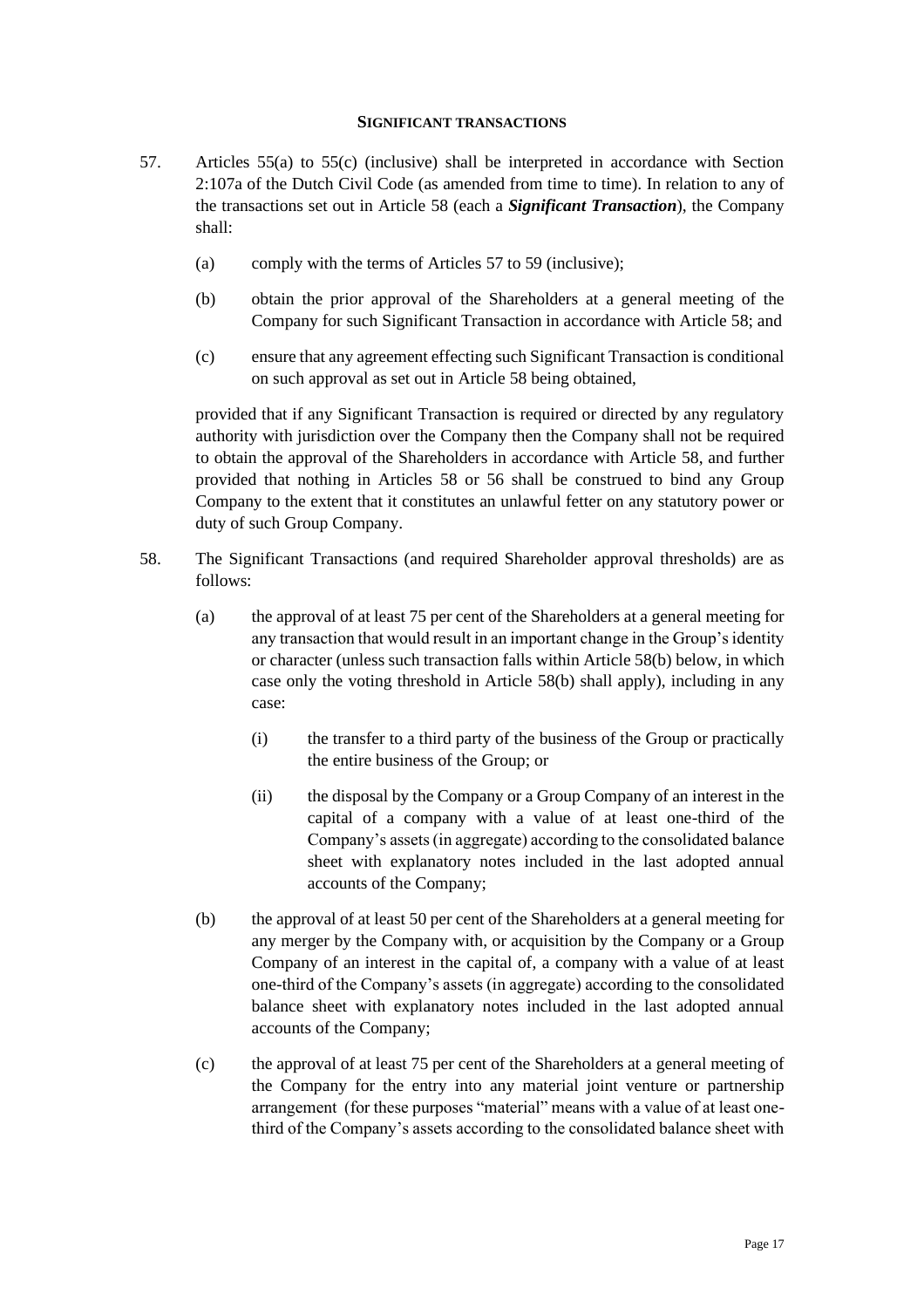**SIGNIFICANT TRANSACTIONS**

57. Articles 55(a) to 55(c) (inclusive) shall be interpreted in accordance with Section 2:107a of the Dutch Civil Code (as amended from time to time). In relation to any of the transactions set out in Article 58 (each a ***Significant Transaction***), the Company shall:

    (a) comply with the terms of Articles 57 to 59 (inclusive);

    (b) obtain the prior approval of the Shareholders at a general meeting of the Company for such Significant Transaction in accordance with Article 58; and

    (c) ensure that any agreement effecting such Significant Transaction is conditional on such approval as set out in Article 58 being obtained,

    provided that if any Significant Transaction is required or directed by any regulatory authority with jurisdiction over the Company then the Company shall not be required to obtain the approval of the Shareholders in accordance with Article 58, and further provided that nothing in Articles 58 or 56 shall be construed to bind any Group Company to the extent that it constitutes an unlawful fetter on any statutory power or duty of such Group Company.

58. The Significant Transactions (and required Shareholder approval thresholds) are as follows:

    (a) the approval of at least 75 per cent of the Shareholders at a general meeting for any transaction that would result in an important change in the Group's identity or character (unless such transaction falls within Article 58(b) below, in which case only the voting threshold in Article 58(b) shall apply), including in any case:

        (i) the transfer to a third party of the business of the Group or practically the entire business of the Group; or

        (ii) the disposal by the Company or a Group Company of an interest in the capital of a company with a value of at least one-third of the Company's assets (in aggregate) according to the consolidated balance sheet with explanatory notes included in the last adopted annual accounts of the Company;

    (b) the approval of at least 50 per cent of the Shareholders at a general meeting for any merger by the Company with, or acquisition by the Company or a Group Company of an interest in the capital of, a company with a value of at least one-third of the Company's assets (in aggregate) according to the consolidated balance sheet with explanatory notes included in the last adopted annual accounts of the Company;

    (c) the approval of at least 75 per cent of the Shareholders at a general meeting of the Company for the entry into any material joint venture or partnership arrangement (for these purposes "material" means with a value of at least one-third of the Company's assets according to the consolidated balance sheet with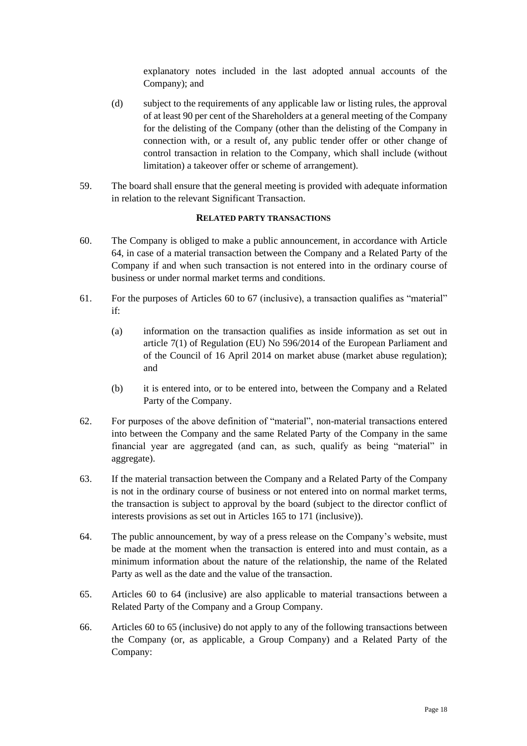explanatory notes included in the last adopted annual accounts of the Company); and

(d) subject to the requirements of any applicable law or listing rules, the approval of at least 90 per cent of the Shareholders at a general meeting of the Company for the delisting of the Company (other than the delisting of the Company in connection with, or a result of, any public tender offer or other change of control transaction in relation to the Company, which shall include (without limitation) a takeover offer or scheme of arrangement).

59. The board shall ensure that the general meeting is provided with adequate information in relation to the relevant Significant Transaction.

**RELATED PARTY TRANSACTIONS**

60. The Company is obliged to make a public announcement, in accordance with Article 64, in case of a material transaction between the Company and a Related Party of the Company if and when such transaction is not entered into in the ordinary course of business or under normal market terms and conditions.

61. For the purposes of Articles 60 to 67 (inclusive), a transaction qualifies as "material" if:

(a) information on the transaction qualifies as inside information as set out in article 7(1) of Regulation (EU) No 596/2014 of the European Parliament and of the Council of 16 April 2014 on market abuse (market abuse regulation); and

(b) it is entered into, or to be entered into, between the Company and a Related Party of the Company.

62. For purposes of the above definition of "material", non-material transactions entered into between the Company and the same Related Party of the Company in the same financial year are aggregated (and can, as such, qualify as being "material" in aggregate).

63. If the material transaction between the Company and a Related Party of the Company is not in the ordinary course of business or not entered into on normal market terms, the transaction is subject to approval by the board (subject to the director conflict of interests provisions as set out in Articles 165 to 171 (inclusive)).

64. The public announcement, by way of a press release on the Company's website, must be made at the moment when the transaction is entered into and must contain, as a minimum information about the nature of the relationship, the name of the Related Party as well as the date and the value of the transaction.

65. Articles 60 to 64 (inclusive) are also applicable to material transactions between a Related Party of the Company and a Group Company.

66. Articles 60 to 65 (inclusive) do not apply to any of the following transactions between the Company (or, as applicable, a Group Company) and a Related Party of the Company: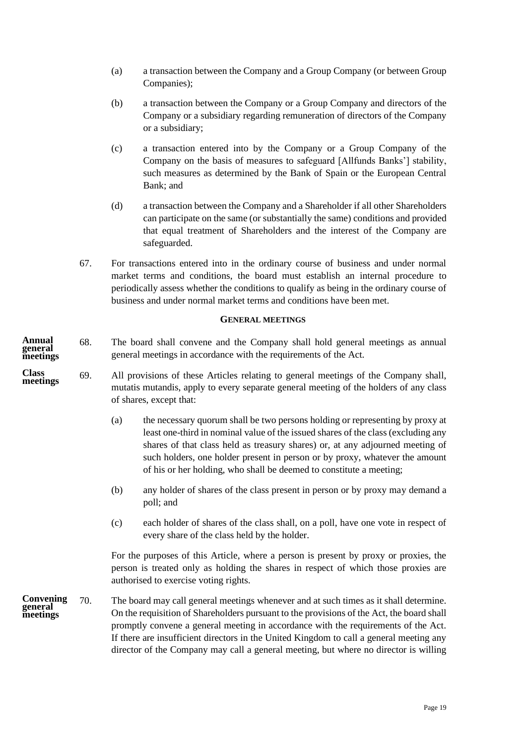(a) a transaction between the Company and a Group Company (or between Group Companies);

(b) a transaction between the Company or a Group Company and directors of the Company or a subsidiary regarding remuneration of directors of the Company or a subsidiary;

(c) a transaction entered into by the Company or a Group Company of the Company on the basis of measures to safeguard [Allfunds Banks'] stability, such measures as determined by the Bank of Spain or the European Central Bank; and

(d) a transaction between the Company and a Shareholder if all other Shareholders can participate on the same (or substantially the same) conditions and provided that equal treatment of Shareholders and the interest of the Company are safeguarded.

67. For transactions entered into in the ordinary course of business and under normal market terms and conditions, the board must establish an internal procedure to periodically assess whether the conditions to qualify as being in the ordinary course of business and under normal market terms and conditions have been met.

## GENERAL MEETINGS

**Annual general meetings**

68. The board shall convene and the Company shall hold general meetings as annual general meetings in accordance with the requirements of the Act.

**Class meetings**

69. All provisions of these Articles relating to general meetings of the Company shall, mutatis mutandis, apply to every separate general meeting of the holders of any class of shares, except that:

(a) the necessary quorum shall be two persons holding or representing by proxy at least one-third in nominal value of the issued shares of the class (excluding any shares of that class held as treasury shares) or, at any adjourned meeting of such holders, one holder present in person or by proxy, whatever the amount of his or her holding, who shall be deemed to constitute a meeting;

(b) any holder of shares of the class present in person or by proxy may demand a poll; and

(c) each holder of shares of the class shall, on a poll, have one vote in respect of every share of the class held by the holder.

For the purposes of this Article, where a person is present by proxy or proxies, the person is treated only as holding the shares in respect of which those proxies are authorised to exercise voting rights.

**Convening general meetings**

70. The board may call general meetings whenever and at such times as it shall determine. On the requisition of Shareholders pursuant to the provisions of the Act, the board shall promptly convene a general meeting in accordance with the requirements of the Act. If there are insufficient directors in the United Kingdom to call a general meeting any director of the Company may call a general meeting, but where no director is willing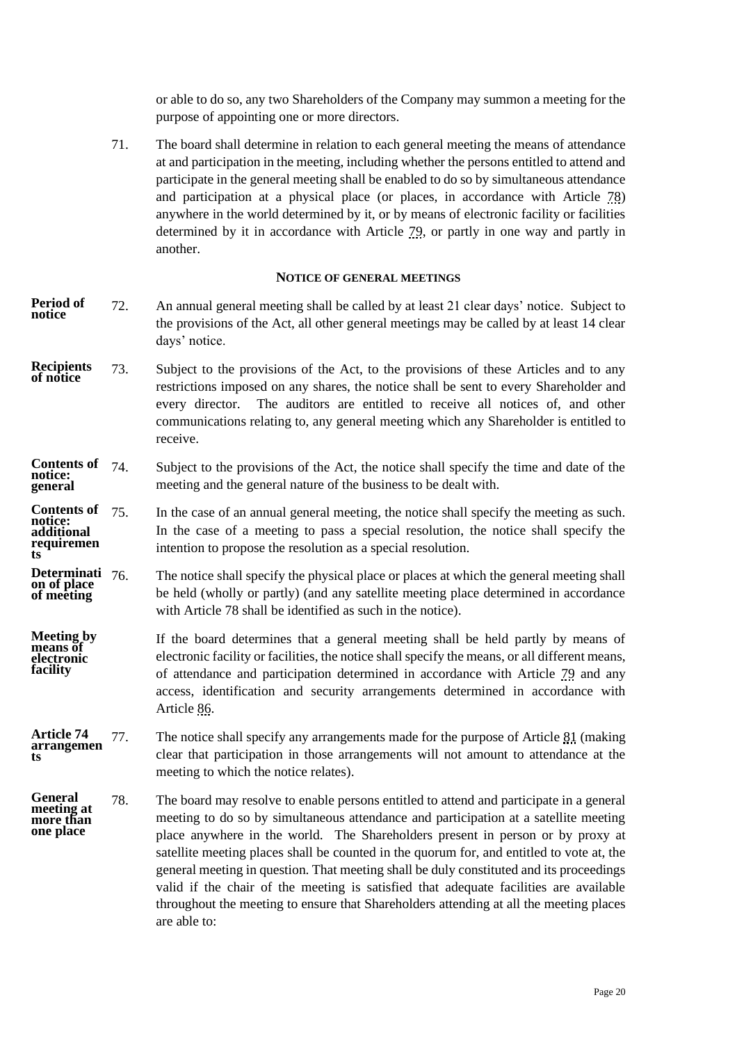or able to do so, any two Shareholders of the Company may summon a meeting for the purpose of appointing one or more directors.

71. The board shall determine in relation to each general meeting the means of attendance at and participation in the meeting, including whether the persons entitled to attend and participate in the general meeting shall be enabled to do so by simultaneous attendance and participation at a physical place (or places, in accordance with Article 78) anywhere in the world determined by it, or by means of electronic facility or facilities determined by it in accordance with Article 79, or partly in one way and partly in another.

#### NOTICE OF GENERAL MEETINGS

**Period of notice**

72. An annual general meeting shall be called by at least 21 clear days' notice. Subject to the provisions of the Act, all other general meetings may be called by at least 14 clear days' notice.

**Recipients of notice**

73. Subject to the provisions of the Act, to the provisions of these Articles and to any restrictions imposed on any shares, the notice shall be sent to every Shareholder and every director. The auditors are entitled to receive all notices of, and other communications relating to, any general meeting which any Shareholder is entitled to receive.

**Contents of notice: general**

74. Subject to the provisions of the Act, the notice shall specify the time and date of the meeting and the general nature of the business to be dealt with.

**Contents of notice: additional requirements**

75. In the case of an annual general meeting, the notice shall specify the meeting as such. In the case of a meeting to pass a special resolution, the notice shall specify the intention to propose the resolution as a special resolution.

**Determination of place of meeting**

76. The notice shall specify the physical place or places at which the general meeting shall be held (wholly or partly) (and any satellite meeting place determined in accordance with Article 78 shall be identified as such in the notice).

**Meeting by means of electronic facility**

If the board determines that a general meeting shall be held partly by means of electronic facility or facilities, the notice shall specify the means, or all different means, of attendance and participation determined in accordance with Article 79 and any access, identification and security arrangements determined in accordance with Article 86.

**Article 74 arrangements**

77. The notice shall specify any arrangements made for the purpose of Article 81 (making clear that participation in those arrangements will not amount to attendance at the meeting to which the notice relates).

**General meeting at more than one place**

78. The board may resolve to enable persons entitled to attend and participate in a general meeting to do so by simultaneous attendance and participation at a satellite meeting place anywhere in the world. The Shareholders present in person or by proxy at satellite meeting places shall be counted in the quorum for, and entitled to vote at, the general meeting in question. That meeting shall be duly constituted and its proceedings valid if the chair of the meeting is satisfied that adequate facilities are available throughout the meeting to ensure that Shareholders attending at all the meeting places are able to: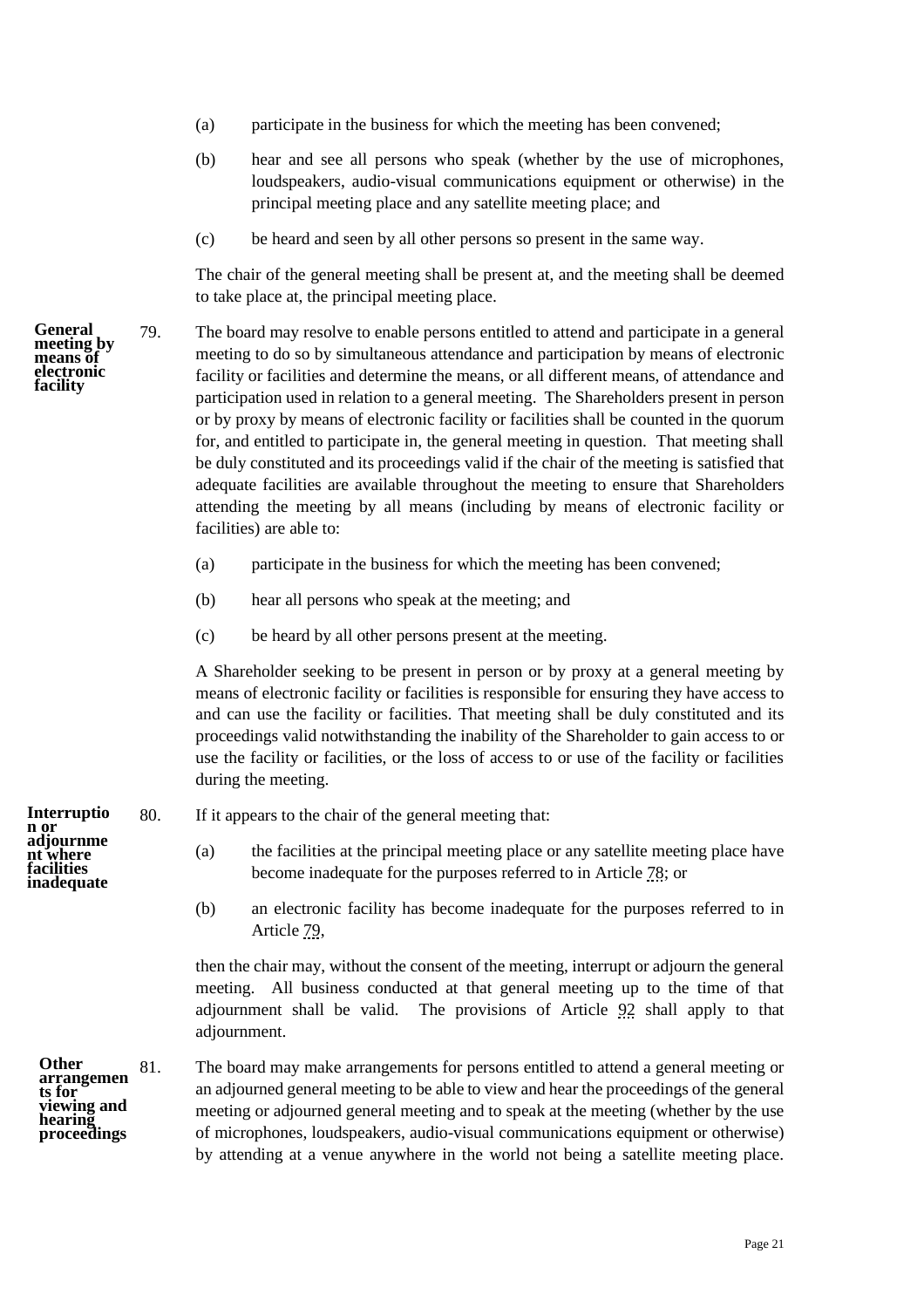(a) participate in the business for which the meeting has been convened;

(b) hear and see all persons who speak (whether by the use of microphones, loudspeakers, audio-visual communications equipment or otherwise) in the principal meeting place and any satellite meeting place; and

(c) be heard and seen by all other persons so present in the same way.

The chair of the general meeting shall be present at, and the meeting shall be deemed to take place at, the principal meeting place.

**General meeting by means of electronic facility**

79. The board may resolve to enable persons entitled to attend and participate in a general meeting to do so by simultaneous attendance and participation by means of electronic facility or facilities and determine the means, or all different means, of attendance and participation used in relation to a general meeting. The Shareholders present in person or by proxy by means of electronic facility or facilities shall be counted in the quorum for, and entitled to participate in, the general meeting in question. That meeting shall be duly constituted and its proceedings valid if the chair of the meeting is satisfied that adequate facilities are available throughout the meeting to ensure that Shareholders attending the meeting by all means (including by means of electronic facility or facilities) are able to:

(a) participate in the business for which the meeting has been convened;

(b) hear all persons who speak at the meeting; and

(c) be heard by all other persons present at the meeting.

A Shareholder seeking to be present in person or by proxy at a general meeting by means of electronic facility or facilities is responsible for ensuring they have access to and can use the facility or facilities. That meeting shall be duly constituted and its proceedings valid notwithstanding the inability of the Shareholder to gain access to or use the facility or facilities, or the loss of access to or use of the facility or facilities during the meeting.

**Interruption or adjournment where facilities inadequate**

80. If it appears to the chair of the general meeting that:

(a) the facilities at the principal meeting place or any satellite meeting place have become inadequate for the purposes referred to in Article 78; or

(b) an electronic facility has become inadequate for the purposes referred to in Article 79,

then the chair may, without the consent of the meeting, interrupt or adjourn the general meeting. All business conducted at that general meeting up to the time of that adjournment shall be valid. The provisions of Article 92 shall apply to that adjournment.

**Other arrangements for viewing and hearing proceedings**

81. The board may make arrangements for persons entitled to attend a general meeting or an adjourned general meeting to be able to view and hear the proceedings of the general meeting or adjourned general meeting and to speak at the meeting (whether by the use of microphones, loudspeakers, audio-visual communications equipment or otherwise) by attending at a venue anywhere in the world not being a satellite meeting place.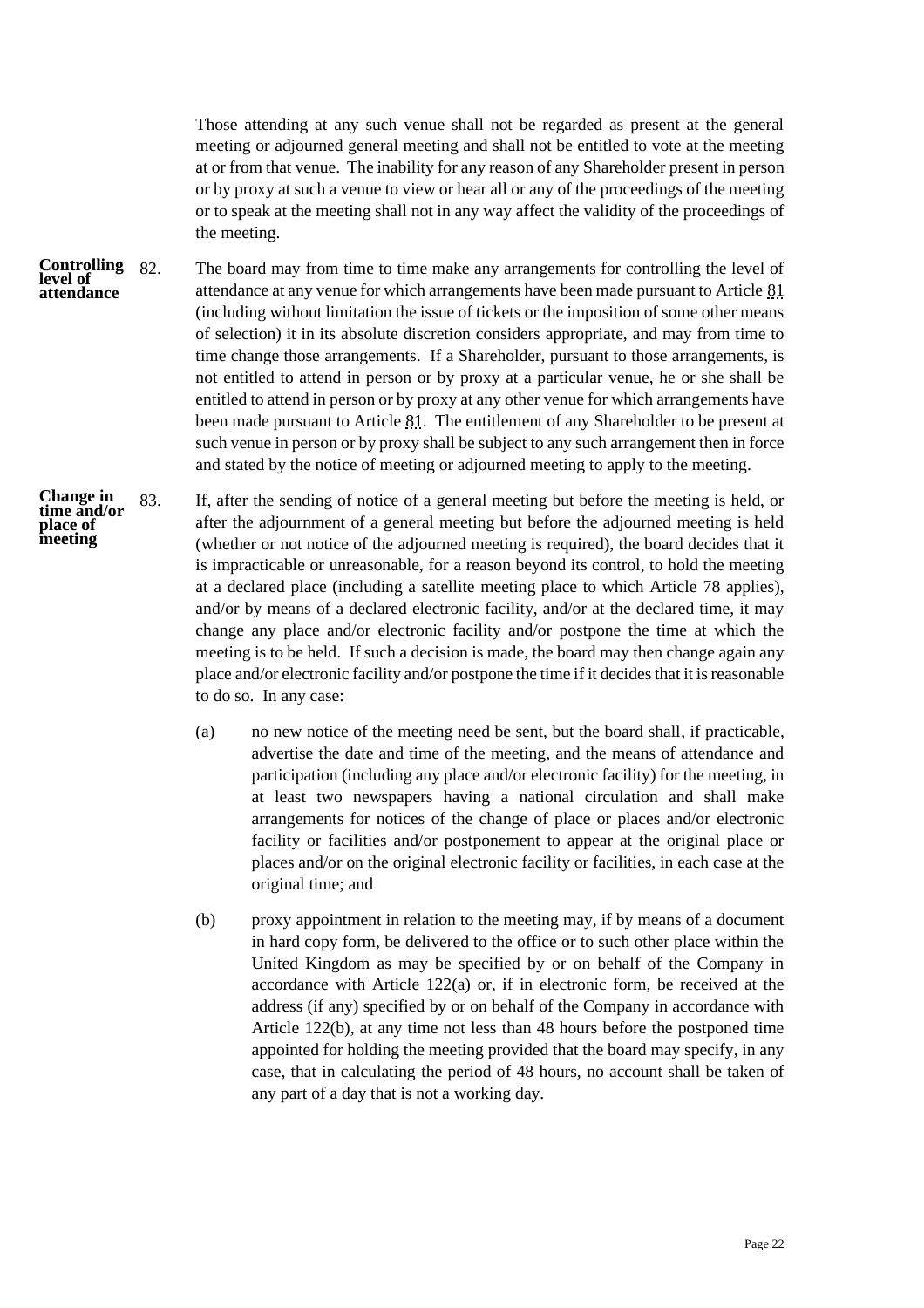Those attending at any such venue shall not be regarded as present at the general meeting or adjourned general meeting and shall not be entitled to vote at the meeting at or from that venue. The inability for any reason of any Shareholder present in person or by proxy at such a venue to view or hear all or any of the proceedings of the meeting or to speak at the meeting shall not in any way affect the validity of the proceedings of the meeting.

**Controlling level of attendance**

82. The board may from time to time make any arrangements for controlling the level of attendance at any venue for which arrangements have been made pursuant to Article 81 (including without limitation the issue of tickets or the imposition of some other means of selection) it in its absolute discretion considers appropriate, and may from time to time change those arrangements. If a Shareholder, pursuant to those arrangements, is not entitled to attend in person or by proxy at a particular venue, he or she shall be entitled to attend in person or by proxy at any other venue for which arrangements have been made pursuant to Article 81. The entitlement of any Shareholder to be present at such venue in person or by proxy shall be subject to any such arrangement then in force and stated by the notice of meeting or adjourned meeting to apply to the meeting.

**Change in time and/or place of meeting**

83. If, after the sending of notice of a general meeting but before the meeting is held, or after the adjournment of a general meeting but before the adjourned meeting is held (whether or not notice of the adjourned meeting is required), the board decides that it is impracticable or unreasonable, for a reason beyond its control, to hold the meeting at a declared place (including a satellite meeting place to which Article 78 applies), and/or by means of a declared electronic facility, and/or at the declared time, it may change any place and/or electronic facility and/or postpone the time at which the meeting is to be held. If such a decision is made, the board may then change again any place and/or electronic facility and/or postpone the time if it decides that it is reasonable to do so. In any case:

(a) no new notice of the meeting need be sent, but the board shall, if practicable, advertise the date and time of the meeting, and the means of attendance and participation (including any place and/or electronic facility) for the meeting, in at least two newspapers having a national circulation and shall make arrangements for notices of the change of place or places and/or electronic facility or facilities and/or postponement to appear at the original place or places and/or on the original electronic facility or facilities, in each case at the original time; and

(b) proxy appointment in relation to the meeting may, if by means of a document in hard copy form, be delivered to the office or to such other place within the United Kingdom as may be specified by or on behalf of the Company in accordance with Article 122(a) or, if in electronic form, be received at the address (if any) specified by or on behalf of the Company in accordance with Article 122(b), at any time not less than 48 hours before the postponed time appointed for holding the meeting provided that the board may specify, in any case, that in calculating the period of 48 hours, no account shall be taken of any part of a day that is not a working day.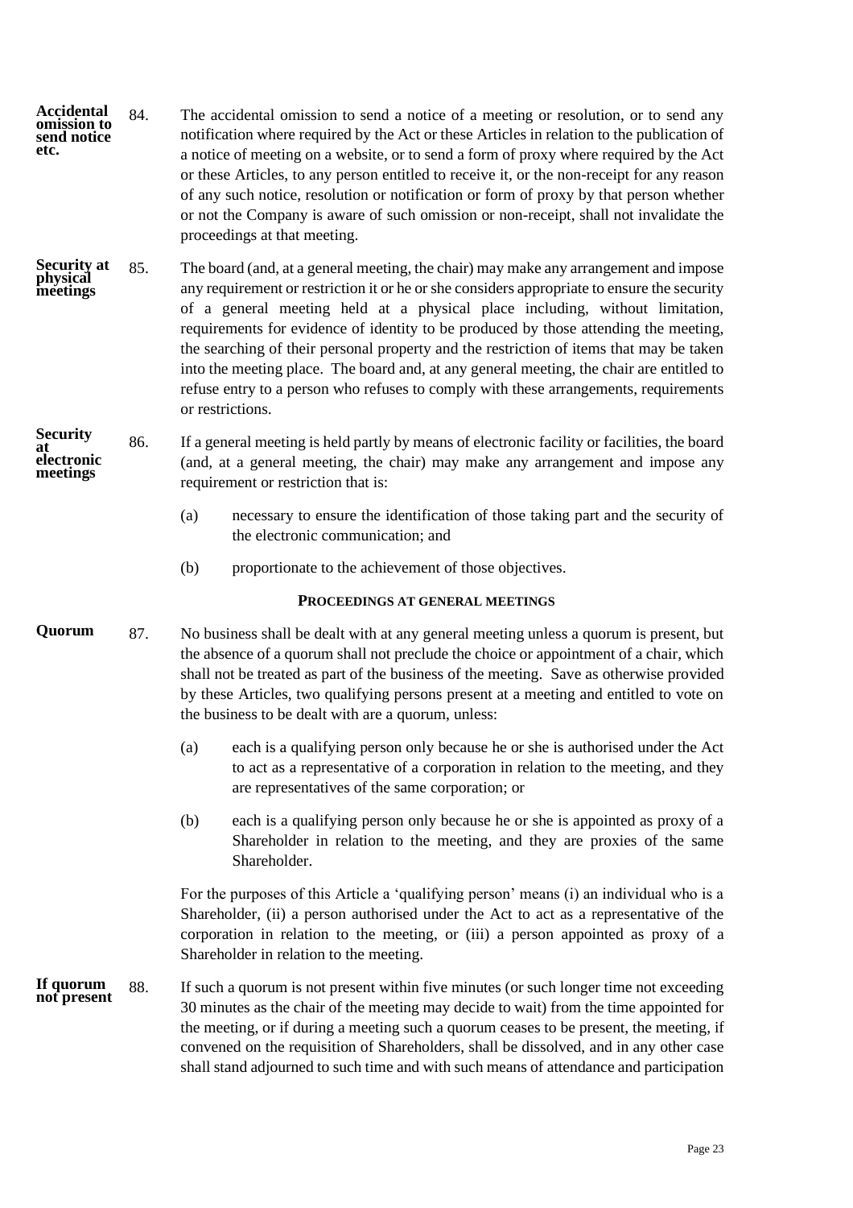**Accidental omission to send notice etc.**

84. The accidental omission to send a notice of a meeting or resolution, or to send any notification where required by the Act or these Articles in relation to the publication of a notice of meeting on a website, or to send a form of proxy where required by the Act or these Articles, to any person entitled to receive it, or the non-receipt for any reason of any such notice, resolution or notification or form of proxy by that person whether or not the Company is aware of such omission or non-receipt, shall not invalidate the proceedings at that meeting.

**Security at physical meetings**

85. The board (and, at a general meeting, the chair) may make any arrangement and impose any requirement or restriction it or he or she considers appropriate to ensure the security of a general meeting held at a physical place including, without limitation, requirements for evidence of identity to be produced by those attending the meeting, the searching of their personal property and the restriction of items that may be taken into the meeting place. The board and, at any general meeting, the chair are entitled to refuse entry to a person who refuses to comply with these arrangements, requirements or restrictions.

**Security at electronic meetings**

86. If a general meeting is held partly by means of electronic facility or facilities, the board (and, at a general meeting, the chair) may make any arrangement and impose any requirement or restriction that is:

(a) necessary to ensure the identification of those taking part and the security of the electronic communication; and

(b) proportionate to the achievement of those objectives.

## PROCEEDINGS AT GENERAL MEETINGS

**Quorum**

87. No business shall be dealt with at any general meeting unless a quorum is present, but the absence of a quorum shall not preclude the choice or appointment of a chair, which shall not be treated as part of the business of the meeting. Save as otherwise provided by these Articles, two qualifying persons present at a meeting and entitled to vote on the business to be dealt with are a quorum, unless:

(a) each is a qualifying person only because he or she is authorised under the Act to act as a representative of a corporation in relation to the meeting, and they are representatives of the same corporation; or

(b) each is a qualifying person only because he or she is appointed as proxy of a Shareholder in relation to the meeting, and they are proxies of the same Shareholder.

For the purposes of this Article a 'qualifying person' means (i) an individual who is a Shareholder, (ii) a person authorised under the Act to act as a representative of the corporation in relation to the meeting, or (iii) a person appointed as proxy of a Shareholder in relation to the meeting.

**If quorum not present**

88. If such a quorum is not present within five minutes (or such longer time not exceeding 30 minutes as the chair of the meeting may decide to wait) from the time appointed for the meeting, or if during a meeting such a quorum ceases to be present, the meeting, if convened on the requisition of Shareholders, shall be dissolved, and in any other case shall stand adjourned to such time and with such means of attendance and participation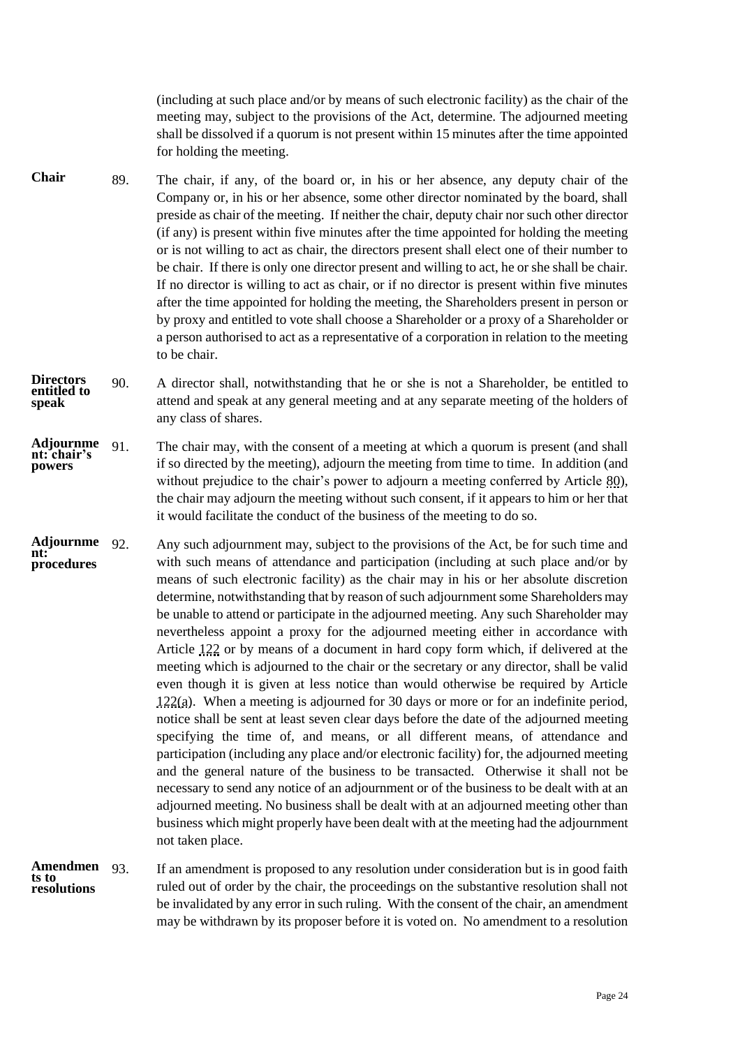(including at such place and/or by means of such electronic facility) as the chair of the meeting may, subject to the provisions of the Act, determine. The adjourned meeting shall be dissolved if a quorum is not present within 15 minutes after the time appointed for holding the meeting.

**Chair**

89. The chair, if any, of the board or, in his or her absence, any deputy chair of the Company or, in his or her absence, some other director nominated by the board, shall preside as chair of the meeting. If neither the chair, deputy chair nor such other director (if any) is present within five minutes after the time appointed for holding the meeting or is not willing to act as chair, the directors present shall elect one of their number to be chair. If there is only one director present and willing to act, he or she shall be chair. If no director is willing to act as chair, or if no director is present within five minutes after the time appointed for holding the meeting, the Shareholders present in person or by proxy and entitled to vote shall choose a Shareholder or a proxy of a Shareholder or a person authorised to act as a representative of a corporation in relation to the meeting to be chair.

**Directors entitled to speak**

90. A director shall, notwithstanding that he or she is not a Shareholder, be entitled to attend and speak at any general meeting and at any separate meeting of the holders of any class of shares.

**Adjournment: chair's powers**

91. The chair may, with the consent of a meeting at which a quorum is present (and shall if so directed by the meeting), adjourn the meeting from time to time. In addition (and without prejudice to the chair's power to adjourn a meeting conferred by Article 80), the chair may adjourn the meeting without such consent, if it appears to him or her that it would facilitate the conduct of the business of the meeting to do so.

**Adjournment: procedures**

92. Any such adjournment may, subject to the provisions of the Act, be for such time and with such means of attendance and participation (including at such place and/or by means of such electronic facility) as the chair may in his or her absolute discretion determine, notwithstanding that by reason of such adjournment some Shareholders may be unable to attend or participate in the adjourned meeting. Any such Shareholder may nevertheless appoint a proxy for the adjourned meeting either in accordance with Article 122 or by means of a document in hard copy form which, if delivered at the meeting which is adjourned to the chair or the secretary or any director, shall be valid even though it is given at less notice than would otherwise be required by Article 122(a). When a meeting is adjourned for 30 days or more or for an indefinite period, notice shall be sent at least seven clear days before the date of the adjourned meeting specifying the time of, and means, or all different means, of attendance and participation (including any place and/or electronic facility) for, the adjourned meeting and the general nature of the business to be transacted. Otherwise it shall not be necessary to send any notice of an adjournment or of the business to be dealt with at an adjourned meeting. No business shall be dealt with at an adjourned meeting other than business which might properly have been dealt with at the meeting had the adjournment not taken place.

**Amendments to resolutions**

93. If an amendment is proposed to any resolution under consideration but is in good faith ruled out of order by the chair, the proceedings on the substantive resolution shall not be invalidated by any error in such ruling. With the consent of the chair, an amendment may be withdrawn by its proposer before it is voted on. No amendment to a resolution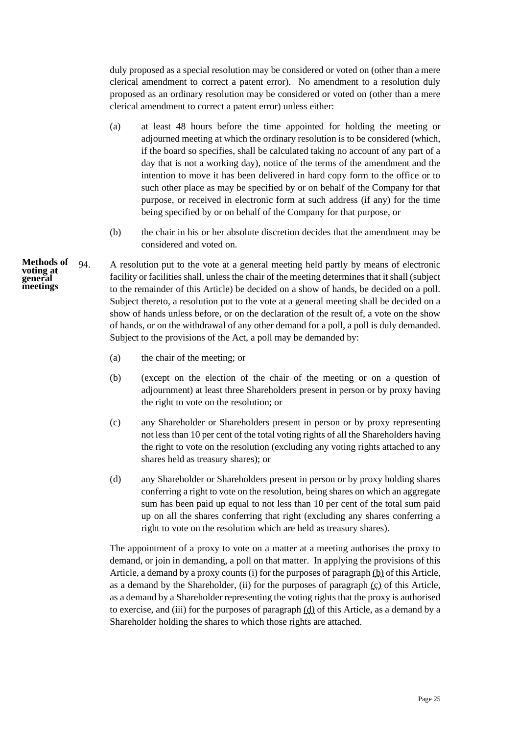duly proposed as a special resolution may be considered or voted on (other than a mere clerical amendment to correct a patent error). No amendment to a resolution duly proposed as an ordinary resolution may be considered or voted on (other than a mere clerical amendment to correct a patent error) unless either:

(a) at least 48 hours before the time appointed for holding the meeting or adjourned meeting at which the ordinary resolution is to be considered (which, if the board so specifies, shall be calculated taking no account of any part of a day that is not a working day), notice of the terms of the amendment and the intention to move it has been delivered in hard copy form to the office or to such other place as may be specified by or on behalf of the Company for that purpose, or received in electronic form at such address (if any) for the time being specified by or on behalf of the Company for that purpose, or

(b) the chair in his or her absolute discretion decides that the amendment may be considered and voted on.

**Methods of voting at general meetings**

94. A resolution put to the vote at a general meeting held partly by means of electronic facility or facilities shall, unless the chair of the meeting determines that it shall (subject to the remainder of this Article) be decided on a show of hands, be decided on a poll. Subject thereto, a resolution put to the vote at a general meeting shall be decided on a show of hands unless before, or on the declaration of the result of, a vote on the show of hands, or on the withdrawal of any other demand for a poll, a poll is duly demanded. Subject to the provisions of the Act, a poll may be demanded by:

(a) the chair of the meeting; or

(b) (except on the election of the chair of the meeting or on a question of adjournment) at least three Shareholders present in person or by proxy having the right to vote on the resolution; or

(c) any Shareholder or Shareholders present in person or by proxy representing not less than 10 per cent of the total voting rights of all the Shareholders having the right to vote on the resolution (excluding any voting rights attached to any shares held as treasury shares); or

(d) any Shareholder or Shareholders present in person or by proxy holding shares conferring a right to vote on the resolution, being shares on which an aggregate sum has been paid up equal to not less than 10 per cent of the total sum paid up on all the shares conferring that right (excluding any shares conferring a right to vote on the resolution which are held as treasury shares).

The appointment of a proxy to vote on a matter at a meeting authorises the proxy to demand, or join in demanding, a poll on that matter. In applying the provisions of this Article, a demand by a proxy counts (i) for the purposes of paragraph (b) of this Article, as a demand by the Shareholder, (ii) for the purposes of paragraph (c) of this Article, as a demand by a Shareholder representing the voting rights that the proxy is authorised to exercise, and (iii) for the purposes of paragraph (d) of this Article, as a demand by a Shareholder holding the shares to which those rights are attached.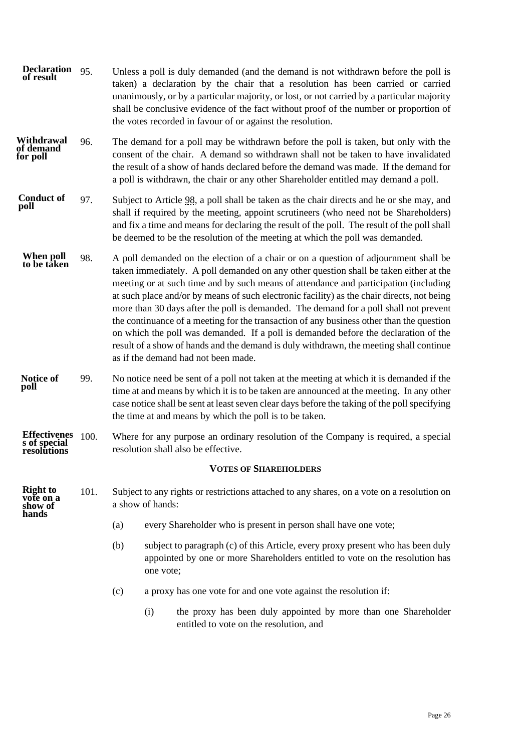**Declaration of result**

95. Unless a poll is duly demanded (and the demand is not withdrawn before the poll is taken) a declaration by the chair that a resolution has been carried or carried unanimously, or by a particular majority, or lost, or not carried by a particular majority shall be conclusive evidence of the fact without proof of the number or proportion of the votes recorded in favour of or against the resolution.

**Withdrawal of demand for poll**

96. The demand for a poll may be withdrawn before the poll is taken, but only with the consent of the chair. A demand so withdrawn shall not be taken to have invalidated the result of a show of hands declared before the demand was made. If the demand for a poll is withdrawn, the chair or any other Shareholder entitled may demand a poll.

**Conduct of poll**

97. Subject to Article 98, a poll shall be taken as the chair directs and he or she may, and shall if required by the meeting, appoint scrutineers (who need not be Shareholders) and fix a time and means for declaring the result of the poll. The result of the poll shall be deemed to be the resolution of the meeting at which the poll was demanded.

**When poll to be taken**

98. A poll demanded on the election of a chair or on a question of adjournment shall be taken immediately. A poll demanded on any other question shall be taken either at the meeting or at such time and by such means of attendance and participation (including at such place and/or by means of such electronic facility) as the chair directs, not being more than 30 days after the poll is demanded. The demand for a poll shall not prevent the continuance of a meeting for the transaction of any business other than the question on which the poll was demanded. If a poll is demanded before the declaration of the result of a show of hands and the demand is duly withdrawn, the meeting shall continue as if the demand had not been made.

**Notice of poll**

99. No notice need be sent of a poll not taken at the meeting at which it is demanded if the time at and means by which it is to be taken are announced at the meeting. In any other case notice shall be sent at least seven clear days before the taking of the poll specifying the time at and means by which the poll is to be taken.

**Effectiveness of special resolutions**

100. Where for any purpose an ordinary resolution of the Company is required, a special resolution shall also be effective.

## VOTES OF SHAREHOLDERS

**Right to vote on a show of hands**

101. Subject to any rights or restrictions attached to any shares, on a vote on a resolution on a show of hands:

(a) every Shareholder who is present in person shall have one vote;

(b) subject to paragraph (c) of this Article, every proxy present who has been duly appointed by one or more Shareholders entitled to vote on the resolution has one vote;

(c) a proxy has one vote for and one vote against the resolution if:

(i) the proxy has been duly appointed by more than one Shareholder entitled to vote on the resolution, and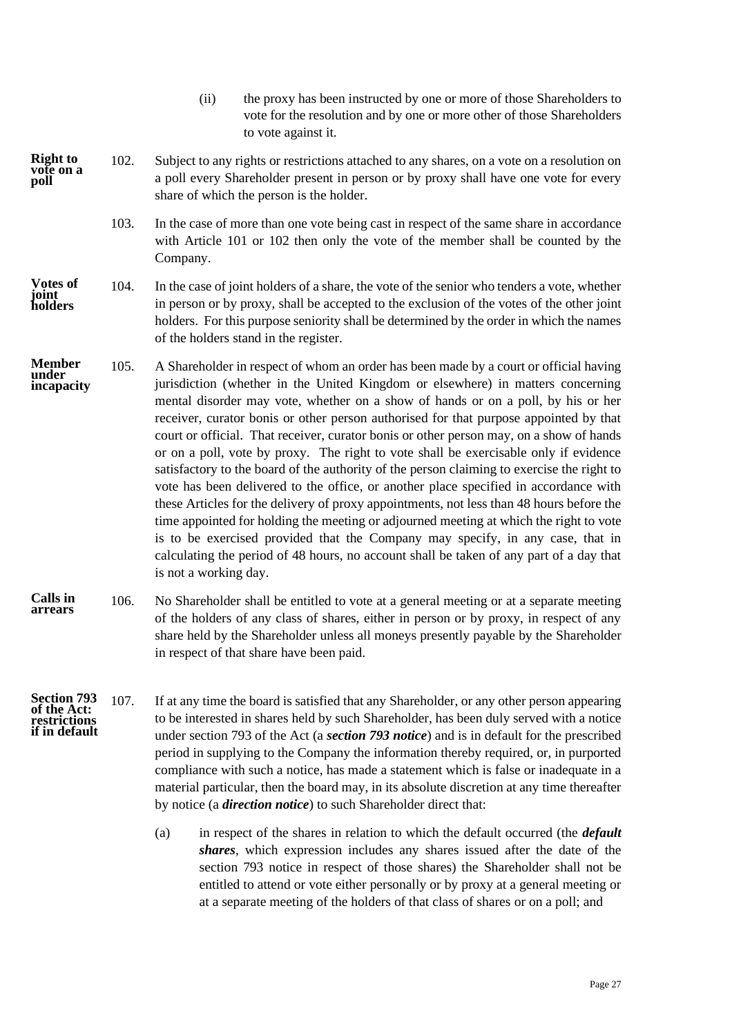(ii) the proxy has been instructed by one or more of those Shareholders to vote for the resolution and by one or more other of those Shareholders to vote against it.

**Right to vote on a poll**

102. Subject to any rights or restrictions attached to any shares, on a vote on a resolution on a poll every Shareholder present in person or by proxy shall have one vote for every share of which the person is the holder.

103. In the case of more than one vote being cast in respect of the same share in accordance with Article 101 or 102 then only the vote of the member shall be counted by the Company.

**Votes of joint holders**

104. In the case of joint holders of a share, the vote of the senior who tenders a vote, whether in person or by proxy, shall be accepted to the exclusion of the votes of the other joint holders. For this purpose seniority shall be determined by the order in which the names of the holders stand in the register.

**Member under incapacity**

105. A Shareholder in respect of whom an order has been made by a court or official having jurisdiction (whether in the United Kingdom or elsewhere) in matters concerning mental disorder may vote, whether on a show of hands or on a poll, by his or her receiver, curator bonis or other person authorised for that purpose appointed by that court or official. That receiver, curator bonis or other person may, on a show of hands or on a poll, vote by proxy. The right to vote shall be exercisable only if evidence satisfactory to the board of the authority of the person claiming to exercise the right to vote has been delivered to the office, or another place specified in accordance with these Articles for the delivery of proxy appointments, not less than 48 hours before the time appointed for holding the meeting or adjourned meeting at which the right to vote is to be exercised provided that the Company may specify, in any case, that in calculating the period of 48 hours, no account shall be taken of any part of a day that is not a working day.

**Calls in arrears**

106. No Shareholder shall be entitled to vote at a general meeting or at a separate meeting of the holders of any class of shares, either in person or by proxy, in respect of any share held by the Shareholder unless all moneys presently payable by the Shareholder in respect of that share have been paid.

**Section 793 of the Act: restrictions if in default**

107. If at any time the board is satisfied that any Shareholder, or any other person appearing to be interested in shares held by such Shareholder, has been duly served with a notice under section 793 of the Act (a ***section 793 notice***) and is in default for the prescribed period in supplying to the Company the information thereby required, or, in purported compliance with such a notice, has made a statement which is false or inadequate in a material particular, then the board may, in its absolute discretion at any time thereafter by notice (a ***direction notice***) to such Shareholder direct that:

(a) in respect of the shares in relation to which the default occurred (the ***default shares***, which expression includes any shares issued after the date of the section 793 notice in respect of those shares) the Shareholder shall not be entitled to attend or vote either personally or by proxy at a general meeting or at a separate meeting of the holders of that class of shares or on a poll; and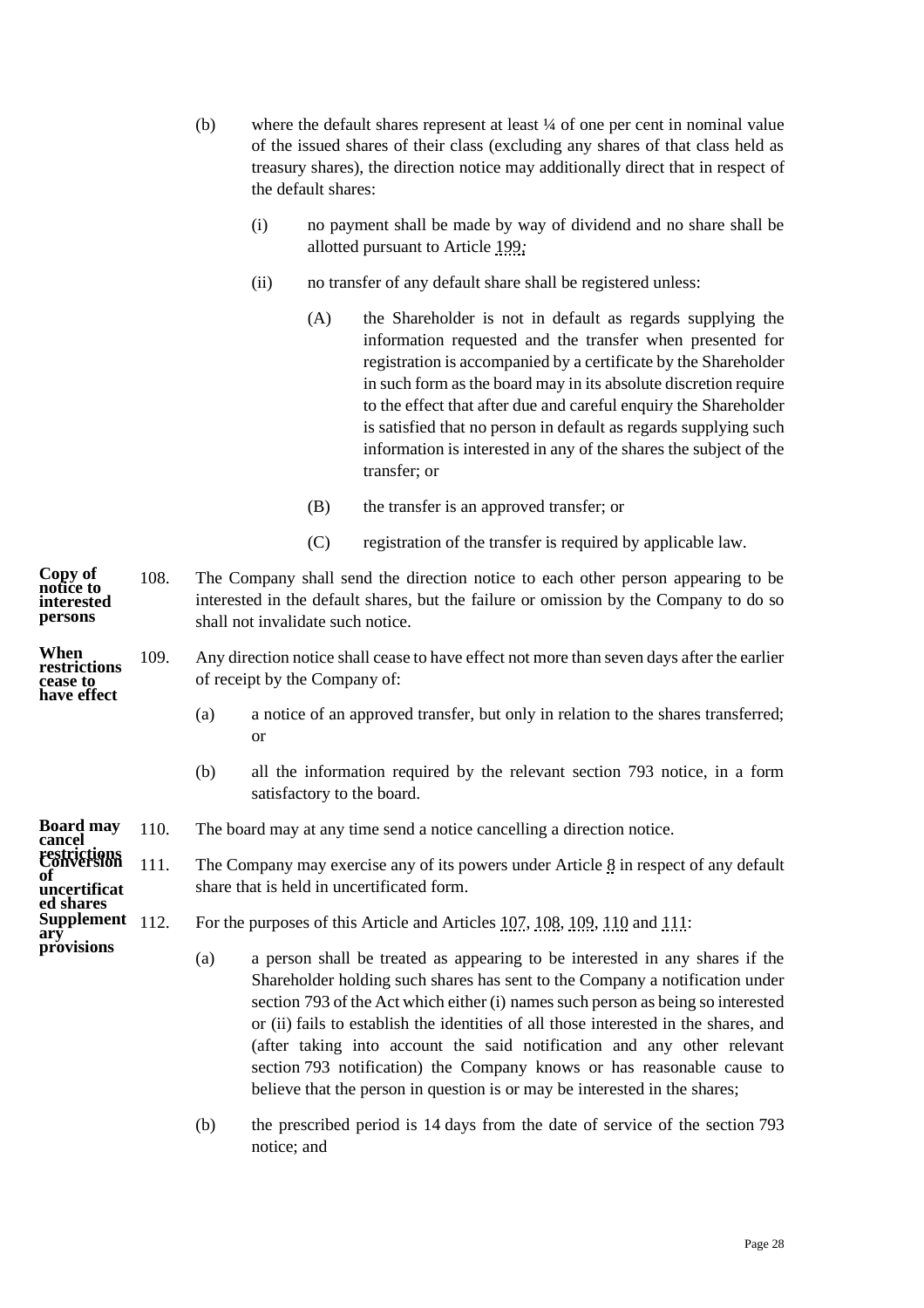(b) where the default shares represent at least ¼ of one per cent in nominal value of the issued shares of their class (excluding any shares of that class held as treasury shares), the direction notice may additionally direct that in respect of the default shares:

   (i) no payment shall be made by way of dividend and no share shall be allotted pursuant to Article 199;

   (ii) no transfer of any default share shall be registered unless:

      (A) the Shareholder is not in default as regards supplying the information requested and the transfer when presented for registration is accompanied by a certificate by the Shareholder in such form as the board may in its absolute discretion require to the effect that after due and careful enquiry the Shareholder is satisfied that no person in default as regards supplying such information is interested in any of the shares the subject of the transfer; or

      (B) the transfer is an approved transfer; or

      (C) registration of the transfer is required by applicable law.

**Copy of notice to interested persons**

108. The Company shall send the direction notice to each other person appearing to be interested in the default shares, but the failure or omission by the Company to do so shall not invalidate such notice.

**When restrictions cease to have effect**

109. Any direction notice shall cease to have effect not more than seven days after the earlier of receipt by the Company of:

   (a) a notice of an approved transfer, but only in relation to the shares transferred; or

   (b) all the information required by the relevant section 793 notice, in a form satisfactory to the board.

**Board may cancel restrictions**

110. The board may at any time send a notice cancelling a direction notice.

**Conversion of uncertificated shares**

111. The Company may exercise any of its powers under Article 8 in respect of any default share that is held in uncertificated form.

**Supplementary provisions**

112. For the purposes of this Article and Articles 107, 108, 109, 110 and 111:

   (a) a person shall be treated as appearing to be interested in any shares if the Shareholder holding such shares has sent to the Company a notification under section 793 of the Act which either (i) names such person as being so interested or (ii) fails to establish the identities of all those interested in the shares, and (after taking into account the said notification and any other relevant section 793 notification) the Company knows or has reasonable cause to believe that the person in question is or may be interested in the shares;

   (b) the prescribed period is 14 days from the date of service of the section 793 notice; and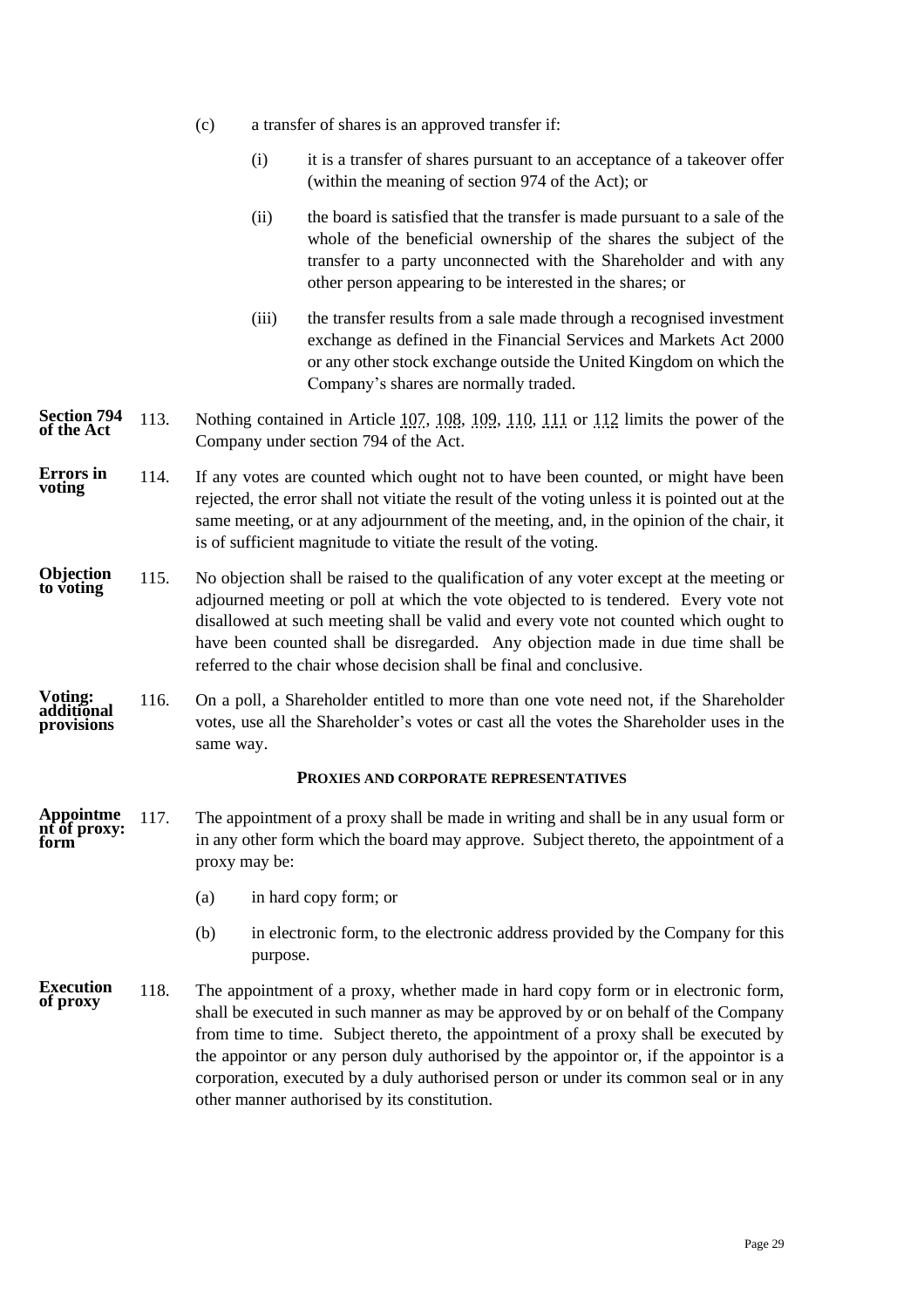(c) a transfer of shares is an approved transfer if:

(i) it is a transfer of shares pursuant to an acceptance of a takeover offer (within the meaning of section 974 of the Act); or

(ii) the board is satisfied that the transfer is made pursuant to a sale of the whole of the beneficial ownership of the shares the subject of the transfer to a party unconnected with the Shareholder and with any other person appearing to be interested in the shares; or

(iii) the transfer results from a sale made through a recognised investment exchange as defined in the Financial Services and Markets Act 2000 or any other stock exchange outside the United Kingdom on which the Company's shares are normally traded.

**Section 794 of the Act**

113. Nothing contained in Article 107, 108, 109, 110, 111 or 112 limits the power of the Company under section 794 of the Act.

**Errors in voting**

114. If any votes are counted which ought not to have been counted, or might have been rejected, the error shall not vitiate the result of the voting unless it is pointed out at the same meeting, or at any adjournment of the meeting, and, in the opinion of the chair, it is of sufficient magnitude to vitiate the result of the voting.

**Objection to voting**

115. No objection shall be raised to the qualification of any voter except at the meeting or adjourned meeting or poll at which the vote objected to is tendered. Every vote not disallowed at such meeting shall be valid and every vote not counted which ought to have been counted shall be disregarded. Any objection made in due time shall be referred to the chair whose decision shall be final and conclusive.

**Voting: additional provisions**

116. On a poll, a Shareholder entitled to more than one vote need not, if the Shareholder votes, use all the Shareholder's votes or cast all the votes the Shareholder uses in the same way.

## PROXIES AND CORPORATE REPRESENTATIVES

**Appointment of proxy: form**

117. The appointment of a proxy shall be made in writing and shall be in any usual form or in any other form which the board may approve. Subject thereto, the appointment of a proxy may be:

(a) in hard copy form; or

(b) in electronic form, to the electronic address provided by the Company for this purpose.

**Execution of proxy**

118. The appointment of a proxy, whether made in hard copy form or in electronic form, shall be executed in such manner as may be approved by or on behalf of the Company from time to time. Subject thereto, the appointment of a proxy shall be executed by the appointor or any person duly authorised by the appointor or, if the appointor is a corporation, executed by a duly authorised person or under its common seal or in any other manner authorised by its constitution.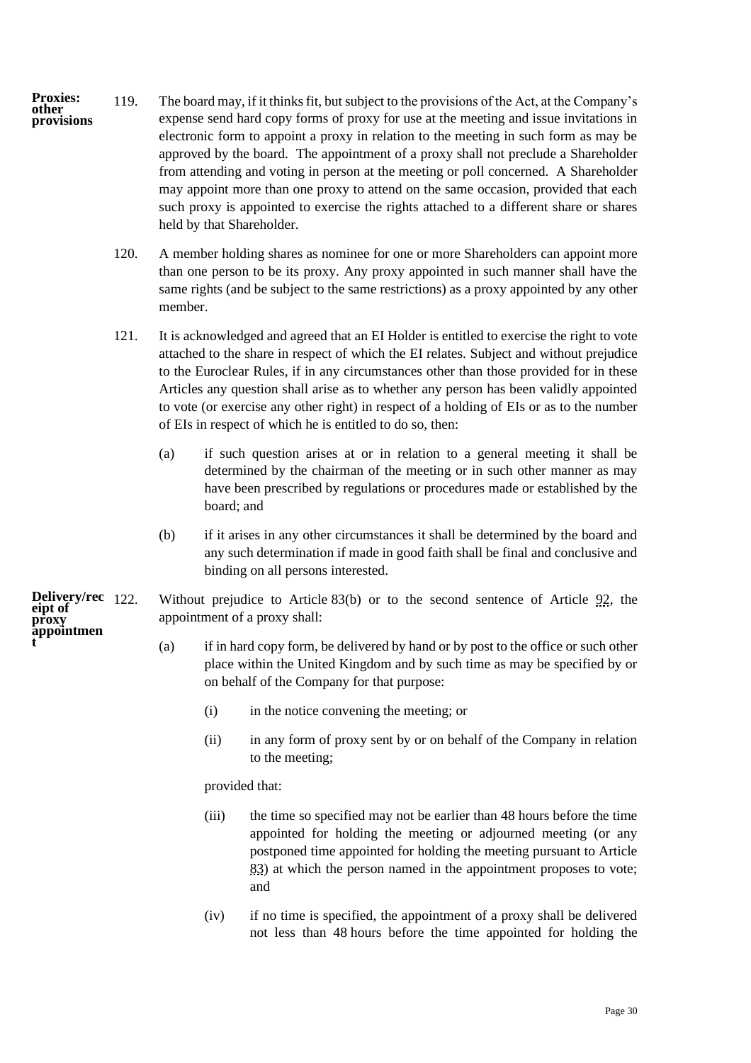**Proxies: other provisions**

119. The board may, if it thinks fit, but subject to the provisions of the Act, at the Company's expense send hard copy forms of proxy for use at the meeting and issue invitations in electronic form to appoint a proxy in relation to the meeting in such form as may be approved by the board. The appointment of a proxy shall not preclude a Shareholder from attending and voting in person at the meeting or poll concerned. A Shareholder may appoint more than one proxy to attend on the same occasion, provided that each such proxy is appointed to exercise the rights attached to a different share or shares held by that Shareholder.

120. A member holding shares as nominee for one or more Shareholders can appoint more than one person to be its proxy. Any proxy appointed in such manner shall have the same rights (and be subject to the same restrictions) as a proxy appointed by any other member.

121. It is acknowledged and agreed that an EI Holder is entitled to exercise the right to vote attached to the share in respect of which the EI relates. Subject and without prejudice to the Euroclear Rules, if in any circumstances other than those provided for in these Articles any question shall arise as to whether any person has been validly appointed to vote (or exercise any other right) in respect of a holding of EIs or as to the number of EIs in respect of which he is entitled to do so, then:

(a) if such question arises at or in relation to a general meeting it shall be determined by the chairman of the meeting or in such other manner as may have been prescribed by regulations or procedures made or established by the board; and

(b) if it arises in any other circumstances it shall be determined by the board and any such determination if made in good faith shall be final and conclusive and binding on all persons interested.

**Delivery/receipt of proxy appointment**

122. Without prejudice to Article 83(b) or to the second sentence of Article 92, the appointment of a proxy shall:

(a) if in hard copy form, be delivered by hand or by post to the office or such other place within the United Kingdom and by such time as may be specified by or on behalf of the Company for that purpose:

(i) in the notice convening the meeting; or

(ii) in any form of proxy sent by or on behalf of the Company in relation to the meeting;

provided that:

(iii) the time so specified may not be earlier than 48 hours before the time appointed for holding the meeting or adjourned meeting (or any postponed time appointed for holding the meeting pursuant to Article 83) at which the person named in the appointment proposes to vote; and

(iv) if no time is specified, the appointment of a proxy shall be delivered not less than 48 hours before the time appointed for holding the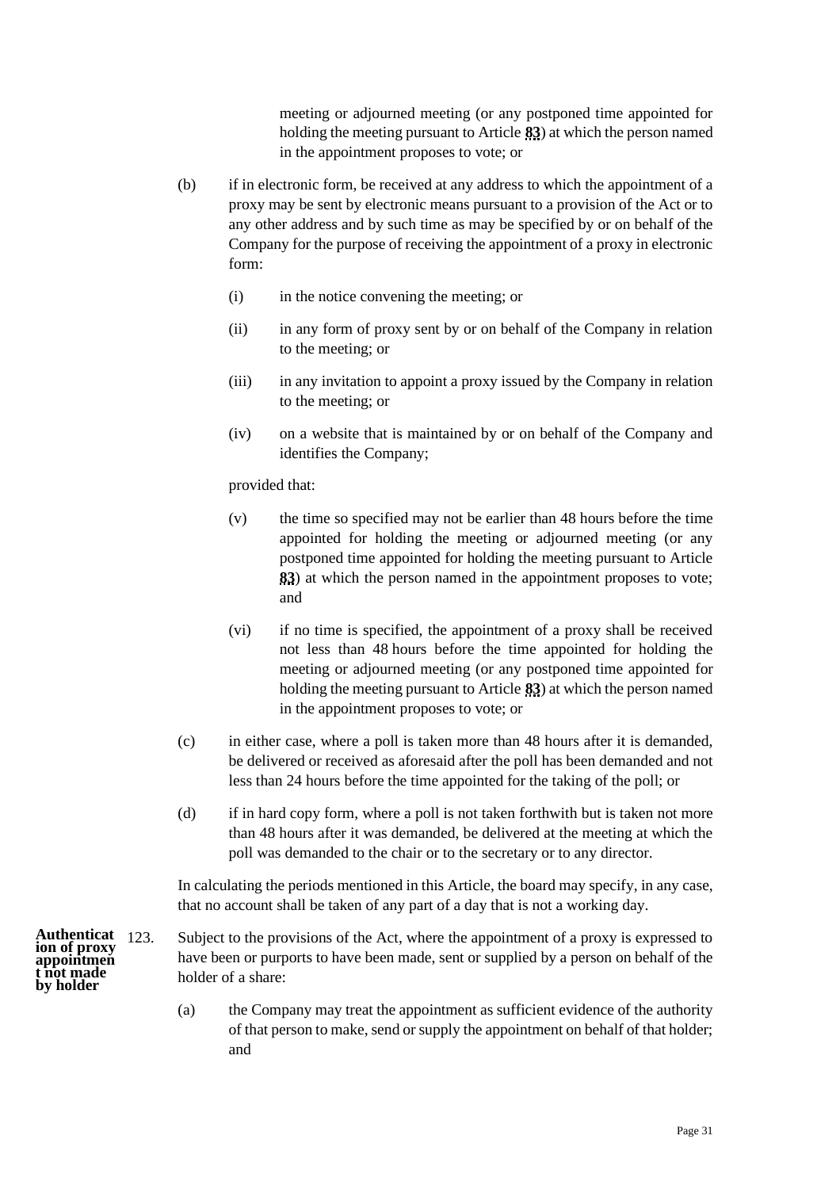meeting or adjourned meeting (or any postponed time appointed for holding the meeting pursuant to Article **83**) at which the person named in the appointment proposes to vote; or

(b) if in electronic form, be received at any address to which the appointment of a proxy may be sent by electronic means pursuant to a provision of the Act or to any other address and by such time as may be specified by or on behalf of the Company for the purpose of receiving the appointment of a proxy in electronic form:

(i) in the notice convening the meeting; or

(ii) in any form of proxy sent by or on behalf of the Company in relation to the meeting; or

(iii) in any invitation to appoint a proxy issued by the Company in relation to the meeting; or

(iv) on a website that is maintained by or on behalf of the Company and identifies the Company;

provided that:

(v) the time so specified may not be earlier than 48 hours before the time appointed for holding the meeting or adjourned meeting (or any postponed time appointed for holding the meeting pursuant to Article **83**) at which the person named in the appointment proposes to vote; and

(vi) if no time is specified, the appointment of a proxy shall be received not less than 48 hours before the time appointed for holding the meeting or adjourned meeting (or any postponed time appointed for holding the meeting pursuant to Article **83**) at which the person named in the appointment proposes to vote; or

(c) in either case, where a poll is taken more than 48 hours after it is demanded, be delivered or received as aforesaid after the poll has been demanded and not less than 24 hours before the time appointed for the taking of the poll; or

(d) if in hard copy form, where a poll is not taken forthwith but is taken not more than 48 hours after it was demanded, be delivered at the meeting at which the poll was demanded to the chair or to the secretary or to any director.

In calculating the periods mentioned in this Article, the board may specify, in any case, that no account shall be taken of any part of a day that is not a working day.

**Authentication of proxy appointment not made by holder**

123. Subject to the provisions of the Act, where the appointment of a proxy is expressed to have been or purports to have been made, sent or supplied by a person on behalf of the holder of a share:

(a) the Company may treat the appointment as sufficient evidence of the authority of that person to make, send or supply the appointment on behalf of that holder; and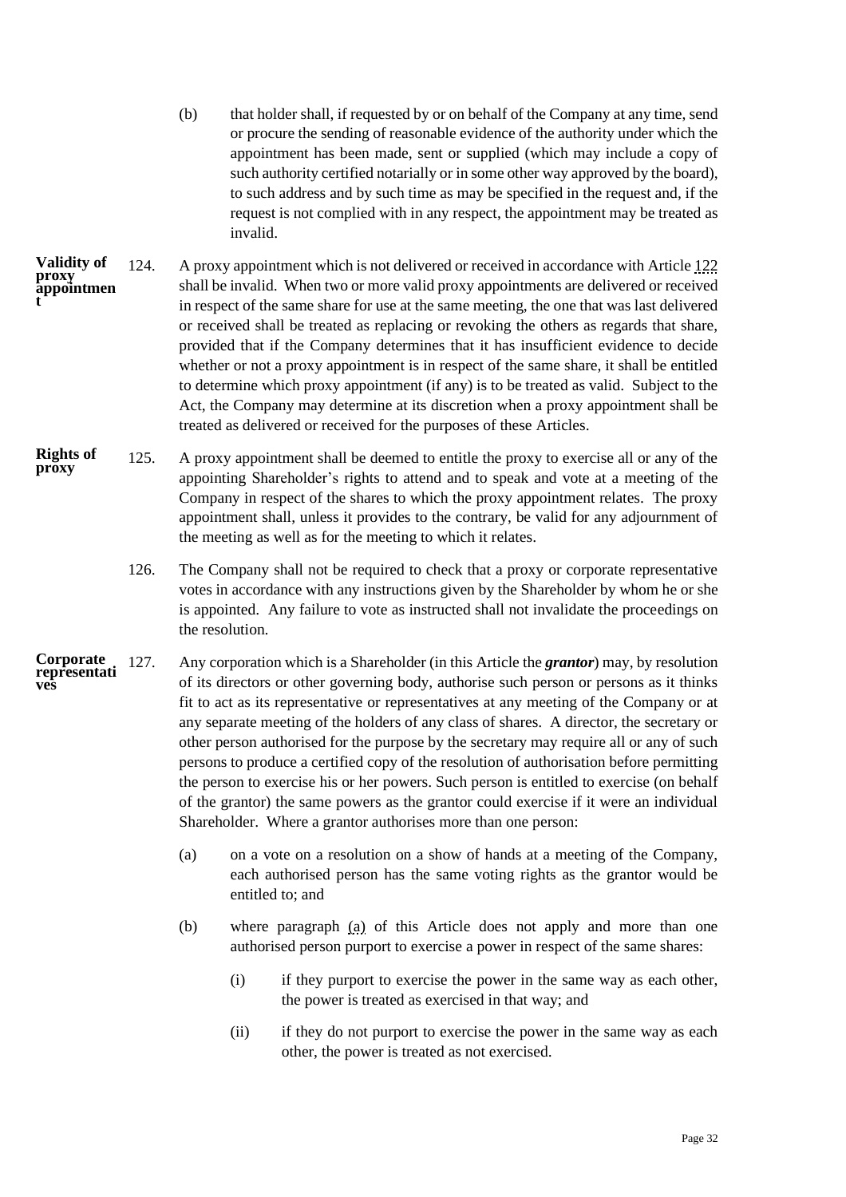(b) that holder shall, if requested by or on behalf of the Company at any time, send or procure the sending of reasonable evidence of the authority under which the appointment has been made, sent or supplied (which may include a copy of such authority certified notarially or in some other way approved by the board), to such address and by such time as may be specified in the request and, if the request is not complied with in any respect, the appointment may be treated as invalid.

**Validity of proxy appointment**

124. A proxy appointment which is not delivered or received in accordance with Article 122 shall be invalid. When two or more valid proxy appointments are delivered or received in respect of the same share for use at the same meeting, the one that was last delivered or received shall be treated as replacing or revoking the others as regards that share, provided that if the Company determines that it has insufficient evidence to decide whether or not a proxy appointment is in respect of the same share, it shall be entitled to determine which proxy appointment (if any) is to be treated as valid. Subject to the Act, the Company may determine at its discretion when a proxy appointment shall be treated as delivered or received for the purposes of these Articles.

**Rights of proxy**

125. A proxy appointment shall be deemed to entitle the proxy to exercise all or any of the appointing Shareholder's rights to attend and to speak and vote at a meeting of the Company in respect of the shares to which the proxy appointment relates. The proxy appointment shall, unless it provides to the contrary, be valid for any adjournment of the meeting as well as for the meeting to which it relates.

126. The Company shall not be required to check that a proxy or corporate representative votes in accordance with any instructions given by the Shareholder by whom he or she is appointed. Any failure to vote as instructed shall not invalidate the proceedings on the resolution.

**Corporate representatives**

127. Any corporation which is a Shareholder (in this Article the ***grantor***) may, by resolution of its directors or other governing body, authorise such person or persons as it thinks fit to act as its representative or representatives at any meeting of the Company or at any separate meeting of the holders of any class of shares. A director, the secretary or other person authorised for the purpose by the secretary may require all or any of such persons to produce a certified copy of the resolution of authorisation before permitting the person to exercise his or her powers. Such person is entitled to exercise (on behalf of the grantor) the same powers as the grantor could exercise if it were an individual Shareholder. Where a grantor authorises more than one person:

(a) on a vote on a resolution on a show of hands at a meeting of the Company, each authorised person has the same voting rights as the grantor would be entitled to; and

(b) where paragraph (a) of this Article does not apply and more than one authorised person purport to exercise a power in respect of the same shares:

(i) if they purport to exercise the power in the same way as each other, the power is treated as exercised in that way; and

(ii) if they do not purport to exercise the power in the same way as each other, the power is treated as not exercised.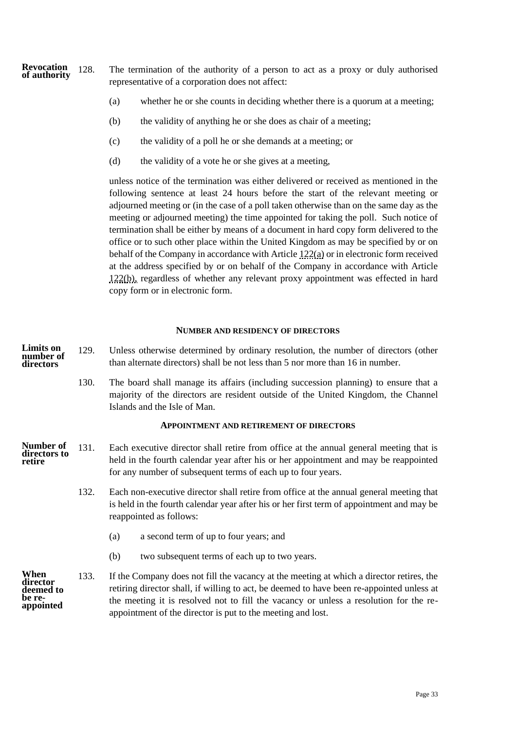**Revocation of authority**

128. The termination of the authority of a person to act as a proxy or duly authorised representative of a corporation does not affect:

   (a) whether he or she counts in deciding whether there is a quorum at a meeting;

   (b) the validity of anything he or she does as chair of a meeting;

   (c) the validity of a poll he or she demands at a meeting; or

   (d) the validity of a vote he or she gives at a meeting,

   unless notice of the termination was either delivered or received as mentioned in the following sentence at least 24 hours before the start of the relevant meeting or adjourned meeting or (in the case of a poll taken otherwise than on the same day as the meeting or adjourned meeting) the time appointed for taking the poll. Such notice of termination shall be either by means of a document in hard copy form delivered to the office or to such other place within the United Kingdom as may be specified by or on behalf of the Company in accordance with Article 122(a) or in electronic form received at the address specified by or on behalf of the Company in accordance with Article 122(b), regardless of whether any relevant proxy appointment was effected in hard copy form or in electronic form.

## NUMBER AND RESIDENCY OF DIRECTORS

**Limits on number of directors**

129. Unless otherwise determined by ordinary resolution, the number of directors (other than alternate directors) shall be not less than 5 nor more than 16 in number.

130. The board shall manage its affairs (including succession planning) to ensure that a majority of the directors are resident outside of the United Kingdom, the Channel Islands and the Isle of Man.

## APPOINTMENT AND RETIREMENT OF DIRECTORS

**Number of directors to retire**

131. Each executive director shall retire from office at the annual general meeting that is held in the fourth calendar year after his or her appointment and may be reappointed for any number of subsequent terms of each up to four years.

132. Each non-executive director shall retire from office at the annual general meeting that is held in the fourth calendar year after his or her first term of appointment and may be reappointed as follows:

   (a) a second term of up to four years; and

   (b) two subsequent terms of each up to two years.

**When director deemed to be re-appointed**

133. If the Company does not fill the vacancy at the meeting at which a director retires, the retiring director shall, if willing to act, be deemed to have been re-appointed unless at the meeting it is resolved not to fill the vacancy or unless a resolution for the re-appointment of the director is put to the meeting and lost.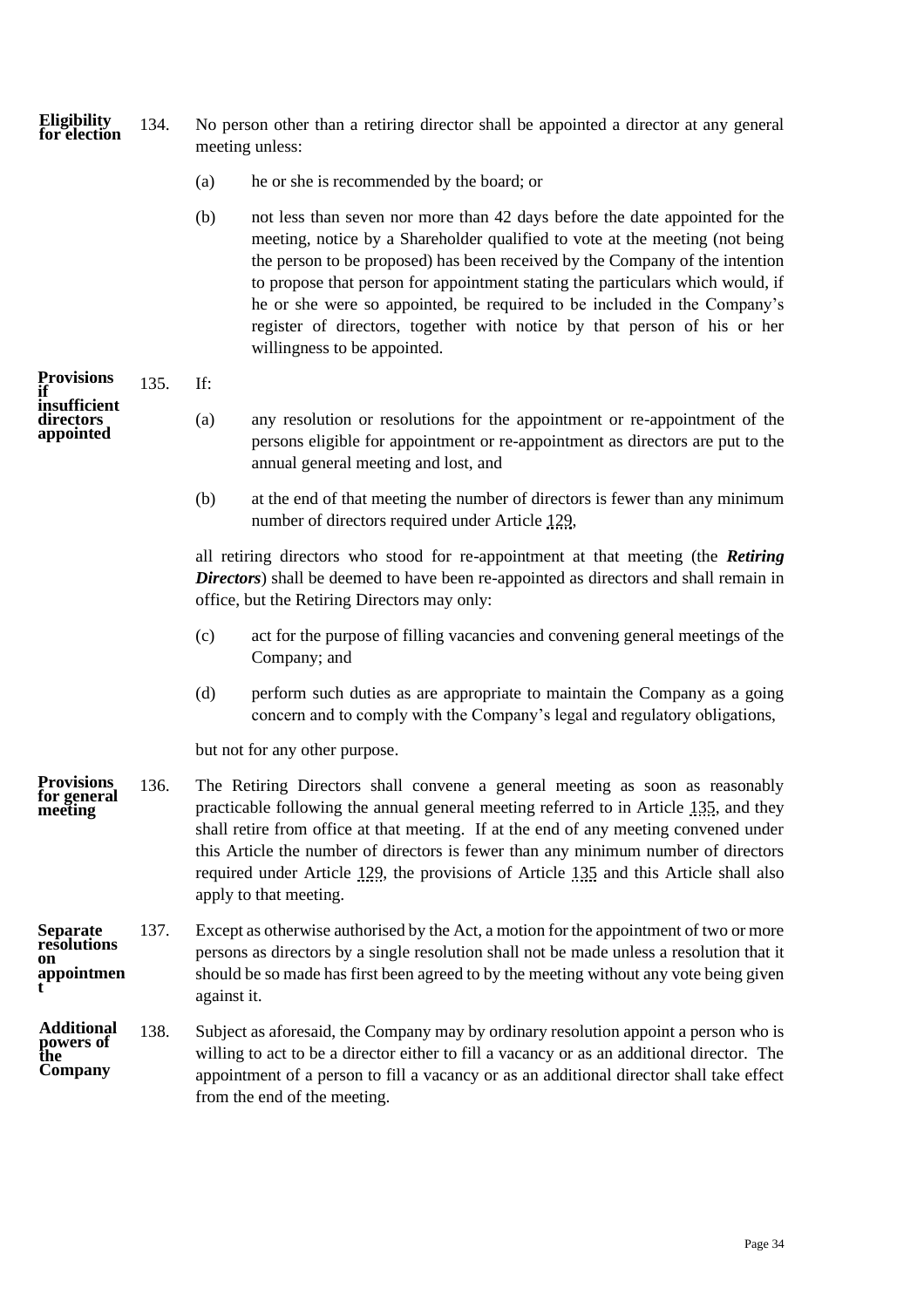**Eligibility for election**

134. No person other than a retiring director shall be appointed a director at any general meeting unless:

(a) he or she is recommended by the board; or

(b) not less than seven nor more than 42 days before the date appointed for the meeting, notice by a Shareholder qualified to vote at the meeting (not being the person to be proposed) has been received by the Company of the intention to propose that person for appointment stating the particulars which would, if he or she were so appointed, be required to be included in the Company's register of directors, together with notice by that person of his or her willingness to be appointed.

**Provisions if insufficient directors appointed**

135. If:

(a) any resolution or resolutions for the appointment or re-appointment of the persons eligible for appointment or re-appointment as directors are put to the annual general meeting and lost, and

(b) at the end of that meeting the number of directors is fewer than any minimum number of directors required under Article 129,

all retiring directors who stood for re-appointment at that meeting (the ***Retiring Directors***) shall be deemed to have been re-appointed as directors and shall remain in office, but the Retiring Directors may only:

(c) act for the purpose of filling vacancies and convening general meetings of the Company; and

(d) perform such duties as are appropriate to maintain the Company as a going concern and to comply with the Company's legal and regulatory obligations,

but not for any other purpose.

**Provisions for general meeting**

136. The Retiring Directors shall convene a general meeting as soon as reasonably practicable following the annual general meeting referred to in Article 135, and they shall retire from office at that meeting. If at the end of any meeting convened under this Article the number of directors is fewer than any minimum number of directors required under Article 129, the provisions of Article 135 and this Article shall also apply to that meeting.

**Separate resolutions on appointment**

137. Except as otherwise authorised by the Act, a motion for the appointment of two or more persons as directors by a single resolution shall not be made unless a resolution that it should be so made has first been agreed to by the meeting without any vote being given against it.

**Additional powers of the Company**

138. Subject as aforesaid, the Company may by ordinary resolution appoint a person who is willing to act to be a director either to fill a vacancy or as an additional director. The appointment of a person to fill a vacancy or as an additional director shall take effect from the end of the meeting.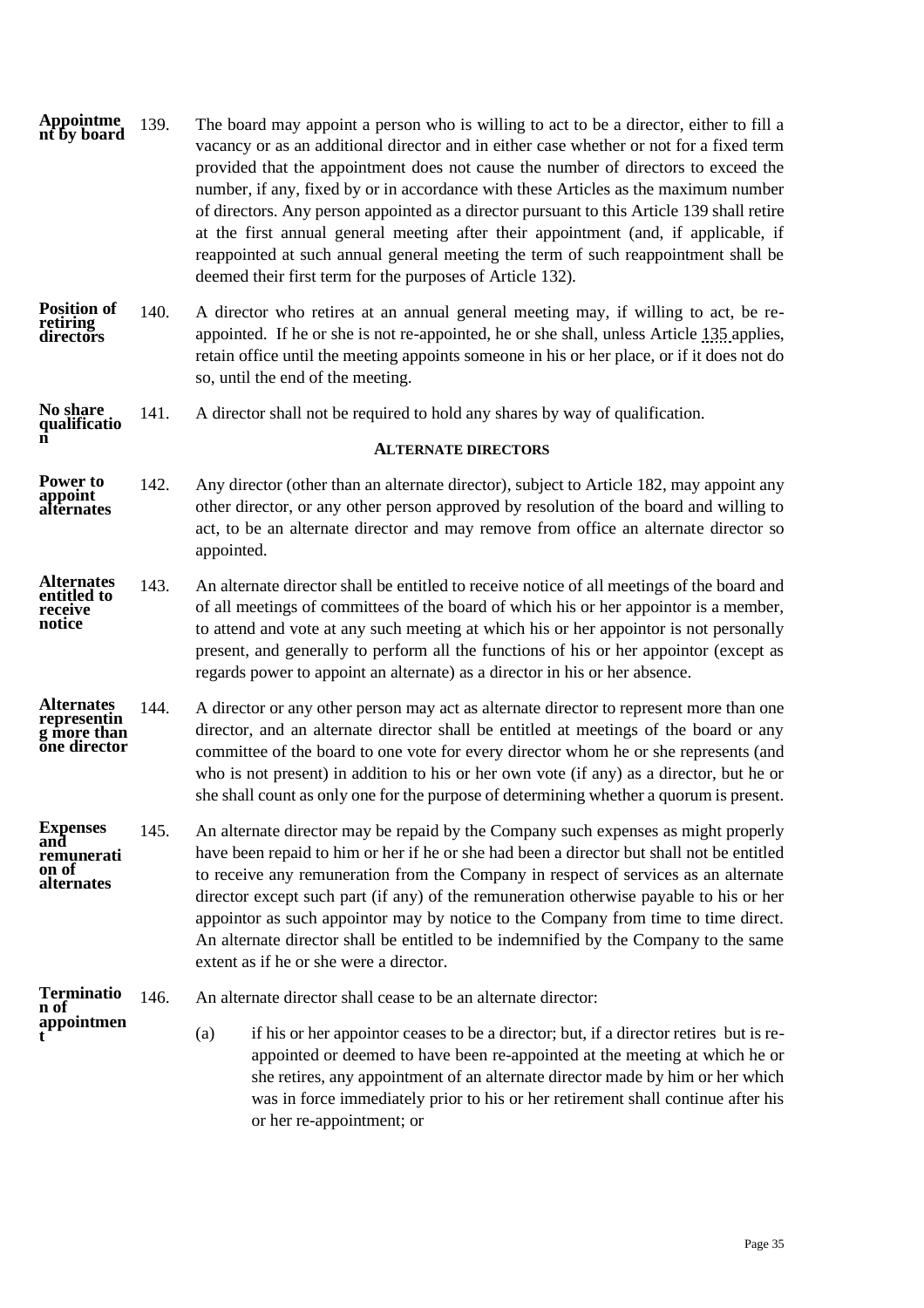**Appointment by board** 139. The board may appoint a person who is willing to act to be a director, either to fill a vacancy or as an additional director and in either case whether or not for a fixed term provided that the appointment does not cause the number of directors to exceed the number, if any, fixed by or in accordance with these Articles as the maximum number of directors. Any person appointed as a director pursuant to this Article 139 shall retire at the first annual general meeting after their appointment (and, if applicable, if reappointed at such annual general meeting the term of such reappointment shall be deemed their first term for the purposes of Article 132).

**Position of retiring directors** 140. A director who retires at an annual general meeting may, if willing to act, be re-appointed. If he or she is not re-appointed, he or she shall, unless Article 135 applies, retain office until the meeting appoints someone in his or her place, or if it does not do so, until the end of the meeting.

**No share qualification** 141. A director shall not be required to hold any shares by way of qualification.

## ALTERNATE DIRECTORS

**Power to appoint alternates** 142. Any director (other than an alternate director), subject to Article 182, may appoint any other director, or any other person approved by resolution of the board and willing to act, to be an alternate director and may remove from office an alternate director so appointed.

**Alternates entitled to receive notice** 143. An alternate director shall be entitled to receive notice of all meetings of the board and of all meetings of committees of the board of which his or her appointor is a member, to attend and vote at any such meeting at which his or her appointor is not personally present, and generally to perform all the functions of his or her appointor (except as regards power to appoint an alternate) as a director in his or her absence.

**Alternates representing more than one director** 144. A director or any other person may act as alternate director to represent more than one director, and an alternate director shall be entitled at meetings of the board or any committee of the board to one vote for every director whom he or she represents (and who is not present) in addition to his or her own vote (if any) as a director, but he or she shall count as only one for the purpose of determining whether a quorum is present.

**Expenses and remuneration of alternates** 145. An alternate director may be repaid by the Company such expenses as might properly have been repaid to him or her if he or she had been a director but shall not be entitled to receive any remuneration from the Company in respect of services as an alternate director except such part (if any) of the remuneration otherwise payable to his or her appointor as such appointor may by notice to the Company from time to time direct. An alternate director shall be entitled to be indemnified by the Company to the same extent as if he or she were a director.

**Termination of appointment** 146. An alternate director shall cease to be an alternate director:

(a) if his or her appointor ceases to be a director; but, if a director retires but is re-appointed or deemed to have been re-appointed at the meeting at which he or she retires, any appointment of an alternate director made by him or her which was in force immediately prior to his or her retirement shall continue after his or her re-appointment; or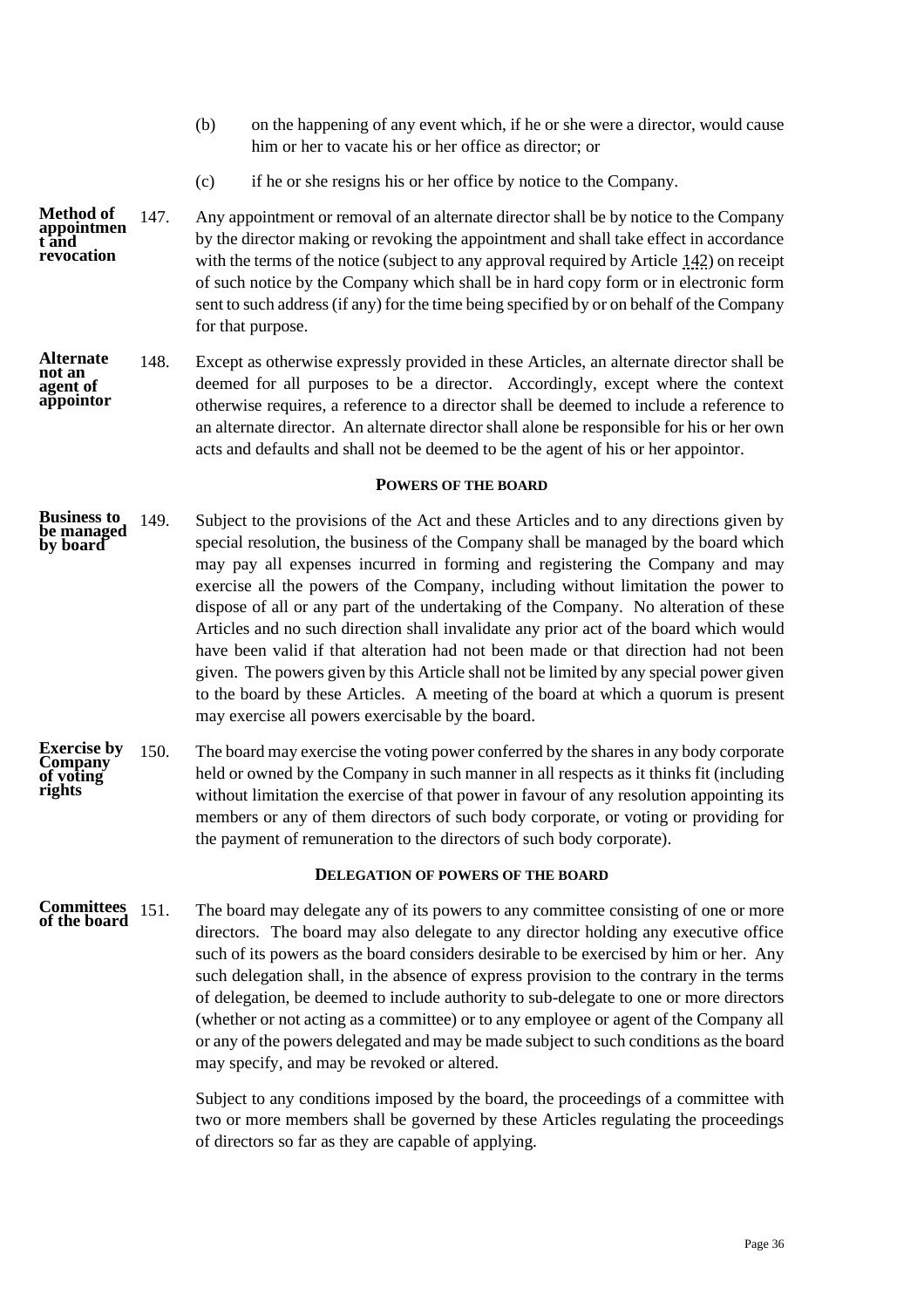(b) on the happening of any event which, if he or she were a director, would cause him or her to vacate his or her office as director; or

(c) if he or she resigns his or her office by notice to the Company.

**Method of appointment and revocation**

147. Any appointment or removal of an alternate director shall be by notice to the Company by the director making or revoking the appointment and shall take effect in accordance with the terms of the notice (subject to any approval required by Article 142) on receipt of such notice by the Company which shall be in hard copy form or in electronic form sent to such address (if any) for the time being specified by or on behalf of the Company for that purpose.

**Alternate not an agent of appointor**

148. Except as otherwise expressly provided in these Articles, an alternate director shall be deemed for all purposes to be a director. Accordingly, except where the context otherwise requires, a reference to a director shall be deemed to include a reference to an alternate director. An alternate director shall alone be responsible for his or her own acts and defaults and shall not be deemed to be the agent of his or her appointor.

## POWERS OF THE BOARD

**Business to be managed by board**

149. Subject to the provisions of the Act and these Articles and to any directions given by special resolution, the business of the Company shall be managed by the board which may pay all expenses incurred in forming and registering the Company and may exercise all the powers of the Company, including without limitation the power to dispose of all or any part of the undertaking of the Company. No alteration of these Articles and no such direction shall invalidate any prior act of the board which would have been valid if that alteration had not been made or that direction had not been given. The powers given by this Article shall not be limited by any special power given to the board by these Articles. A meeting of the board at which a quorum is present may exercise all powers exercisable by the board.

**Exercise by Company of voting rights**

150. The board may exercise the voting power conferred by the shares in any body corporate held or owned by the Company in such manner in all respects as it thinks fit (including without limitation the exercise of that power in favour of any resolution appointing its members or any of them directors of such body corporate, or voting or providing for the payment of remuneration to the directors of such body corporate).

## DELEGATION OF POWERS OF THE BOARD

**Committees of the board**

151. The board may delegate any of its powers to any committee consisting of one or more directors. The board may also delegate to any director holding any executive office such of its powers as the board considers desirable to be exercised by him or her. Any such delegation shall, in the absence of express provision to the contrary in the terms of delegation, be deemed to include authority to sub-delegate to one or more directors (whether or not acting as a committee) or to any employee or agent of the Company all or any of the powers delegated and may be made subject to such conditions as the board may specify, and may be revoked or altered.

Subject to any conditions imposed by the board, the proceedings of a committee with two or more members shall be governed by these Articles regulating the proceedings of directors so far as they are capable of applying.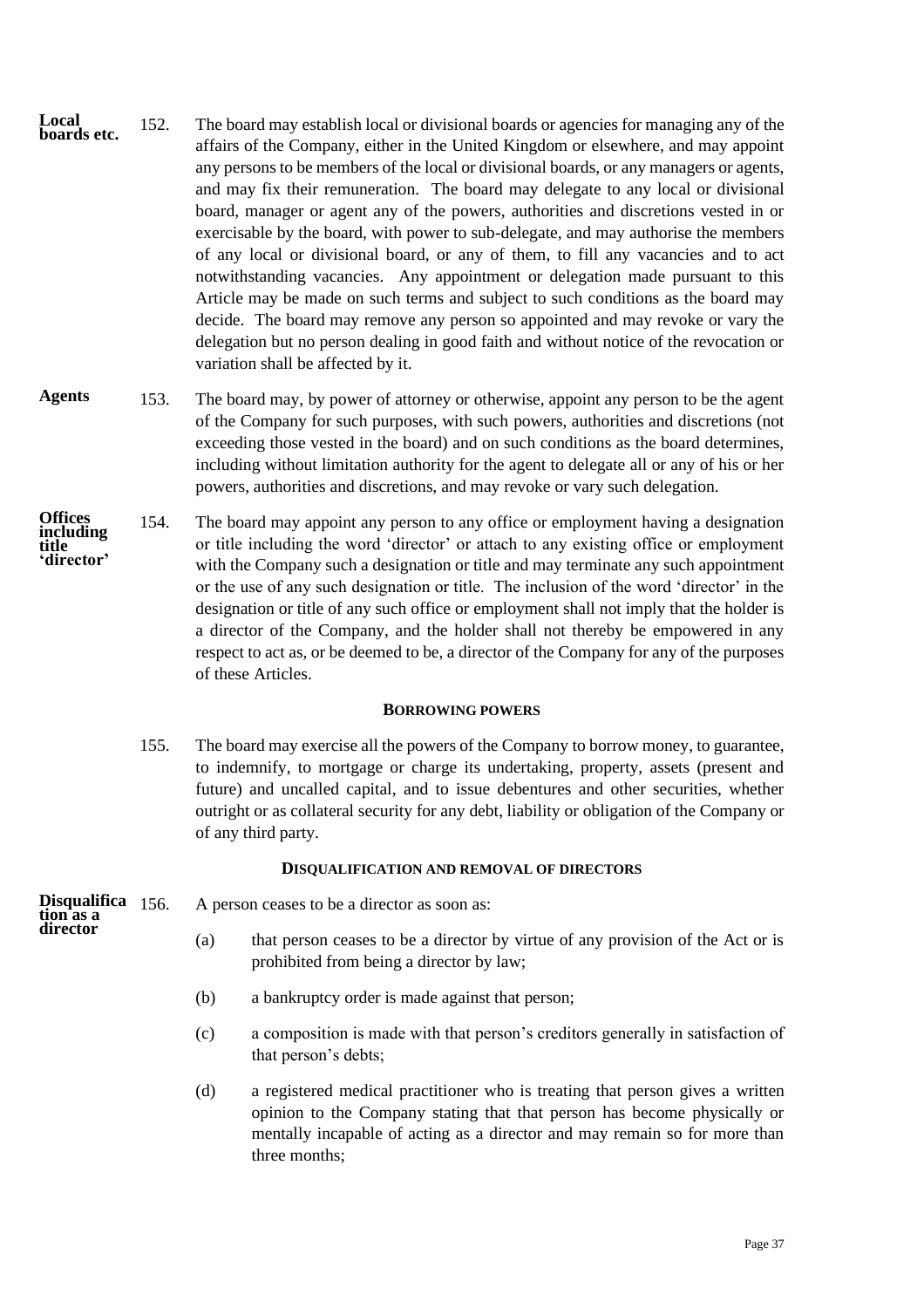**Local boards etc.** 152. The board may establish local or divisional boards or agencies for managing any of the affairs of the Company, either in the United Kingdom or elsewhere, and may appoint any persons to be members of the local or divisional boards, or any managers or agents, and may fix their remuneration. The board may delegate to any local or divisional board, manager or agent any of the powers, authorities and discretions vested in or exercisable by the board, with power to sub-delegate, and may authorise the members of any local or divisional board, or any of them, to fill any vacancies and to act notwithstanding vacancies. Any appointment or delegation made pursuant to this Article may be made on such terms and subject to such conditions as the board may decide. The board may remove any person so appointed and may revoke or vary the delegation but no person dealing in good faith and without notice of the revocation or variation shall be affected by it.

**Agents** 153. The board may, by power of attorney or otherwise, appoint any person to be the agent of the Company for such purposes, with such powers, authorities and discretions (not exceeding those vested in the board) and on such conditions as the board determines, including without limitation authority for the agent to delegate all or any of his or her powers, authorities and discretions, and may revoke or vary such delegation.

**Offices including title 'director'** 154. The board may appoint any person to any office or employment having a designation or title including the word 'director' or attach to any existing office or employment with the Company such a designation or title and may terminate any such appointment or the use of any such designation or title. The inclusion of the word 'director' in the designation or title of any such office or employment shall not imply that the holder is a director of the Company, and the holder shall not thereby be empowered in any respect to act as, or be deemed to be, a director of the Company for any of the purposes of these Articles.

## BORROWING POWERS

155. The board may exercise all the powers of the Company to borrow money, to guarantee, to indemnify, to mortgage or charge its undertaking, property, assets (present and future) and uncalled capital, and to issue debentures and other securities, whether outright or as collateral security for any debt, liability or obligation of the Company or of any third party.

## DISQUALIFICATION AND REMOVAL OF DIRECTORS

**Disqualification as a director** 156. A person ceases to be a director as soon as:

(a) that person ceases to be a director by virtue of any provision of the Act or is prohibited from being a director by law;

(b) a bankruptcy order is made against that person;

(c) a composition is made with that person's creditors generally in satisfaction of that person's debts;

(d) a registered medical practitioner who is treating that person gives a written opinion to the Company stating that that person has become physically or mentally incapable of acting as a director and may remain so for more than three months;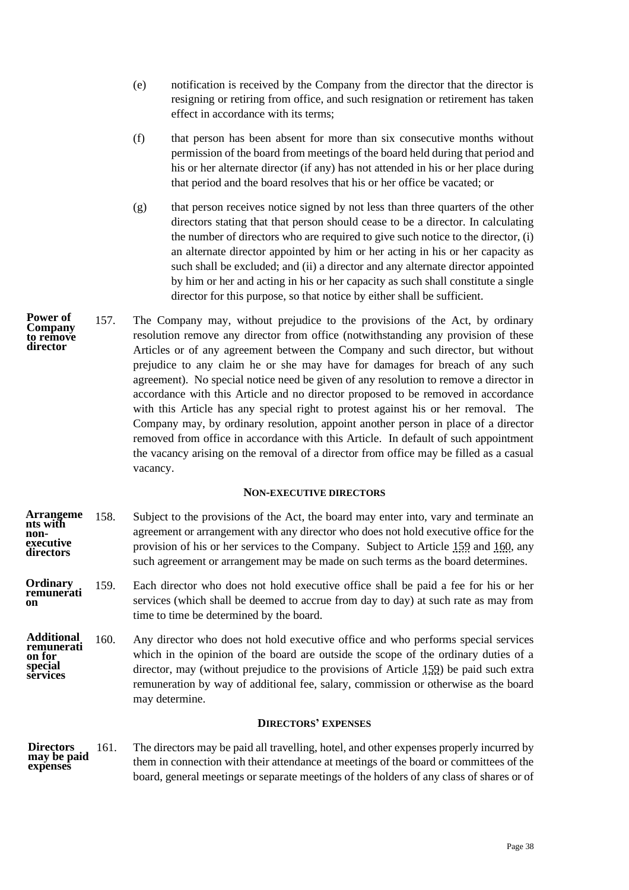(e) notification is received by the Company from the director that the director is resigning or retiring from office, and such resignation or retirement has taken effect in accordance with its terms;

(f) that person has been absent for more than six consecutive months without permission of the board from meetings of the board held during that period and his or her alternate director (if any) has not attended in his or her place during that period and the board resolves that his or her office be vacated; or

(g) that person receives notice signed by not less than three quarters of the other directors stating that that person should cease to be a director. In calculating the number of directors who are required to give such notice to the director, (i) an alternate director appointed by him or her acting in his or her capacity as such shall be excluded; and (ii) a director and any alternate director appointed by him or her and acting in his or her capacity as such shall constitute a single director for this purpose, so that notice by either shall be sufficient.

**Power of Company to remove director**

157. The Company may, without prejudice to the provisions of the Act, by ordinary resolution remove any director from office (notwithstanding any provision of these Articles or of any agreement between the Company and such director, but without prejudice to any claim he or she may have for damages for breach of any such agreement). No special notice need be given of any resolution to remove a director in accordance with this Article and no director proposed to be removed in accordance with this Article has any special right to protest against his or her removal. The Company may, by ordinary resolution, appoint another person in place of a director removed from office in accordance with this Article. In default of such appointment the vacancy arising on the removal of a director from office may be filled as a casual vacancy.

## NON-EXECUTIVE DIRECTORS

**Arrangements with non-executive directors**

158. Subject to the provisions of the Act, the board may enter into, vary and terminate an agreement or arrangement with any director who does not hold executive office for the provision of his or her services to the Company. Subject to Article 159 and 160, any such agreement or arrangement may be made on such terms as the board determines.

**Ordinary remuneration**

159. Each director who does not hold executive office shall be paid a fee for his or her services (which shall be deemed to accrue from day to day) at such rate as may from time to time be determined by the board.

**Additional remuneration for special services**

160. Any director who does not hold executive office and who performs special services which in the opinion of the board are outside the scope of the ordinary duties of a director, may (without prejudice to the provisions of Article 159) be paid such extra remuneration by way of additional fee, salary, commission or otherwise as the board may determine.

## DIRECTORS' EXPENSES

**Directors may be paid expenses**

161. The directors may be paid all travelling, hotel, and other expenses properly incurred by them in connection with their attendance at meetings of the board or committees of the board, general meetings or separate meetings of the holders of any class of shares or of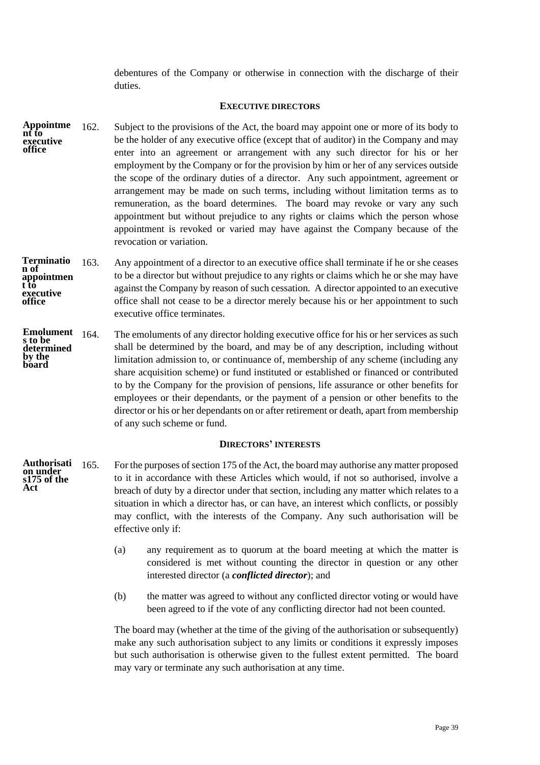debentures of the Company or otherwise in connection with the discharge of their duties.

### EXECUTIVE DIRECTORS

**Appointment to executive office**

162. Subject to the provisions of the Act, the board may appoint one or more of its body to be the holder of any executive office (except that of auditor) in the Company and may enter into an agreement or arrangement with any such director for his or her employment by the Company or for the provision by him or her of any services outside the scope of the ordinary duties of a director. Any such appointment, agreement or arrangement may be made on such terms, including without limitation terms as to remuneration, as the board determines. The board may revoke or vary any such appointment but without prejudice to any rights or claims which the person whose appointment is revoked or varied may have against the Company because of the revocation or variation.

**Termination of appointment to executive office**

163. Any appointment of a director to an executive office shall terminate if he or she ceases to be a director but without prejudice to any rights or claims which he or she may have against the Company by reason of such cessation. A director appointed to an executive office shall not cease to be a director merely because his or her appointment to such executive office terminates.

**Emoluments to be determined by the board**

164. The emoluments of any director holding executive office for his or her services as such shall be determined by the board, and may be of any description, including without limitation admission to, or continuance of, membership of any scheme (including any share acquisition scheme) or fund instituted or established or financed or contributed to by the Company for the provision of pensions, life assurance or other benefits for employees or their dependants, or the payment of a pension or other benefits to the director or his or her dependants on or after retirement or death, apart from membership of any such scheme or fund.

### DIRECTORS' INTERESTS

**Authorisation under s175 of the Act**

165. For the purposes of section 175 of the Act, the board may authorise any matter proposed to it in accordance with these Articles which would, if not so authorised, involve a breach of duty by a director under that section, including any matter which relates to a situation in which a director has, or can have, an interest which conflicts, or possibly may conflict, with the interests of the Company. Any such authorisation will be effective only if:

    (a) any requirement as to quorum at the board meeting at which the matter is considered is met without counting the director in question or any other interested director (a ***conflicted director***); and

    (b) the matter was agreed to without any conflicted director voting or would have been agreed to if the vote of any conflicting director had not been counted.

The board may (whether at the time of the giving of the authorisation or subsequently) make any such authorisation subject to any limits or conditions it expressly imposes but such authorisation is otherwise given to the fullest extent permitted. The board may vary or terminate any such authorisation at any time.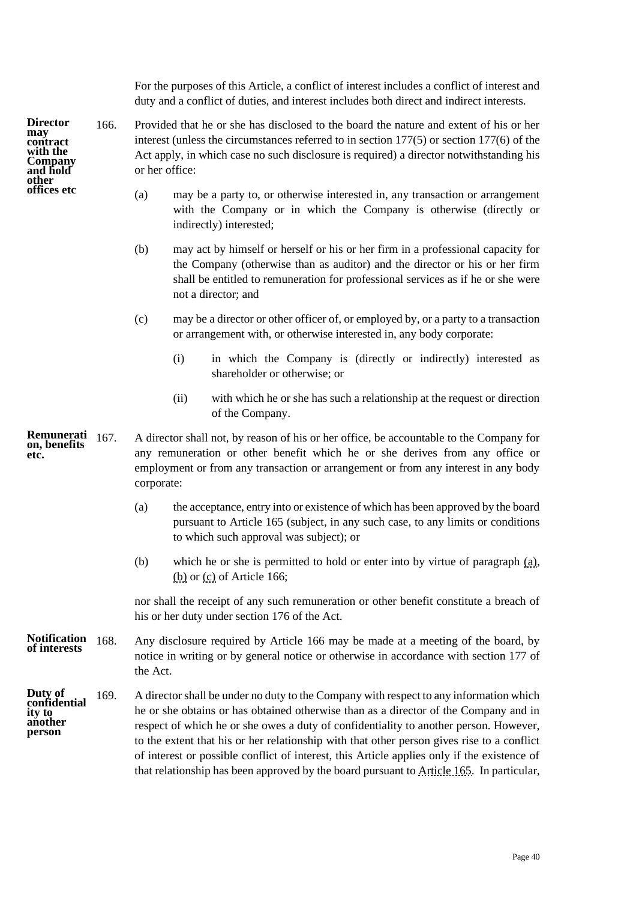For the purposes of this Article, a conflict of interest includes a conflict of interest and duty and a conflict of duties, and interest includes both direct and indirect interests.

**Director may contract with the Company and hold other offices etc**

166. Provided that he or she has disclosed to the board the nature and extent of his or her interest (unless the circumstances referred to in section 177(5) or section 177(6) of the Act apply, in which case no such disclosure is required) a director notwithstanding his or her office:

(a) may be a party to, or otherwise interested in, any transaction or arrangement with the Company or in which the Company is otherwise (directly or indirectly) interested;

(b) may act by himself or herself or his or her firm in a professional capacity for the Company (otherwise than as auditor) and the director or his or her firm shall be entitled to remuneration for professional services as if he or she were not a director; and

(c) may be a director or other officer of, or employed by, or a party to a transaction or arrangement with, or otherwise interested in, any body corporate:

(i) in which the Company is (directly or indirectly) interested as shareholder or otherwise; or

(ii) with which he or she has such a relationship at the request or direction of the Company.

**Remuneration, benefits etc.**

167. A director shall not, by reason of his or her office, be accountable to the Company for any remuneration or other benefit which he or she derives from any office or employment or from any transaction or arrangement or from any interest in any body corporate:

(a) the acceptance, entry into or existence of which has been approved by the board pursuant to Article 165 (subject, in any such case, to any limits or conditions to which such approval was subject); or

(b) which he or she is permitted to hold or enter into by virtue of paragraph (a), (b) or (c) of Article 166;

nor shall the receipt of any such remuneration or other benefit constitute a breach of his or her duty under section 176 of the Act.

**Notification of interests**

168. Any disclosure required by Article 166 may be made at a meeting of the board, by notice in writing or by general notice or otherwise in accordance with section 177 of the Act.

**Duty of confidentiality to another person**

169. A director shall be under no duty to the Company with respect to any information which he or she obtains or has obtained otherwise than as a director of the Company and in respect of which he or she owes a duty of confidentiality to another person. However, to the extent that his or her relationship with that other person gives rise to a conflict of interest or possible conflict of interest, this Article applies only if the existence of that relationship has been approved by the board pursuant to Article 165. In particular,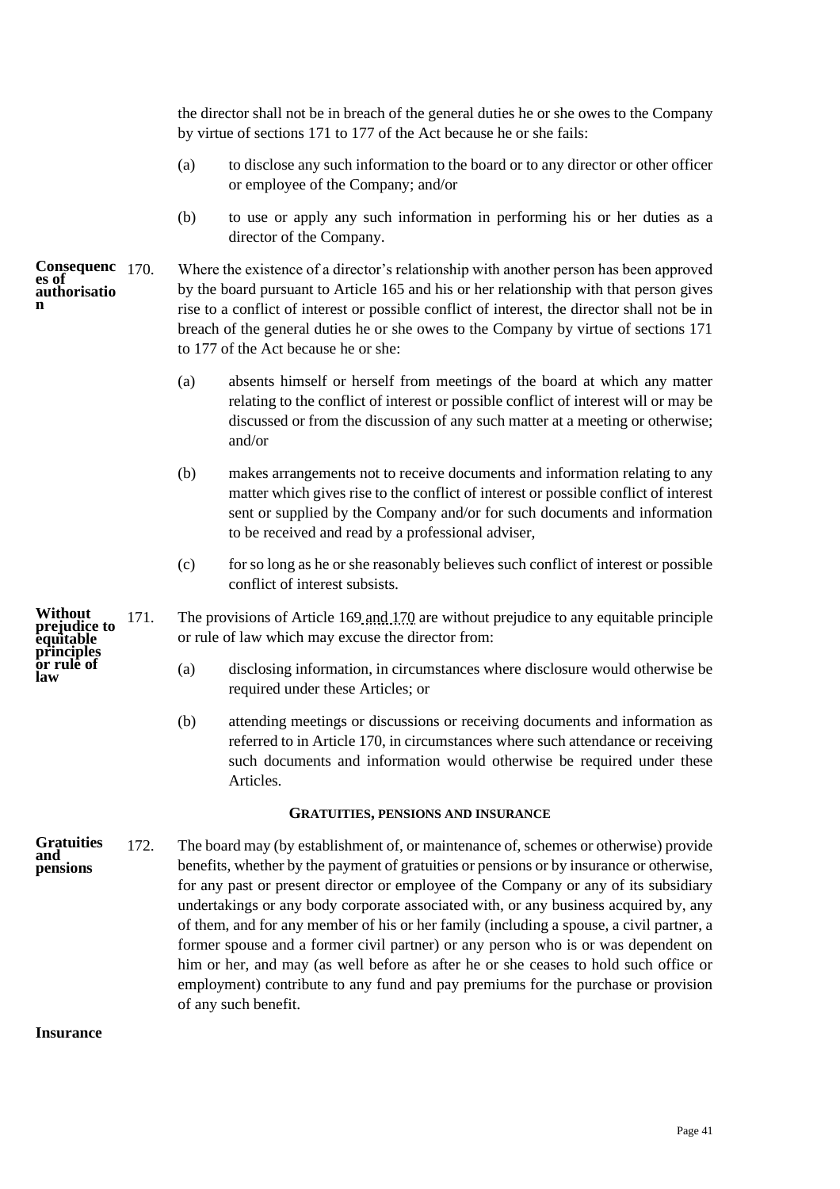the director shall not be in breach of the general duties he or she owes to the Company by virtue of sections 171 to 177 of the Act because he or she fails:

(a) to disclose any such information to the board or to any director or other officer or employee of the Company; and/or

(b) to use or apply any such information in performing his or her duties as a director of the Company.

**Consequences of authorisation**

170. Where the existence of a director's relationship with another person has been approved by the board pursuant to Article 165 and his or her relationship with that person gives rise to a conflict of interest or possible conflict of interest, the director shall not be in breach of the general duties he or she owes to the Company by virtue of sections 171 to 177 of the Act because he or she:

(a) absents himself or herself from meetings of the board at which any matter relating to the conflict of interest or possible conflict of interest will or may be discussed or from the discussion of any such matter at a meeting or otherwise; and/or

(b) makes arrangements not to receive documents and information relating to any matter which gives rise to the conflict of interest or possible conflict of interest sent or supplied by the Company and/or for such documents and information to be received and read by a professional adviser,

(c) for so long as he or she reasonably believes such conflict of interest or possible conflict of interest subsists.

**Without prejudice to equitable principles or rule of law**

171. The provisions of Article 169 and 170 are without prejudice to any equitable principle or rule of law which may excuse the director from:

(a) disclosing information, in circumstances where disclosure would otherwise be required under these Articles; or

(b) attending meetings or discussions or receiving documents and information as referred to in Article 170, in circumstances where such attendance or receiving such documents and information would otherwise be required under these Articles.

## GRATUITIES, PENSIONS AND INSURANCE

**Gratuities and pensions**

172. The board may (by establishment of, or maintenance of, schemes or otherwise) provide benefits, whether by the payment of gratuities or pensions or by insurance or otherwise, for any past or present director or employee of the Company or any of its subsidiary undertakings or any body corporate associated with, or any business acquired by, any of them, and for any member of his or her family (including a spouse, a civil partner, a former spouse and a former civil partner) or any person who is or was dependent on him or her, and may (as well before as after he or she ceases to hold such office or employment) contribute to any fund and pay premiums for the purchase or provision of any such benefit.

**Insurance**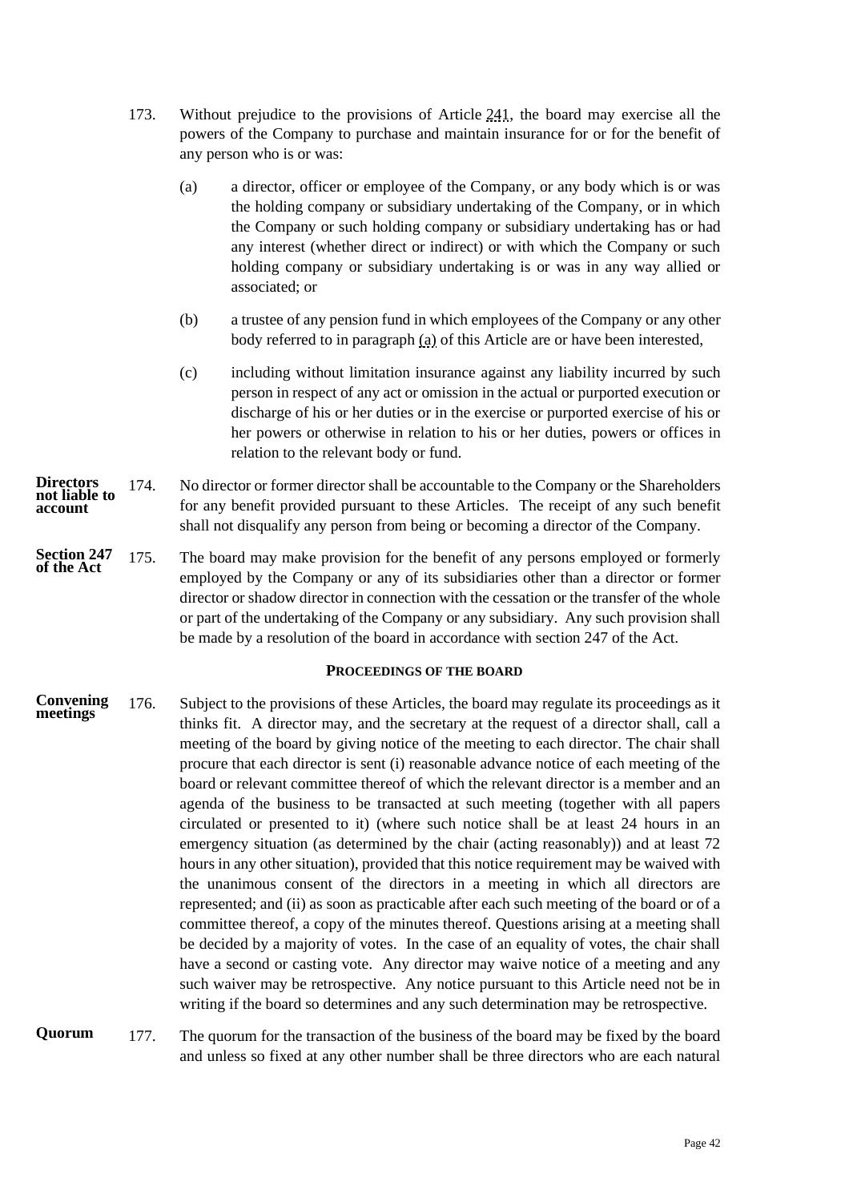173. Without prejudice to the provisions of Article 241, the board may exercise all the powers of the Company to purchase and maintain insurance for or for the benefit of any person who is or was:

   (a) a director, officer or employee of the Company, or any body which is or was the holding company or subsidiary undertaking of the Company, or in which the Company or such holding company or subsidiary undertaking has or had any interest (whether direct or indirect) or with which the Company or such holding company or subsidiary undertaking is or was in any way allied or associated; or

   (b) a trustee of any pension fund in which employees of the Company or any other body referred to in paragraph (a) of this Article are or have been interested,

   (c) including without limitation insurance against any liability incurred by such person in respect of any act or omission in the actual or purported execution or discharge of his or her duties or in the exercise or purported exercise of his or her powers or otherwise in relation to his or her duties, powers or offices in relation to the relevant body or fund.

**Directors not liable to account**

174. No director or former director shall be accountable to the Company or the Shareholders for any benefit provided pursuant to these Articles. The receipt of any such benefit shall not disqualify any person from being or becoming a director of the Company.

**Section 247 of the Act**

175. The board may make provision for the benefit of any persons employed or formerly employed by the Company or any of its subsidiaries other than a director or former director or shadow director in connection with the cessation or the transfer of the whole or part of the undertaking of the Company or any subsidiary. Any such provision shall be made by a resolution of the board in accordance with section 247 of the Act.

## PROCEEDINGS OF THE BOARD

**Convening meetings**

176. Subject to the provisions of these Articles, the board may regulate its proceedings as it thinks fit. A director may, and the secretary at the request of a director shall, call a meeting of the board by giving notice of the meeting to each director. The chair shall procure that each director is sent (i) reasonable advance notice of each meeting of the board or relevant committee thereof of which the relevant director is a member and an agenda of the business to be transacted at such meeting (together with all papers circulated or presented to it) (where such notice shall be at least 24 hours in an emergency situation (as determined by the chair (acting reasonably)) and at least 72 hours in any other situation), provided that this notice requirement may be waived with the unanimous consent of the directors in a meeting in which all directors are represented; and (ii) as soon as practicable after each such meeting of the board or of a committee thereof, a copy of the minutes thereof. Questions arising at a meeting shall be decided by a majority of votes. In the case of an equality of votes, the chair shall have a second or casting vote. Any director may waive notice of a meeting and any such waiver may be retrospective. Any notice pursuant to this Article need not be in writing if the board so determines and any such determination may be retrospective.

**Quorum**

177. The quorum for the transaction of the business of the board may be fixed by the board and unless so fixed at any other number shall be three directors who are each natural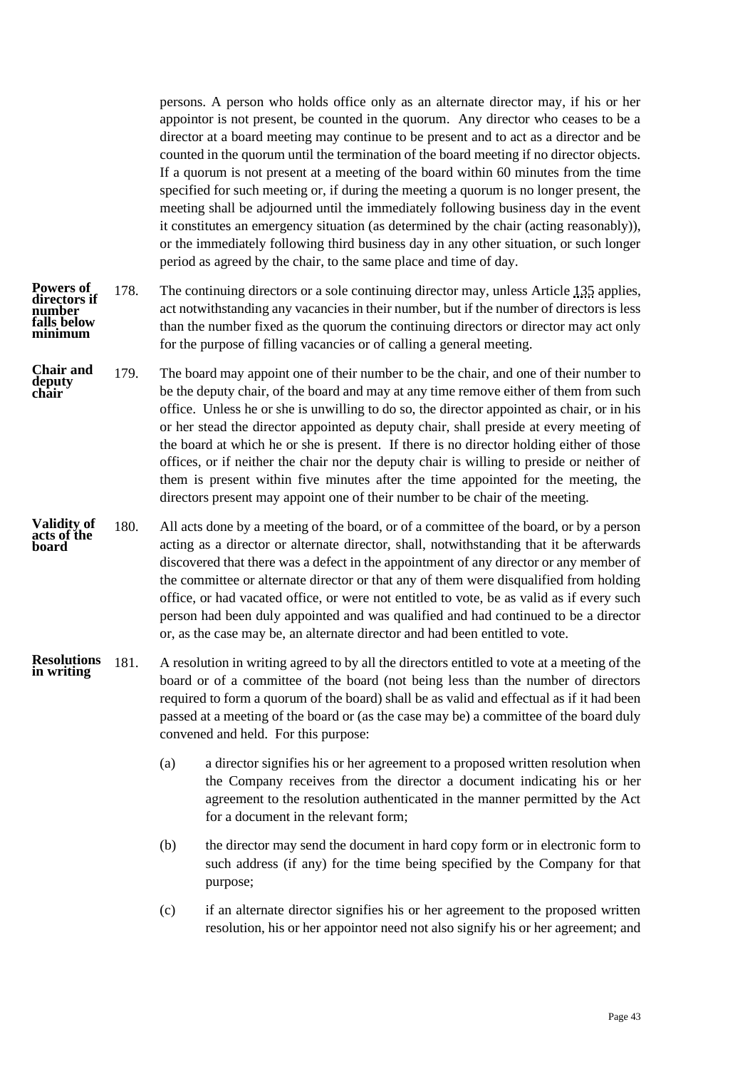persons. A person who holds office only as an alternate director may, if his or her appointor is not present, be counted in the quorum. Any director who ceases to be a director at a board meeting may continue to be present and to act as a director and be counted in the quorum until the termination of the board meeting if no director objects. If a quorum is not present at a meeting of the board within 60 minutes from the time specified for such meeting or, if during the meeting a quorum is no longer present, the meeting shall be adjourned until the immediately following business day in the event it constitutes an emergency situation (as determined by the chair (acting reasonably)), or the immediately following third business day in any other situation, or such longer period as agreed by the chair, to the same place and time of day.

**Powers of directors if number falls below minimum**

178. The continuing directors or a sole continuing director may, unless Article 135 applies, act notwithstanding any vacancies in their number, but if the number of directors is less than the number fixed as the quorum the continuing directors or director may act only for the purpose of filling vacancies or of calling a general meeting.

**Chair and deputy chair**

179. The board may appoint one of their number to be the chair, and one of their number to be the deputy chair, of the board and may at any time remove either of them from such office. Unless he or she is unwilling to do so, the director appointed as chair, or in his or her stead the director appointed as deputy chair, shall preside at every meeting of the board at which he or she is present. If there is no director holding either of those offices, or if neither the chair nor the deputy chair is willing to preside or neither of them is present within five minutes after the time appointed for the meeting, the directors present may appoint one of their number to be chair of the meeting.

**Validity of acts of the board**

180. All acts done by a meeting of the board, or of a committee of the board, or by a person acting as a director or alternate director, shall, notwithstanding that it be afterwards discovered that there was a defect in the appointment of any director or any member of the committee or alternate director or that any of them were disqualified from holding office, or had vacated office, or were not entitled to vote, be as valid as if every such person had been duly appointed and was qualified and had continued to be a director or, as the case may be, an alternate director and had been entitled to vote.

**Resolutions in writing**

181. A resolution in writing agreed to by all the directors entitled to vote at a meeting of the board or of a committee of the board (not being less than the number of directors required to form a quorum of the board) shall be as valid and effectual as if it had been passed at a meeting of the board or (as the case may be) a committee of the board duly convened and held. For this purpose:

(a) a director signifies his or her agreement to a proposed written resolution when the Company receives from the director a document indicating his or her agreement to the resolution authenticated in the manner permitted by the Act for a document in the relevant form;

(b) the director may send the document in hard copy form or in electronic form to such address (if any) for the time being specified by the Company for that purpose;

(c) if an alternate director signifies his or her agreement to the proposed written resolution, his or her appointor need not also signify his or her agreement; and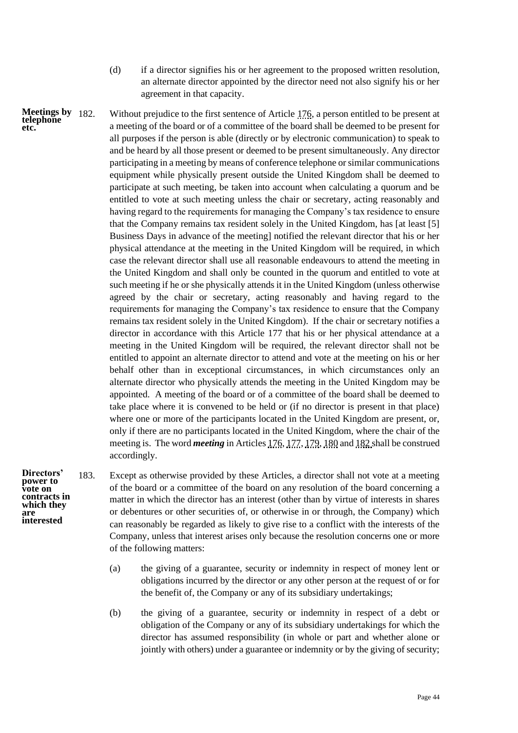(d) if a director signifies his or her agreement to the proposed written resolution, an alternate director appointed by the director need not also signify his or her agreement in that capacity.

**Meetings by telephone etc.**

182. Without prejudice to the first sentence of Article 176, a person entitled to be present at a meeting of the board or of a committee of the board shall be deemed to be present for all purposes if the person is able (directly or by electronic communication) to speak to and be heard by all those present or deemed to be present simultaneously. Any director participating in a meeting by means of conference telephone or similar communications equipment while physically present outside the United Kingdom shall be deemed to participate at such meeting, be taken into account when calculating a quorum and be entitled to vote at such meeting unless the chair or secretary, acting reasonably and having regard to the requirements for managing the Company's tax residence to ensure that the Company remains tax resident solely in the United Kingdom, has [at least [5] Business Days in advance of the meeting] notified the relevant director that his or her physical attendance at the meeting in the United Kingdom will be required, in which case the relevant director shall use all reasonable endeavours to attend the meeting in the United Kingdom and shall only be counted in the quorum and entitled to vote at such meeting if he or she physically attends it in the United Kingdom (unless otherwise agreed by the chair or secretary, acting reasonably and having regard to the requirements for managing the Company's tax residence to ensure that the Company remains tax resident solely in the United Kingdom). If the chair or secretary notifies a director in accordance with this Article 177 that his or her physical attendance at a meeting in the United Kingdom will be required, the relevant director shall not be entitled to appoint an alternate director to attend and vote at the meeting on his or her behalf other than in exceptional circumstances, in which circumstances only an alternate director who physically attends the meeting in the United Kingdom may be appointed. A meeting of the board or of a committee of the board shall be deemed to take place where it is convened to be held or (if no director is present in that place) where one or more of the participants located in the United Kingdom are present, or, only if there are no participants located in the United Kingdom, where the chair of the meeting is. The word ***meeting*** in Articles 176, 177, 179, 180 and 182 shall be construed accordingly.

**Directors' power to vote on contracts in which they are interested**

183. Except as otherwise provided by these Articles, a director shall not vote at a meeting of the board or a committee of the board on any resolution of the board concerning a matter in which the director has an interest (other than by virtue of interests in shares or debentures or other securities of, or otherwise in or through, the Company) which can reasonably be regarded as likely to give rise to a conflict with the interests of the Company, unless that interest arises only because the resolution concerns one or more of the following matters:

(a) the giving of a guarantee, security or indemnity in respect of money lent or obligations incurred by the director or any other person at the request of or for the benefit of, the Company or any of its subsidiary undertakings;

(b) the giving of a guarantee, security or indemnity in respect of a debt or obligation of the Company or any of its subsidiary undertakings for which the director has assumed responsibility (in whole or part and whether alone or jointly with others) under a guarantee or indemnity or by the giving of security;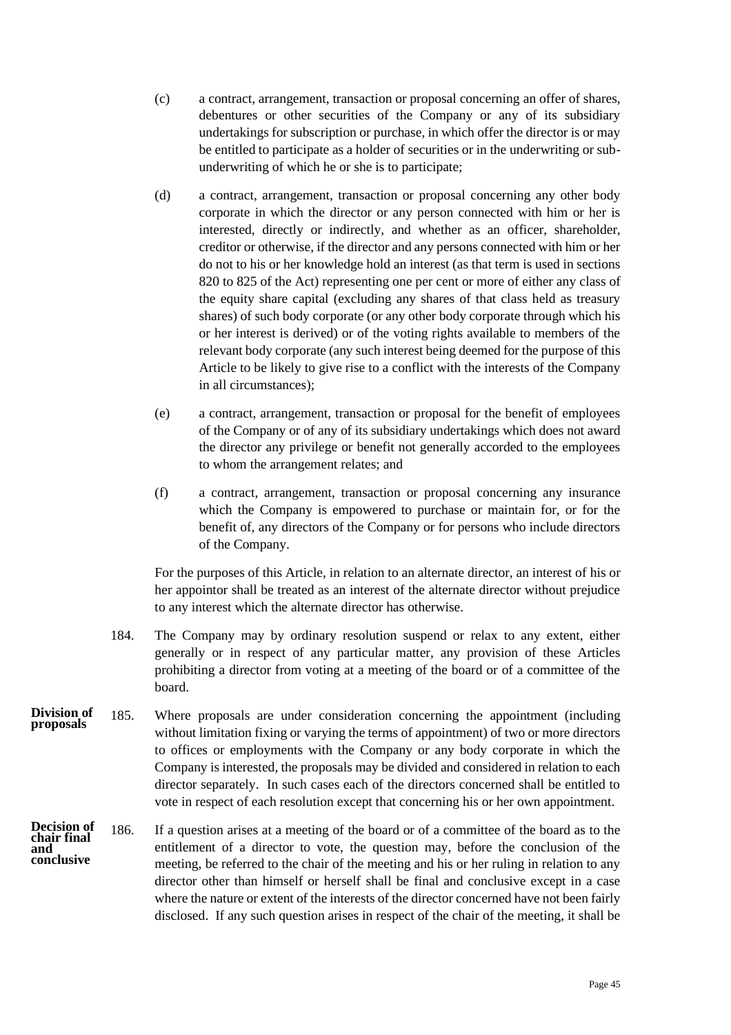(c) a contract, arrangement, transaction or proposal concerning an offer of shares, debentures or other securities of the Company or any of its subsidiary undertakings for subscription or purchase, in which offer the director is or may be entitled to participate as a holder of securities or in the underwriting or sub-underwriting of which he or she is to participate;

(d) a contract, arrangement, transaction or proposal concerning any other body corporate in which the director or any person connected with him or her is interested, directly or indirectly, and whether as an officer, shareholder, creditor or otherwise, if the director and any persons connected with him or her do not to his or her knowledge hold an interest (as that term is used in sections 820 to 825 of the Act) representing one per cent or more of either any class of the equity share capital (excluding any shares of that class held as treasury shares) of such body corporate (or any other body corporate through which his or her interest is derived) or of the voting rights available to members of the relevant body corporate (any such interest being deemed for the purpose of this Article to be likely to give rise to a conflict with the interests of the Company in all circumstances);

(e) a contract, arrangement, transaction or proposal for the benefit of employees of the Company or of any of its subsidiary undertakings which does not award the director any privilege or benefit not generally accorded to the employees to whom the arrangement relates; and

(f) a contract, arrangement, transaction or proposal concerning any insurance which the Company is empowered to purchase or maintain for, or for the benefit of, any directors of the Company or for persons who include directors of the Company.

For the purposes of this Article, in relation to an alternate director, an interest of his or her appointor shall be treated as an interest of the alternate director without prejudice to any interest which the alternate director has otherwise.

184. The Company may by ordinary resolution suspend or relax to any extent, either generally or in respect of any particular matter, any provision of these Articles prohibiting a director from voting at a meeting of the board or of a committee of the board.

**Division of proposals**

185. Where proposals are under consideration concerning the appointment (including without limitation fixing or varying the terms of appointment) of two or more directors to offices or employments with the Company or any body corporate in which the Company is interested, the proposals may be divided and considered in relation to each director separately. In such cases each of the directors concerned shall be entitled to vote in respect of each resolution except that concerning his or her own appointment.

**Decision of chair final and conclusive**

186. If a question arises at a meeting of the board or of a committee of the board as to the entitlement of a director to vote, the question may, before the conclusion of the meeting, be referred to the chair of the meeting and his or her ruling in relation to any director other than himself or herself shall be final and conclusive except in a case where the nature or extent of the interests of the director concerned have not been fairly disclosed. If any such question arises in respect of the chair of the meeting, it shall be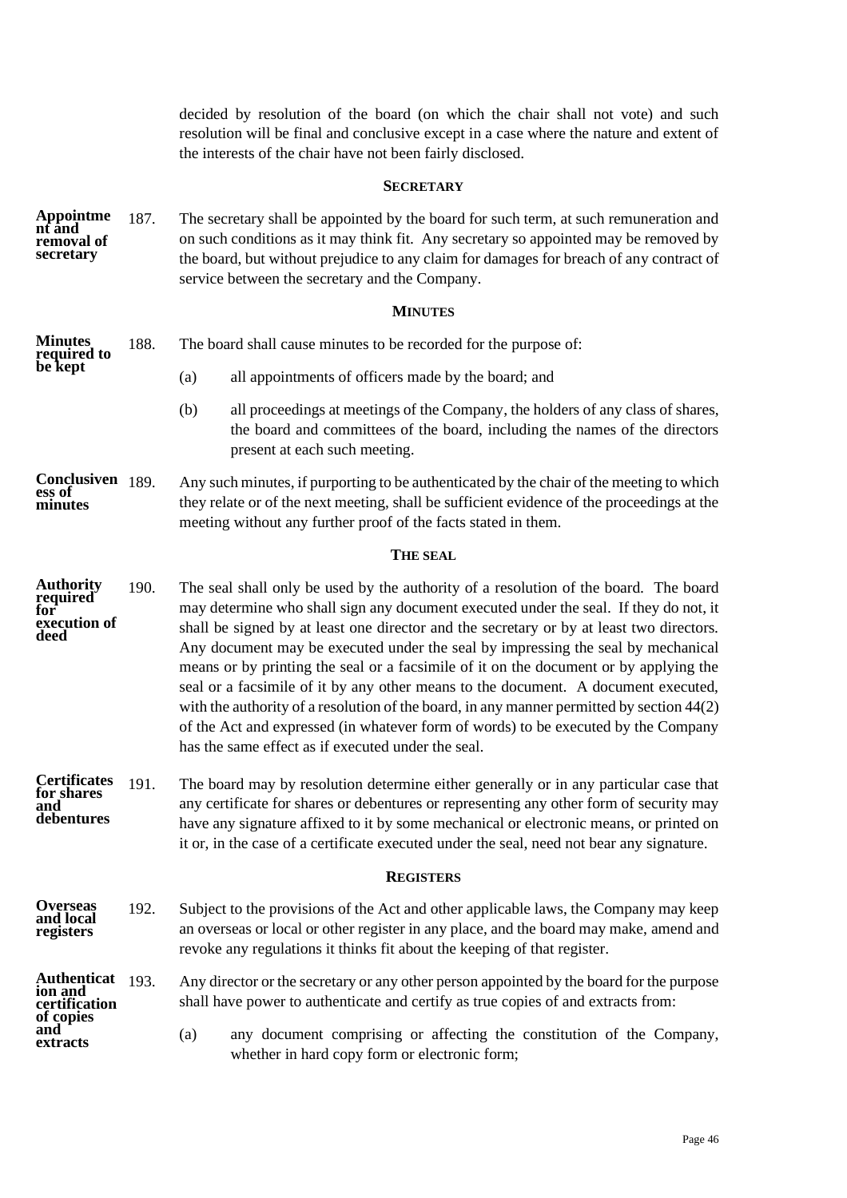decided by resolution of the board (on which the chair shall not vote) and such resolution will be final and conclusive except in a case where the nature and extent of the interests of the chair have not been fairly disclosed.

## SECRETARY

**Appointment and removal of secretary**

187. The secretary shall be appointed by the board for such term, at such remuneration and on such conditions as it may think fit. Any secretary so appointed may be removed by the board, but without prejudice to any claim for damages for breach of any contract of service between the secretary and the Company.

## MINUTES

**Minutes required to be kept**

188. The board shall cause minutes to be recorded for the purpose of:

(a) all appointments of officers made by the board; and

(b) all proceedings at meetings of the Company, the holders of any class of shares, the board and committees of the board, including the names of the directors present at each such meeting.

**Conclusiveness of minutes**

189. Any such minutes, if purporting to be authenticated by the chair of the meeting to which they relate or of the next meeting, shall be sufficient evidence of the proceedings at the meeting without any further proof of the facts stated in them.

## THE SEAL

**Authority required for execution of deed**

190. The seal shall only be used by the authority of a resolution of the board. The board may determine who shall sign any document executed under the seal. If they do not, it shall be signed by at least one director and the secretary or by at least two directors. Any document may be executed under the seal by impressing the seal by mechanical means or by printing the seal or a facsimile of it on the document or by applying the seal or a facsimile of it by any other means to the document. A document executed, with the authority of a resolution of the board, in any manner permitted by section 44(2) of the Act and expressed (in whatever form of words) to be executed by the Company has the same effect as if executed under the seal.

**Certificates for shares and debentures**

191. The board may by resolution determine either generally or in any particular case that any certificate for shares or debentures or representing any other form of security may have any signature affixed to it by some mechanical or electronic means, or printed on it or, in the case of a certificate executed under the seal, need not bear any signature.

## REGISTERS

**Overseas and local registers**

192. Subject to the provisions of the Act and other applicable laws, the Company may keep an overseas or local or other register in any place, and the board may make, amend and revoke any regulations it thinks fit about the keeping of that register.

**Authentication and certification of copies and extracts**

193. Any director or the secretary or any other person appointed by the board for the purpose shall have power to authenticate and certify as true copies of and extracts from:

(a) any document comprising or affecting the constitution of the Company, whether in hard copy form or electronic form;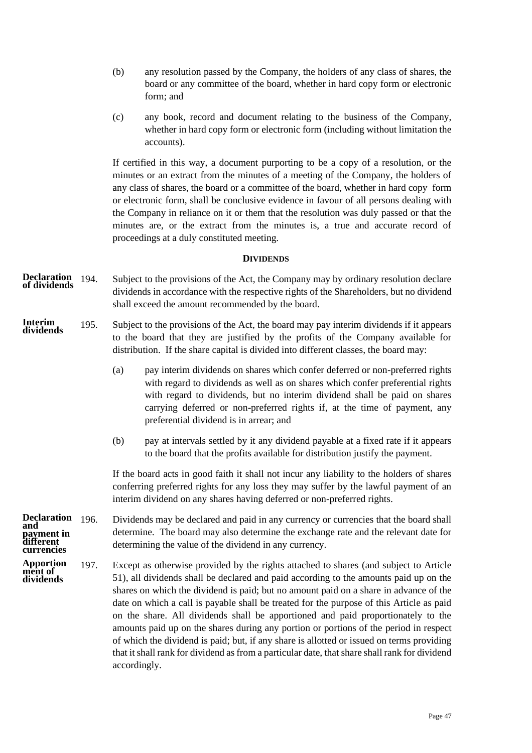(b) any resolution passed by the Company, the holders of any class of shares, the board or any committee of the board, whether in hard copy form or electronic form; and

(c) any book, record and document relating to the business of the Company, whether in hard copy form or electronic form (including without limitation the accounts).

If certified in this way, a document purporting to be a copy of a resolution, or the minutes or an extract from the minutes of a meeting of the Company, the holders of any class of shares, the board or a committee of the board, whether in hard copy form or electronic form, shall be conclusive evidence in favour of all persons dealing with the Company in reliance on it or them that the resolution was duly passed or that the minutes are, or the extract from the minutes is, a true and accurate record of proceedings at a duly constituted meeting.

## DIVIDENDS

**Declaration of dividends**

194. Subject to the provisions of the Act, the Company may by ordinary resolution declare dividends in accordance with the respective rights of the Shareholders, but no dividend shall exceed the amount recommended by the board.

**Interim dividends**

195. Subject to the provisions of the Act, the board may pay interim dividends if it appears to the board that they are justified by the profits of the Company available for distribution. If the share capital is divided into different classes, the board may:

(a) pay interim dividends on shares which confer deferred or non-preferred rights with regard to dividends as well as on shares which confer preferential rights with regard to dividends, but no interim dividend shall be paid on shares carrying deferred or non-preferred rights if, at the time of payment, any preferential dividend is in arrear; and

(b) pay at intervals settled by it any dividend payable at a fixed rate if it appears to the board that the profits available for distribution justify the payment.

If the board acts in good faith it shall not incur any liability to the holders of shares conferring preferred rights for any loss they may suffer by the lawful payment of an interim dividend on any shares having deferred or non-preferred rights.

**Declaration and payment in different currencies**

196. Dividends may be declared and paid in any currency or currencies that the board shall determine. The board may also determine the exchange rate and the relevant date for determining the value of the dividend in any currency.

**Apportionment of dividends**

197. Except as otherwise provided by the rights attached to shares (and subject to Article 51), all dividends shall be declared and paid according to the amounts paid up on the shares on which the dividend is paid; but no amount paid on a share in advance of the date on which a call is payable shall be treated for the purpose of this Article as paid on the share. All dividends shall be apportioned and paid proportionately to the amounts paid up on the shares during any portion or portions of the period in respect of which the dividend is paid; but, if any share is allotted or issued on terms providing that it shall rank for dividend as from a particular date, that share shall rank for dividend accordingly.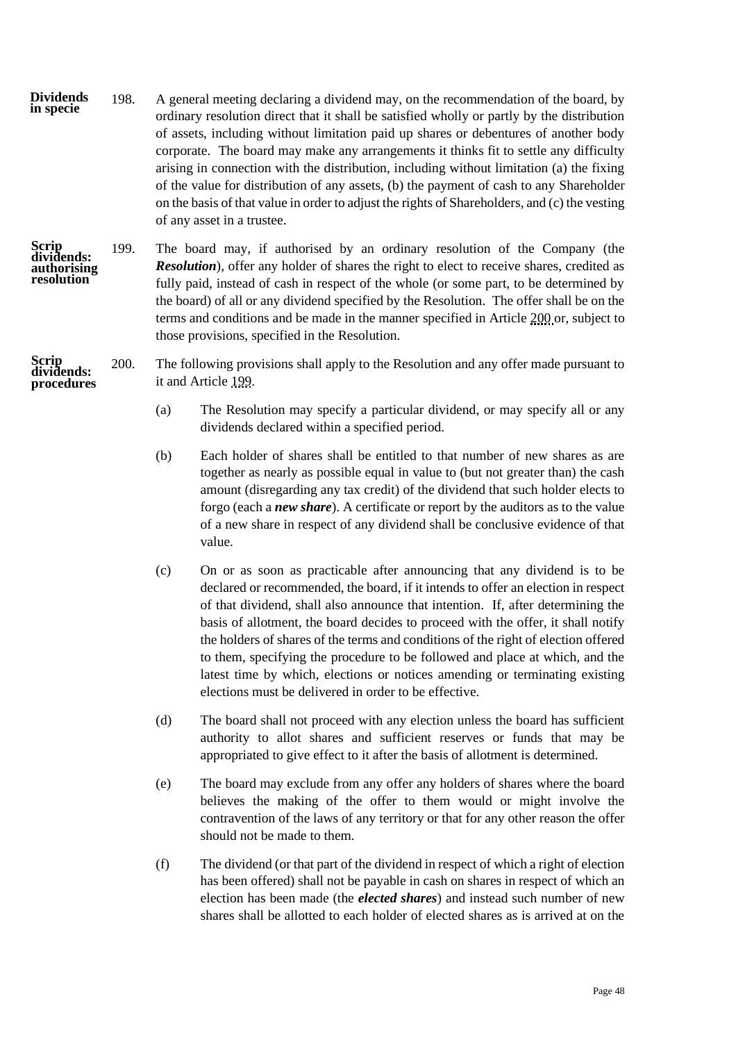**Dividends in specie**

198. A general meeting declaring a dividend may, on the recommendation of the board, by ordinary resolution direct that it shall be satisfied wholly or partly by the distribution of assets, including without limitation paid up shares or debentures of another body corporate. The board may make any arrangements it thinks fit to settle any difficulty arising in connection with the distribution, including without limitation (a) the fixing of the value for distribution of any assets, (b) the payment of cash to any Shareholder on the basis of that value in order to adjust the rights of Shareholders, and (c) the vesting of any asset in a trustee.

**Scrip dividends: authorising resolution**

199. The board may, if authorised by an ordinary resolution of the Company (the ***Resolution***), offer any holder of shares the right to elect to receive shares, credited as fully paid, instead of cash in respect of the whole (or some part, to be determined by the board) of all or any dividend specified by the Resolution. The offer shall be on the terms and conditions and be made in the manner specified in Article 200 or, subject to those provisions, specified in the Resolution.

**Scrip dividends: procedures**

200. The following provisions shall apply to the Resolution and any offer made pursuant to it and Article 199.

(a) The Resolution may specify a particular dividend, or may specify all or any dividends declared within a specified period.

(b) Each holder of shares shall be entitled to that number of new shares as are together as nearly as possible equal in value to (but not greater than) the cash amount (disregarding any tax credit) of the dividend that such holder elects to forgo (each a ***new share***). A certificate or report by the auditors as to the value of a new share in respect of any dividend shall be conclusive evidence of that value.

(c) On or as soon as practicable after announcing that any dividend is to be declared or recommended, the board, if it intends to offer an election in respect of that dividend, shall also announce that intention. If, after determining the basis of allotment, the board decides to proceed with the offer, it shall notify the holders of shares of the terms and conditions of the right of election offered to them, specifying the procedure to be followed and place at which, and the latest time by which, elections or notices amending or terminating existing elections must be delivered in order to be effective.

(d) The board shall not proceed with any election unless the board has sufficient authority to allot shares and sufficient reserves or funds that may be appropriated to give effect to it after the basis of allotment is determined.

(e) The board may exclude from any offer any holders of shares where the board believes the making of the offer to them would or might involve the contravention of the laws of any territory or that for any other reason the offer should not be made to them.

(f) The dividend (or that part of the dividend in respect of which a right of election has been offered) shall not be payable in cash on shares in respect of which an election has been made (the ***elected shares***) and instead such number of new shares shall be allotted to each holder of elected shares as is arrived at on the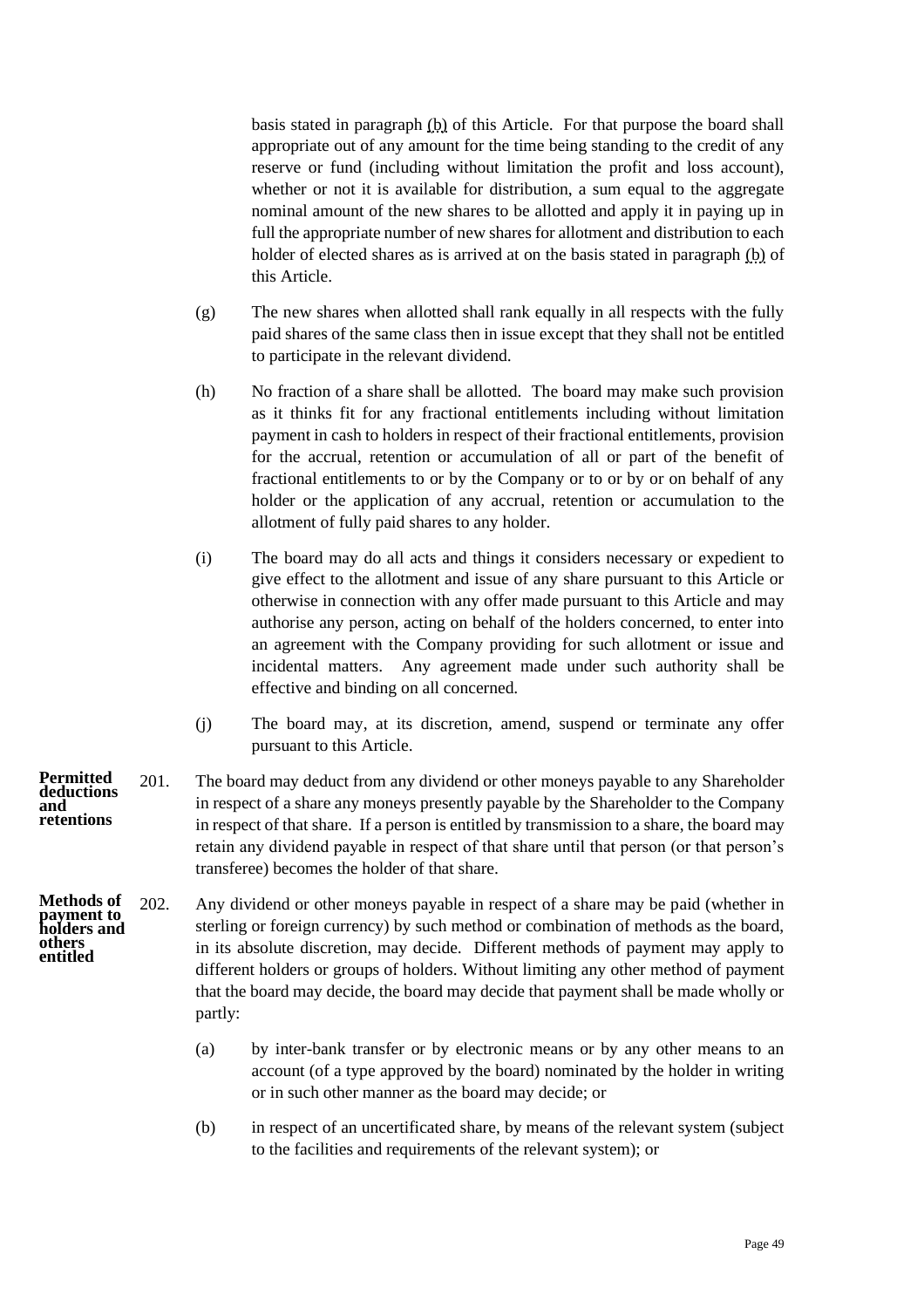basis stated in paragraph (b) of this Article. For that purpose the board shall appropriate out of any amount for the time being standing to the credit of any reserve or fund (including without limitation the profit and loss account), whether or not it is available for distribution, a sum equal to the aggregate nominal amount of the new shares to be allotted and apply it in paying up in full the appropriate number of new shares for allotment and distribution to each holder of elected shares as is arrived at on the basis stated in paragraph (b) of this Article.

(g) The new shares when allotted shall rank equally in all respects with the fully paid shares of the same class then in issue except that they shall not be entitled to participate in the relevant dividend.

(h) No fraction of a share shall be allotted. The board may make such provision as it thinks fit for any fractional entitlements including without limitation payment in cash to holders in respect of their fractional entitlements, provision for the accrual, retention or accumulation of all or part of the benefit of fractional entitlements to or by the Company or to or by or on behalf of any holder or the application of any accrual, retention or accumulation to the allotment of fully paid shares to any holder.

(i) The board may do all acts and things it considers necessary or expedient to give effect to the allotment and issue of any share pursuant to this Article or otherwise in connection with any offer made pursuant to this Article and may authorise any person, acting on behalf of the holders concerned, to enter into an agreement with the Company providing for such allotment or issue and incidental matters. Any agreement made under such authority shall be effective and binding on all concerned.

(j) The board may, at its discretion, amend, suspend or terminate any offer pursuant to this Article.

**Permitted deductions and retentions**

201. The board may deduct from any dividend or other moneys payable to any Shareholder in respect of a share any moneys presently payable by the Shareholder to the Company in respect of that share. If a person is entitled by transmission to a share, the board may retain any dividend payable in respect of that share until that person (or that person's transferee) becomes the holder of that share.

**Methods of payment to holders and others entitled**

202. Any dividend or other moneys payable in respect of a share may be paid (whether in sterling or foreign currency) by such method or combination of methods as the board, in its absolute discretion, may decide. Different methods of payment may apply to different holders or groups of holders. Without limiting any other method of payment that the board may decide, the board may decide that payment shall be made wholly or partly:

(a) by inter-bank transfer or by electronic means or by any other means to an account (of a type approved by the board) nominated by the holder in writing or in such other manner as the board may decide; or

(b) in respect of an uncertificated share, by means of the relevant system (subject to the facilities and requirements of the relevant system); or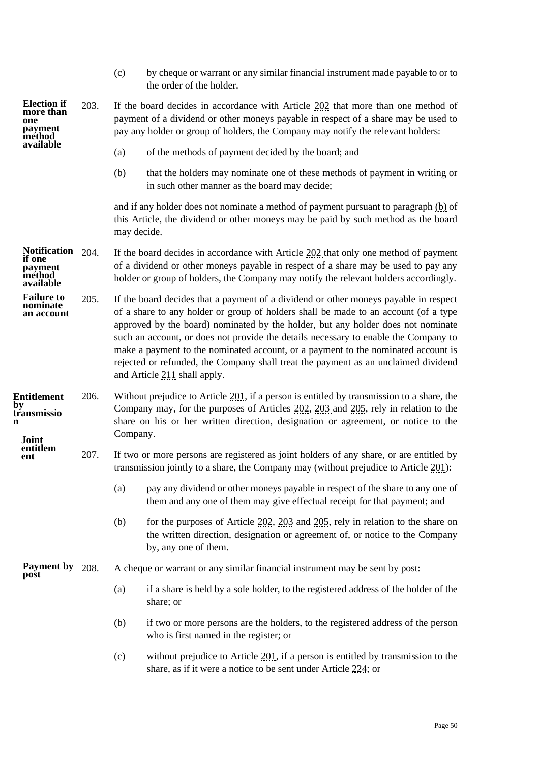(c) by cheque or warrant or any similar financial instrument made payable to or to the order of the holder.

**Election if more than one payment method available**

203. If the board decides in accordance with Article 202 that more than one method of payment of a dividend or other moneys payable in respect of a share may be used to pay any holder or group of holders, the Company may notify the relevant holders:

(a) of the methods of payment decided by the board; and

(b) that the holders may nominate one of these methods of payment in writing or in such other manner as the board may decide;

and if any holder does not nominate a method of payment pursuant to paragraph (b) of this Article, the dividend or other moneys may be paid by such method as the board may decide.

**Notification if one payment method available**

204. If the board decides in accordance with Article 202 that only one method of payment of a dividend or other moneys payable in respect of a share may be used to pay any holder or group of holders, the Company may notify the relevant holders accordingly.

**Failure to nominate an account**

205. If the board decides that a payment of a dividend or other moneys payable in respect of a share to any holder or group of holders shall be made to an account (of a type approved by the board) nominated by the holder, but any holder does not nominate such an account, or does not provide the details necessary to enable the Company to make a payment to the nominated account, or a payment to the nominated account is rejected or refunded, the Company shall treat the payment as an unclaimed dividend and Article 211 shall apply.

**Entitlement by transmission**

206. Without prejudice to Article 201, if a person is entitled by transmission to a share, the Company may, for the purposes of Articles 202, 203 and 205, rely in relation to the share on his or her written direction, designation or agreement, or notice to the Company.

**Joint entitlement**

207. If two or more persons are registered as joint holders of any share, or are entitled by transmission jointly to a share, the Company may (without prejudice to Article 201):

(a) pay any dividend or other moneys payable in respect of the share to any one of them and any one of them may give effectual receipt for that payment; and

(b) for the purposes of Article 202, 203 and 205, rely in relation to the share on the written direction, designation or agreement of, or notice to the Company by, any one of them.

**Payment by post**

208. A cheque or warrant or any similar financial instrument may be sent by post:

(a) if a share is held by a sole holder, to the registered address of the holder of the share; or

(b) if two or more persons are the holders, to the registered address of the person who is first named in the register; or

(c) without prejudice to Article 201, if a person is entitled by transmission to the share, as if it were a notice to be sent under Article 224; or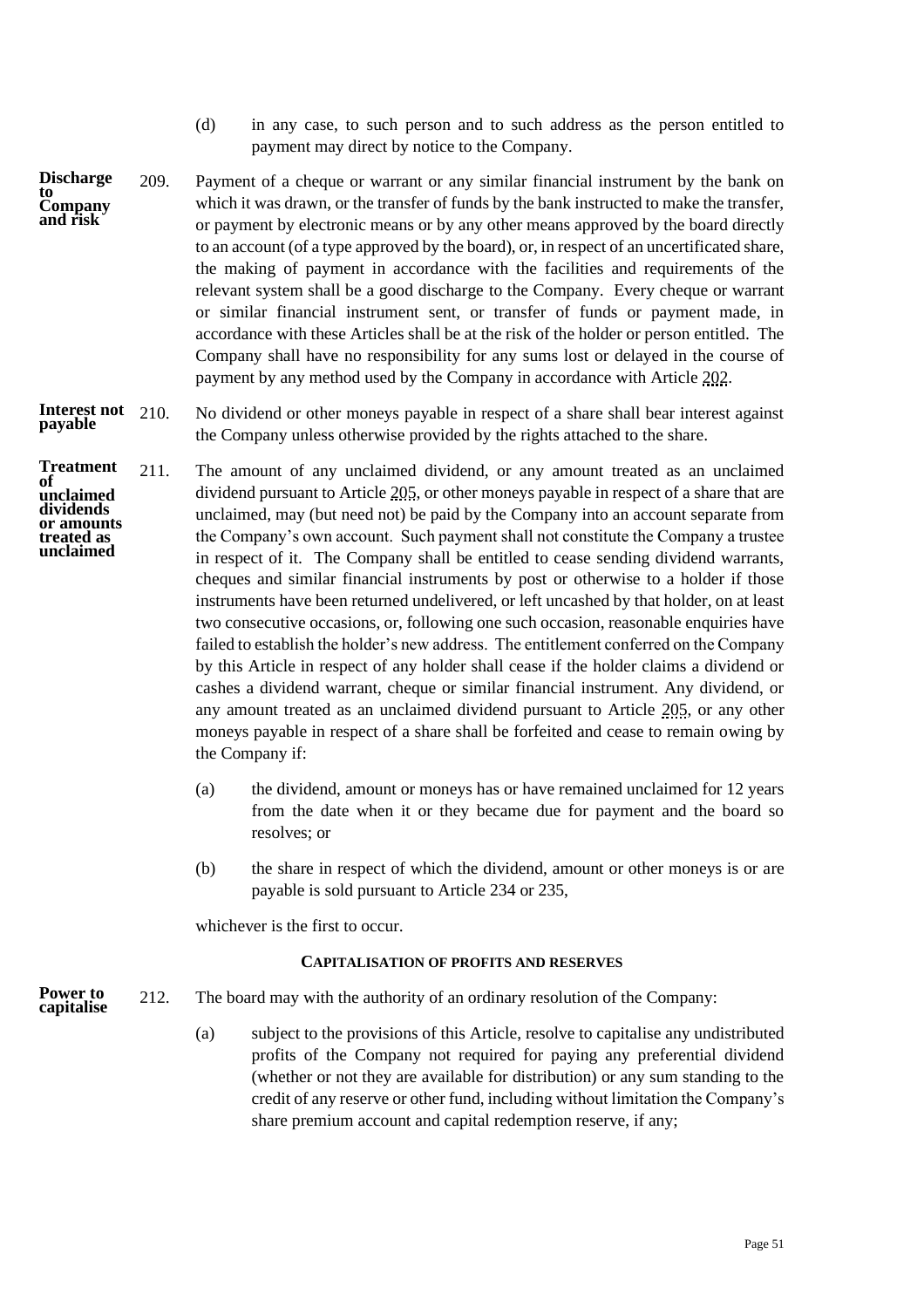(d) in any case, to such person and to such address as the person entitled to payment may direct by notice to the Company.

**Discharge to Company and risk**

209. Payment of a cheque or warrant or any similar financial instrument by the bank on which it was drawn, or the transfer of funds by the bank instructed to make the transfer, or payment by electronic means or by any other means approved by the board directly to an account (of a type approved by the board), or, in respect of an uncertificated share, the making of payment in accordance with the facilities and requirements of the relevant system shall be a good discharge to the Company. Every cheque or warrant or similar financial instrument sent, or transfer of funds or payment made, in accordance with these Articles shall be at the risk of the holder or person entitled. The Company shall have no responsibility for any sums lost or delayed in the course of payment by any method used by the Company in accordance with Article 202.

**Interest not payable**

210. No dividend or other moneys payable in respect of a share shall bear interest against the Company unless otherwise provided by the rights attached to the share.

**Treatment of unclaimed dividends or amounts treated as unclaimed**

211. The amount of any unclaimed dividend, or any amount treated as an unclaimed dividend pursuant to Article 205, or other moneys payable in respect of a share that are unclaimed, may (but need not) be paid by the Company into an account separate from the Company's own account. Such payment shall not constitute the Company a trustee in respect of it. The Company shall be entitled to cease sending dividend warrants, cheques and similar financial instruments by post or otherwise to a holder if those instruments have been returned undelivered, or left uncashed by that holder, on at least two consecutive occasions, or, following one such occasion, reasonable enquiries have failed to establish the holder's new address. The entitlement conferred on the Company by this Article in respect of any holder shall cease if the holder claims a dividend or cashes a dividend warrant, cheque or similar financial instrument. Any dividend, or any amount treated as an unclaimed dividend pursuant to Article 205, or any other moneys payable in respect of a share shall be forfeited and cease to remain owing by the Company if:

(a) the dividend, amount or moneys has or have remained unclaimed for 12 years from the date when it or they became due for payment and the board so resolves; or

(b) the share in respect of which the dividend, amount or other moneys is or are payable is sold pursuant to Article 234 or 235,

whichever is the first to occur.

## CAPITALISATION OF PROFITS AND RESERVES

**Power to capitalise**

212. The board may with the authority of an ordinary resolution of the Company:

(a) subject to the provisions of this Article, resolve to capitalise any undistributed profits of the Company not required for paying any preferential dividend (whether or not they are available for distribution) or any sum standing to the credit of any reserve or other fund, including without limitation the Company's share premium account and capital redemption reserve, if any;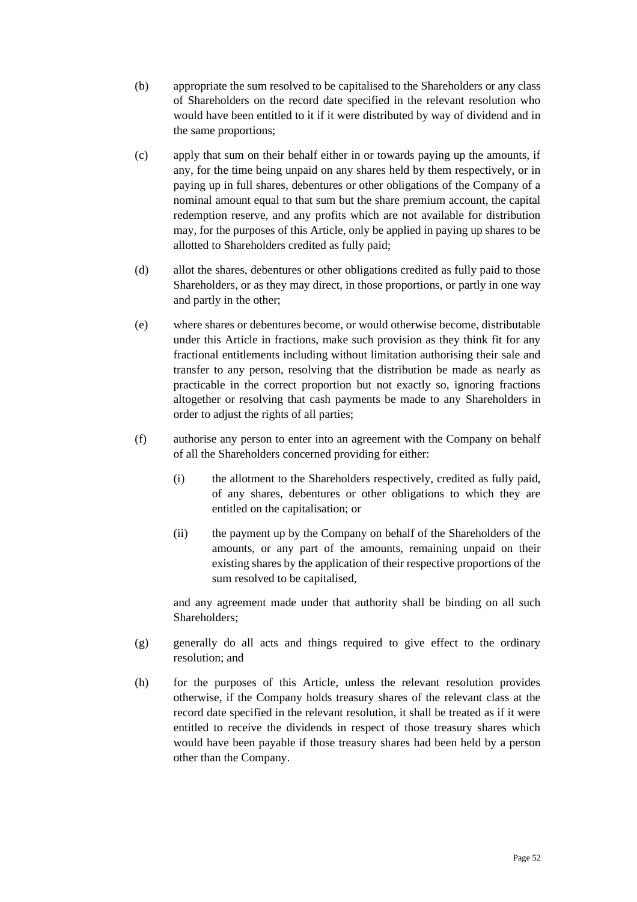(b) appropriate the sum resolved to be capitalised to the Shareholders or any class of Shareholders on the record date specified in the relevant resolution who would have been entitled to it if it were distributed by way of dividend and in the same proportions;

(c) apply that sum on their behalf either in or towards paying up the amounts, if any, for the time being unpaid on any shares held by them respectively, or in paying up in full shares, debentures or other obligations of the Company of a nominal amount equal to that sum but the share premium account, the capital redemption reserve, and any profits which are not available for distribution may, for the purposes of this Article, only be applied in paying up shares to be allotted to Shareholders credited as fully paid;

(d) allot the shares, debentures or other obligations credited as fully paid to those Shareholders, or as they may direct, in those proportions, or partly in one way and partly in the other;

(e) where shares or debentures become, or would otherwise become, distributable under this Article in fractions, make such provision as they think fit for any fractional entitlements including without limitation authorising their sale and transfer to any person, resolving that the distribution be made as nearly as practicable in the correct proportion but not exactly so, ignoring fractions altogether or resolving that cash payments be made to any Shareholders in order to adjust the rights of all parties;

(f) authorise any person to enter into an agreement with the Company on behalf of all the Shareholders concerned providing for either:

    (i) the allotment to the Shareholders respectively, credited as fully paid, of any shares, debentures or other obligations to which they are entitled on the capitalisation; or

    (ii) the payment up by the Company on behalf of the Shareholders of the amounts, or any part of the amounts, remaining unpaid on their existing shares by the application of their respective proportions of the sum resolved to be capitalised,

    and any agreement made under that authority shall be binding on all such Shareholders;

(g) generally do all acts and things required to give effect to the ordinary resolution; and

(h) for the purposes of this Article, unless the relevant resolution provides otherwise, if the Company holds treasury shares of the relevant class at the record date specified in the relevant resolution, it shall be treated as if it were entitled to receive the dividends in respect of those treasury shares which would have been payable if those treasury shares had been held by a person other than the Company.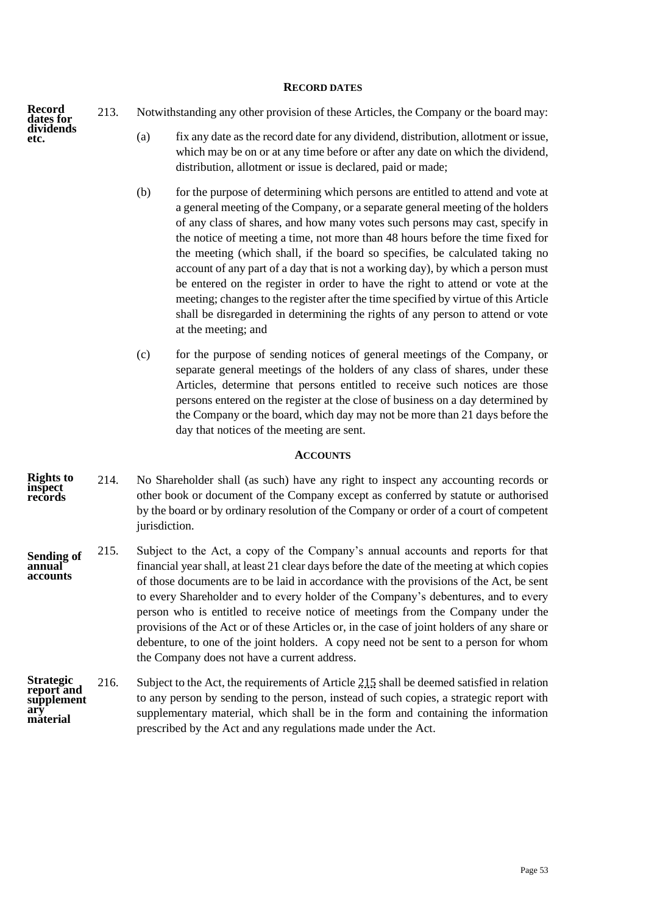## RECORD DATES

**Record dates for dividends etc.**

213. Notwithstanding any other provision of these Articles, the Company or the board may:

(a) fix any date as the record date for any dividend, distribution, allotment or issue, which may be on or at any time before or after any date on which the dividend, distribution, allotment or issue is declared, paid or made;

(b) for the purpose of determining which persons are entitled to attend and vote at a general meeting of the Company, or a separate general meeting of the holders of any class of shares, and how many votes such persons may cast, specify in the notice of meeting a time, not more than 48 hours before the time fixed for the meeting (which shall, if the board so specifies, be calculated taking no account of any part of a day that is not a working day), by which a person must be entered on the register in order to have the right to attend or vote at the meeting; changes to the register after the time specified by virtue of this Article shall be disregarded in determining the rights of any person to attend or vote at the meeting; and

(c) for the purpose of sending notices of general meetings of the Company, or separate general meetings of the holders of any class of shares, under these Articles, determine that persons entitled to receive such notices are those persons entered on the register at the close of business on a day determined by the Company or the board, which day may not be more than 21 days before the day that notices of the meeting are sent.

## ACCOUNTS

**Rights to inspect records**

214. No Shareholder shall (as such) have any right to inspect any accounting records or other book or document of the Company except as conferred by statute or authorised by the board or by ordinary resolution of the Company or order of a court of competent jurisdiction.

**Sending of annual accounts**

215. Subject to the Act, a copy of the Company's annual accounts and reports for that financial year shall, at least 21 clear days before the date of the meeting at which copies of those documents are to be laid in accordance with the provisions of the Act, be sent to every Shareholder and to every holder of the Company's debentures, and to every person who is entitled to receive notice of meetings from the Company under the provisions of the Act or of these Articles or, in the case of joint holders of any share or debenture, to one of the joint holders. A copy need not be sent to a person for whom the Company does not have a current address.

**Strategic report and supplementary material**

216. Subject to the Act, the requirements of Article 215 shall be deemed satisfied in relation to any person by sending to the person, instead of such copies, a strategic report with supplementary material, which shall be in the form and containing the information prescribed by the Act and any regulations made under the Act.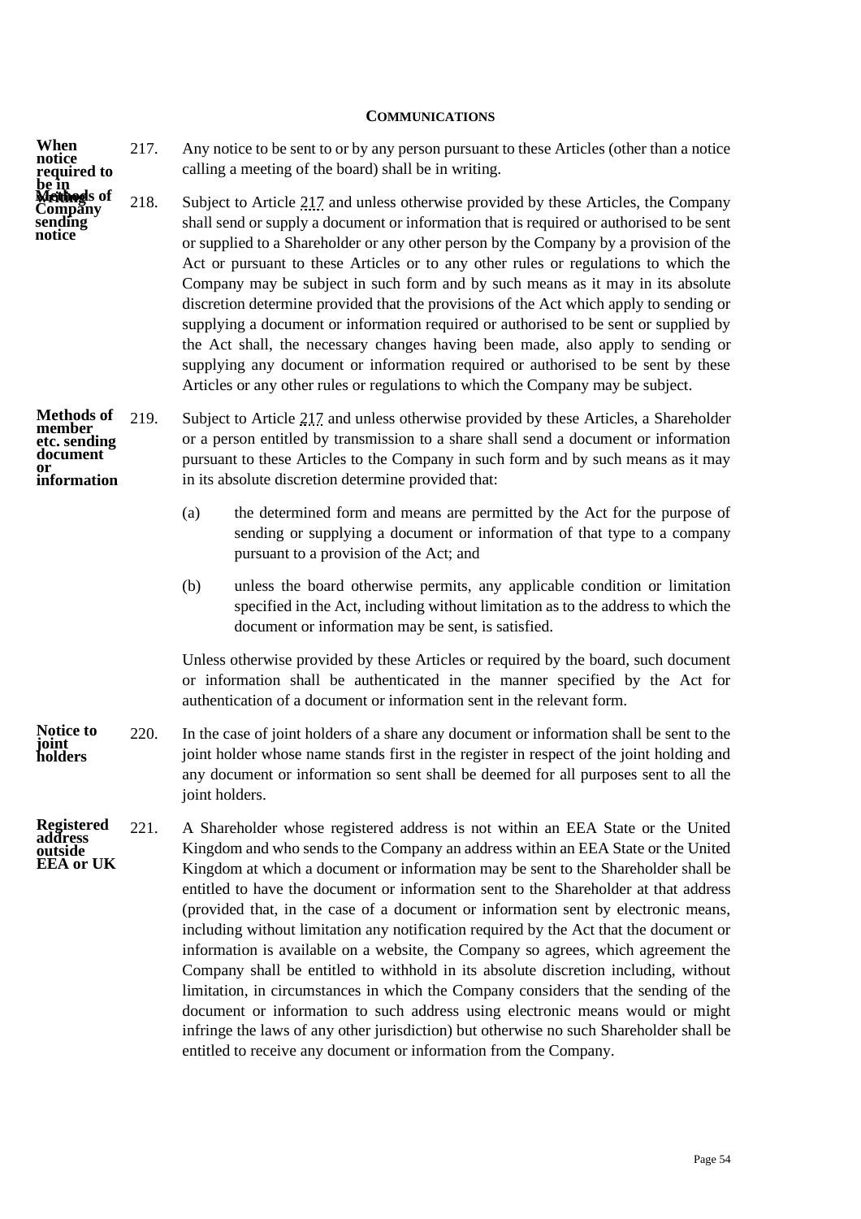**COMMUNICATIONS**

**When notice required to be in writing**

217. Any notice to be sent to or by any person pursuant to these Articles (other than a notice calling a meeting of the board) shall be in writing.

**Methods of Company sending notice**

218. Subject to Article 217 and unless otherwise provided by these Articles, the Company shall send or supply a document or information that is required or authorised to be sent or supplied to a Shareholder or any other person by the Company by a provision of the Act or pursuant to these Articles or to any other rules or regulations to which the Company may be subject in such form and by such means as it may in its absolute discretion determine provided that the provisions of the Act which apply to sending or supplying a document or information required or authorised to be sent or supplied by the Act shall, the necessary changes having been made, also apply to sending or supplying any document or information required or authorised to be sent by these Articles or any other rules or regulations to which the Company may be subject.

**Methods of member etc. sending document or information**

219. Subject to Article 217 and unless otherwise provided by these Articles, a Shareholder or a person entitled by transmission to a share shall send a document or information pursuant to these Articles to the Company in such form and by such means as it may in its absolute discretion determine provided that:

(a) the determined form and means are permitted by the Act for the purpose of sending or supplying a document or information of that type to a company pursuant to a provision of the Act; and

(b) unless the board otherwise permits, any applicable condition or limitation specified in the Act, including without limitation as to the address to which the document or information may be sent, is satisfied.

Unless otherwise provided by these Articles or required by the board, such document or information shall be authenticated in the manner specified by the Act for authentication of a document or information sent in the relevant form.

**Notice to joint holders**

220. In the case of joint holders of a share any document or information shall be sent to the joint holder whose name stands first in the register in respect of the joint holding and any document or information so sent shall be deemed for all purposes sent to all the joint holders.

**Registered address outside EEA or UK**

221. A Shareholder whose registered address is not within an EEA State or the United Kingdom and who sends to the Company an address within an EEA State or the United Kingdom at which a document or information may be sent to the Shareholder shall be entitled to have the document or information sent to the Shareholder at that address (provided that, in the case of a document or information sent by electronic means, including without limitation any notification required by the Act that the document or information is available on a website, the Company so agrees, which agreement the Company shall be entitled to withhold in its absolute discretion including, without limitation, in circumstances in which the Company considers that the sending of the document or information to such address using electronic means would or might infringe the laws of any other jurisdiction) but otherwise no such Shareholder shall be entitled to receive any document or information from the Company.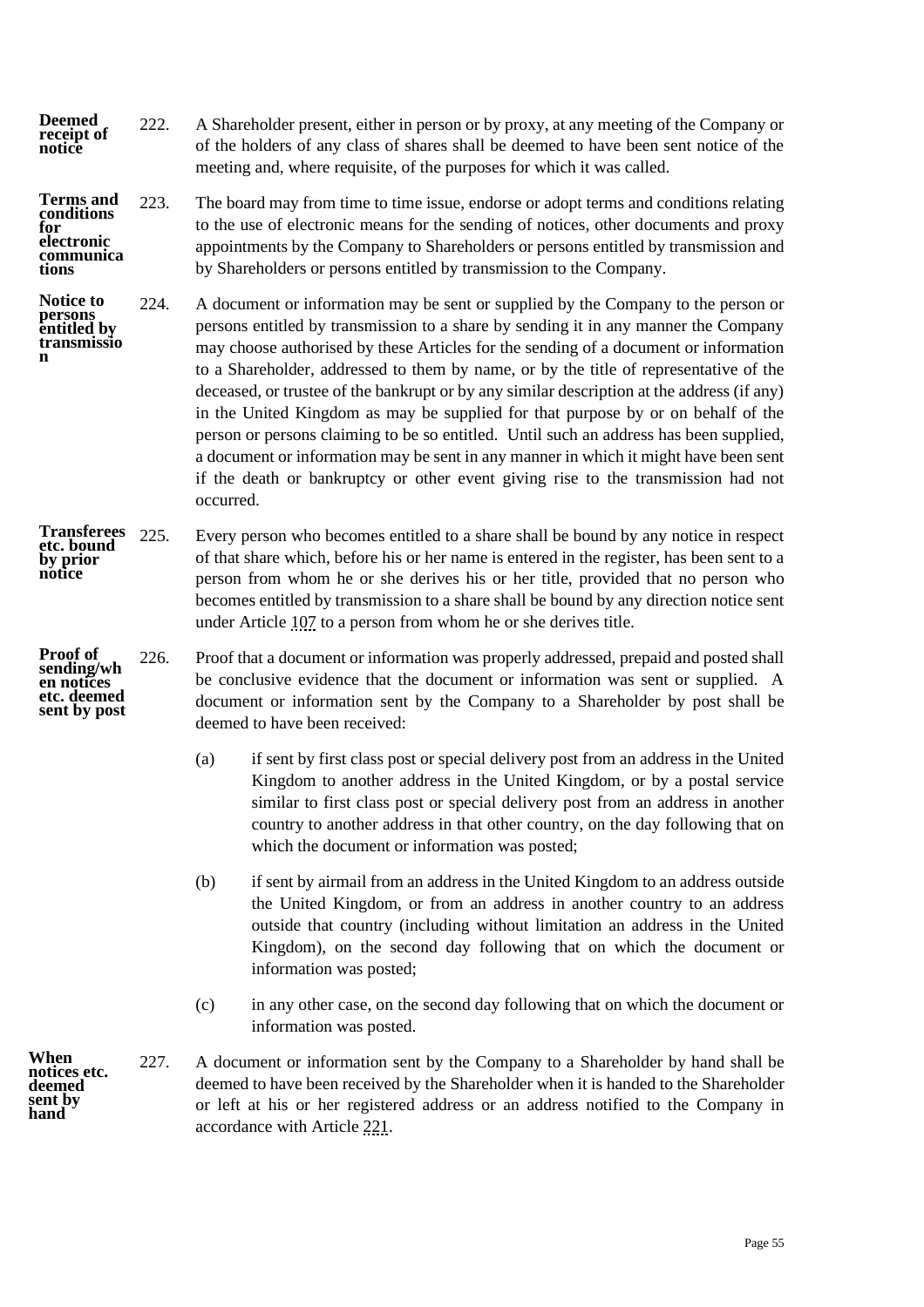**Deemed receipt of notice**

222. A Shareholder present, either in person or by proxy, at any meeting of the Company or of the holders of any class of shares shall be deemed to have been sent notice of the meeting and, where requisite, of the purposes for which it was called.

**Terms and conditions for electronic communications**

223. The board may from time to time issue, endorse or adopt terms and conditions relating to the use of electronic means for the sending of notices, other documents and proxy appointments by the Company to Shareholders or persons entitled by transmission and by Shareholders or persons entitled by transmission to the Company.

**Notice to persons entitled by transmission**

224. A document or information may be sent or supplied by the Company to the person or persons entitled by transmission to a share by sending it in any manner the Company may choose authorised by these Articles for the sending of a document or information to a Shareholder, addressed to them by name, or by the title of representative of the deceased, or trustee of the bankrupt or by any similar description at the address (if any) in the United Kingdom as may be supplied for that purpose by or on behalf of the person or persons claiming to be so entitled. Until such an address has been supplied, a document or information may be sent in any manner in which it might have been sent if the death or bankruptcy or other event giving rise to the transmission had not occurred.

**Transferees etc. bound by prior notice**

225. Every person who becomes entitled to a share shall be bound by any notice in respect of that share which, before his or her name is entered in the register, has been sent to a person from whom he or she derives his or her title, provided that no person who becomes entitled by transmission to a share shall be bound by any direction notice sent under Article 107 to a person from whom he or she derives title.

**Proof of sending/when notices etc. deemed sent by post**

226. Proof that a document or information was properly addressed, prepaid and posted shall be conclusive evidence that the document or information was sent or supplied. A document or information sent by the Company to a Shareholder by post shall be deemed to have been received:

(a) if sent by first class post or special delivery post from an address in the United Kingdom to another address in the United Kingdom, or by a postal service similar to first class post or special delivery post from an address in another country to another address in that other country, on the day following that on which the document or information was posted;

(b) if sent by airmail from an address in the United Kingdom to an address outside the United Kingdom, or from an address in another country to an address outside that country (including without limitation an address in the United Kingdom), on the second day following that on which the document or information was posted;

(c) in any other case, on the second day following that on which the document or information was posted.

**When notices etc. deemed sent by hand**

227. A document or information sent by the Company to a Shareholder by hand shall be deemed to have been received by the Shareholder when it is handed to the Shareholder or left at his or her registered address or an address notified to the Company in accordance with Article 221.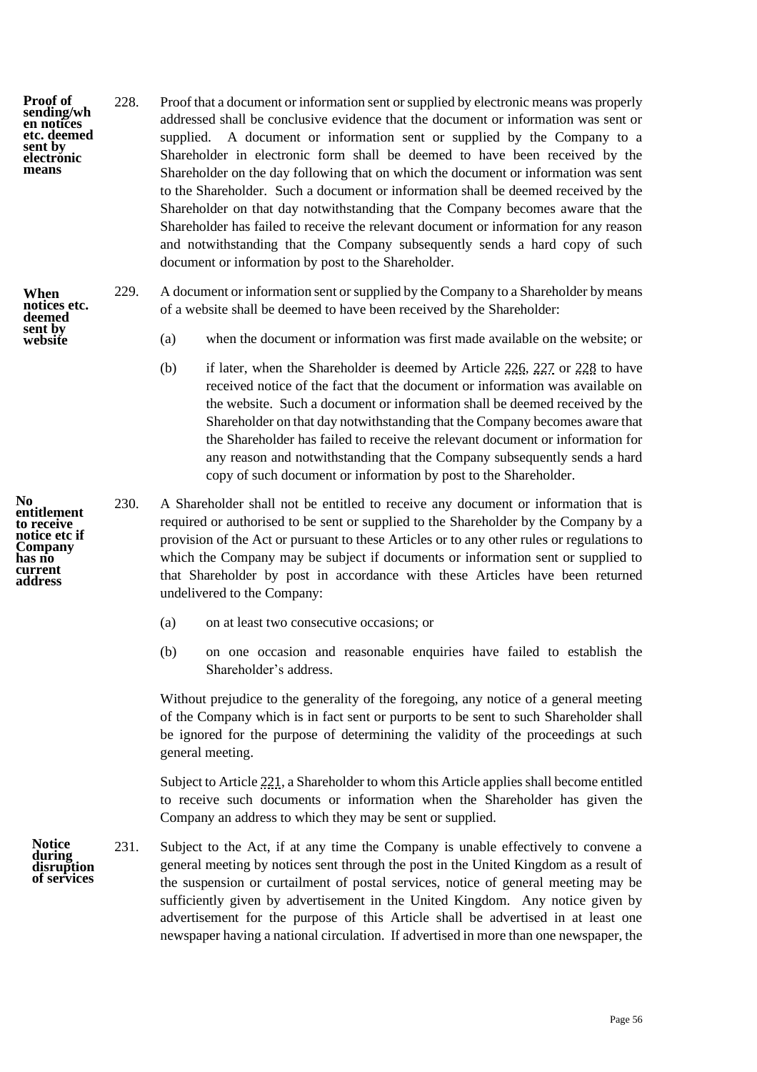**Proof of sending/when notices etc. deemed sent by electronic means**

228. Proof that a document or information sent or supplied by electronic means was properly addressed shall be conclusive evidence that the document or information was sent or supplied. A document or information sent or supplied by the Company to a Shareholder in electronic form shall be deemed to have been received by the Shareholder on the day following that on which the document or information was sent to the Shareholder. Such a document or information shall be deemed received by the Shareholder on that day notwithstanding that the Company becomes aware that the Shareholder has failed to receive the relevant document or information for any reason and notwithstanding that the Company subsequently sends a hard copy of such document or information by post to the Shareholder.

**When notices etc. deemed sent by website**

229. A document or information sent or supplied by the Company to a Shareholder by means of a website shall be deemed to have been received by the Shareholder:

(a) when the document or information was first made available on the website; or

(b) if later, when the Shareholder is deemed by Article 226, 227 or 228 to have received notice of the fact that the document or information was available on the website. Such a document or information shall be deemed received by the Shareholder on that day notwithstanding that the Company becomes aware that the Shareholder has failed to receive the relevant document or information for any reason and notwithstanding that the Company subsequently sends a hard copy of such document or information by post to the Shareholder.

**No entitlement to receive notice etc if Company has no current address**

230. A Shareholder shall not be entitled to receive any document or information that is required or authorised to be sent or supplied to the Shareholder by the Company by a provision of the Act or pursuant to these Articles or to any other rules or regulations to which the Company may be subject if documents or information sent or supplied to that Shareholder by post in accordance with these Articles have been returned undelivered to the Company:

(a) on at least two consecutive occasions; or

(b) on one occasion and reasonable enquiries have failed to establish the Shareholder's address.

Without prejudice to the generality of the foregoing, any notice of a general meeting of the Company which is in fact sent or purports to be sent to such Shareholder shall be ignored for the purpose of determining the validity of the proceedings at such general meeting.

Subject to Article 221, a Shareholder to whom this Article applies shall become entitled to receive such documents or information when the Shareholder has given the Company an address to which they may be sent or supplied.

**Notice during disruption of services**

231. Subject to the Act, if at any time the Company is unable effectively to convene a general meeting by notices sent through the post in the United Kingdom as a result of the suspension or curtailment of postal services, notice of general meeting may be sufficiently given by advertisement in the United Kingdom. Any notice given by advertisement for the purpose of this Article shall be advertised in at least one newspaper having a national circulation. If advertised in more than one newspaper, the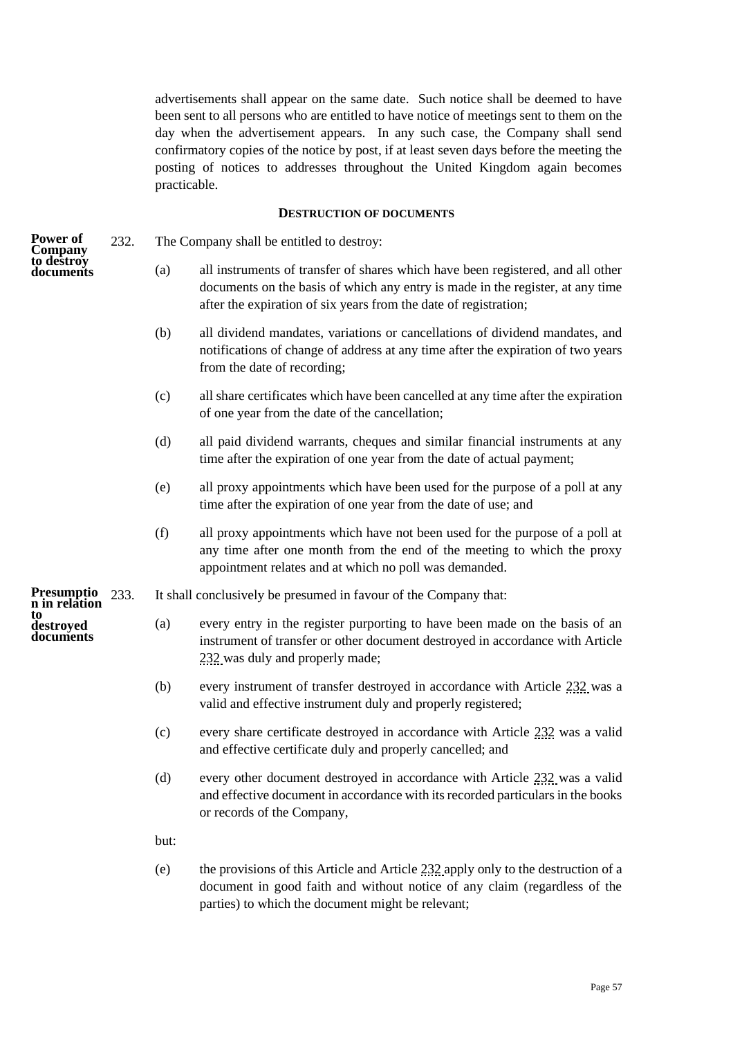advertisements shall appear on the same date. Such notice shall be deemed to have been sent to all persons who are entitled to have notice of meetings sent to them on the day when the advertisement appears. In any such case, the Company shall send confirmatory copies of the notice by post, if at least seven days before the meeting the posting of notices to addresses throughout the United Kingdom again becomes practicable.

### DESTRUCTION OF DOCUMENTS

**Power of Company to destroy documents**

232. The Company shall be entitled to destroy:

(a) all instruments of transfer of shares which have been registered, and all other documents on the basis of which any entry is made in the register, at any time after the expiration of six years from the date of registration;

(b) all dividend mandates, variations or cancellations of dividend mandates, and notifications of change of address at any time after the expiration of two years from the date of recording;

(c) all share certificates which have been cancelled at any time after the expiration of one year from the date of the cancellation;

(d) all paid dividend warrants, cheques and similar financial instruments at any time after the expiration of one year from the date of actual payment;

(e) all proxy appointments which have been used for the purpose of a poll at any time after the expiration of one year from the date of use; and

(f) all proxy appointments which have not been used for the purpose of a poll at any time after one month from the end of the meeting to which the proxy appointment relates and at which no poll was demanded.

**Presumption in relation to destroyed documents**

233. It shall conclusively be presumed in favour of the Company that:

(a) every entry in the register purporting to have been made on the basis of an instrument of transfer or other document destroyed in accordance with Article 232 was duly and properly made;

(b) every instrument of transfer destroyed in accordance with Article 232 was a valid and effective instrument duly and properly registered;

(c) every share certificate destroyed in accordance with Article 232 was a valid and effective certificate duly and properly cancelled; and

(d) every other document destroyed in accordance with Article 232 was a valid and effective document in accordance with its recorded particulars in the books or records of the Company,

but:

(e) the provisions of this Article and Article 232 apply only to the destruction of a document in good faith and without notice of any claim (regardless of the parties) to which the document might be relevant;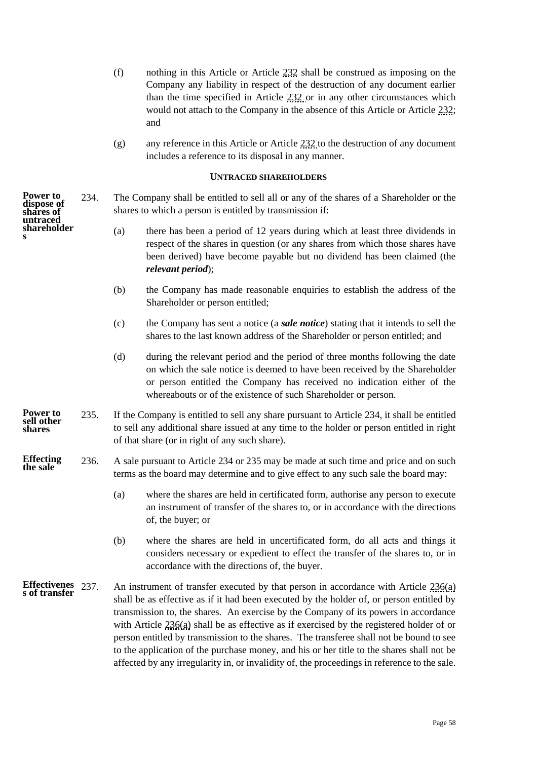(f) nothing in this Article or Article 232 shall be construed as imposing on the Company any liability in respect of the destruction of any document earlier than the time specified in Article 232 or in any other circumstances which would not attach to the Company in the absence of this Article or Article 232; and

(g) any reference in this Article or Article 232 to the destruction of any document includes a reference to its disposal in any manner.

### UNTRACED SHAREHOLDERS

**Power to dispose of shares of untraced shareholders**

234. The Company shall be entitled to sell all or any of the shares of a Shareholder or the shares to which a person is entitled by transmission if:

(a) there has been a period of 12 years during which at least three dividends in respect of the shares in question (or any shares from which those shares have been derived) have become payable but no dividend has been claimed (the ***relevant period***);

(b) the Company has made reasonable enquiries to establish the address of the Shareholder or person entitled;

(c) the Company has sent a notice (a ***sale notice***) stating that it intends to sell the shares to the last known address of the Shareholder or person entitled; and

(d) during the relevant period and the period of three months following the date on which the sale notice is deemed to have been received by the Shareholder or person entitled the Company has received no indication either of the whereabouts or of the existence of such Shareholder or person.

**Power to sell other shares**

235. If the Company is entitled to sell any share pursuant to Article 234, it shall be entitled to sell any additional share issued at any time to the holder or person entitled in right of that share (or in right of any such share).

**Effecting the sale**

236. A sale pursuant to Article 234 or 235 may be made at such time and price and on such terms as the board may determine and to give effect to any such sale the board may:

(a) where the shares are held in certificated form, authorise any person to execute an instrument of transfer of the shares to, or in accordance with the directions of, the buyer; or

(b) where the shares are held in uncertificated form, do all acts and things it considers necessary or expedient to effect the transfer of the shares to, or in accordance with the directions of, the buyer.

**Effectiveness of transfer**

237. An instrument of transfer executed by that person in accordance with Article 236(a) shall be as effective as if it had been executed by the holder of, or person entitled by transmission to, the shares. An exercise by the Company of its powers in accordance with Article 236(a) shall be as effective as if exercised by the registered holder of or person entitled by transmission to the shares. The transferee shall not be bound to see to the application of the purchase money, and his or her title to the shares shall not be affected by any irregularity in, or invalidity of, the proceedings in reference to the sale.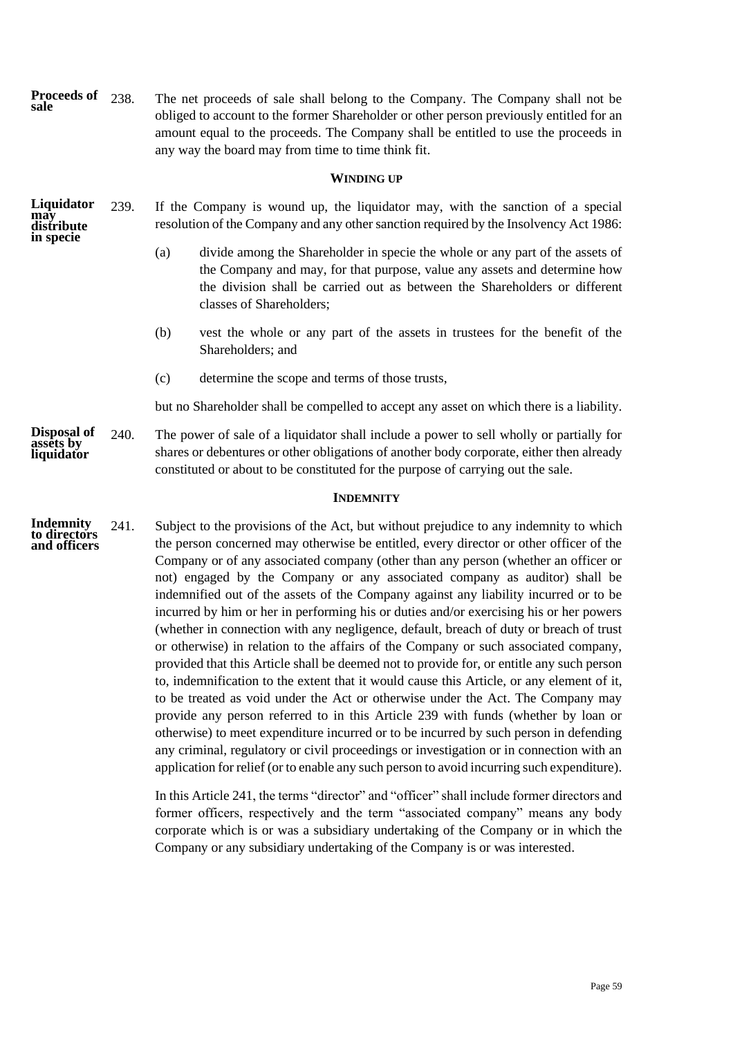**Proceeds of sale** 238. The net proceeds of sale shall belong to the Company. The Company shall not be obliged to account to the former Shareholder or other person previously entitled for an amount equal to the proceeds. The Company shall be entitled to use the proceeds in any way the board may from time to time think fit.

## WINDING UP

**Liquidator may distribute in specie** 239. If the Company is wound up, the liquidator may, with the sanction of a special resolution of the Company and any other sanction required by the Insolvency Act 1986:

(a) divide among the Shareholder in specie the whole or any part of the assets of the Company and may, for that purpose, value any assets and determine how the division shall be carried out as between the Shareholders or different classes of Shareholders;

(b) vest the whole or any part of the assets in trustees for the benefit of the Shareholders; and

(c) determine the scope and terms of those trusts,

but no Shareholder shall be compelled to accept any asset on which there is a liability.

**Disposal of assets by liquidator** 240. The power of sale of a liquidator shall include a power to sell wholly or partially for shares or debentures or other obligations of another body corporate, either then already constituted or about to be constituted for the purpose of carrying out the sale.

## INDEMNITY

**Indemnity to directors and officers** 241. Subject to the provisions of the Act, but without prejudice to any indemnity to which the person concerned may otherwise be entitled, every director or other officer of the Company or of any associated company (other than any person (whether an officer or not) engaged by the Company or any associated company as auditor) shall be indemnified out of the assets of the Company against any liability incurred or to be incurred by him or her in performing his or duties and/or exercising his or her powers (whether in connection with any negligence, default, breach of duty or breach of trust or otherwise) in relation to the affairs of the Company or such associated company, provided that this Article shall be deemed not to provide for, or entitle any such person to, indemnification to the extent that it would cause this Article, or any element of it, to be treated as void under the Act or otherwise under the Act. The Company may provide any person referred to in this Article 239 with funds (whether by loan or otherwise) to meet expenditure incurred or to be incurred by such person in defending any criminal, regulatory or civil proceedings or investigation or in connection with an application for relief (or to enable any such person to avoid incurring such expenditure).

In this Article 241, the terms "director" and "officer" shall include former directors and former officers, respectively and the term "associated company" means any body corporate which is or was a subsidiary undertaking of the Company or in which the Company or any subsidiary undertaking of the Company is or was interested.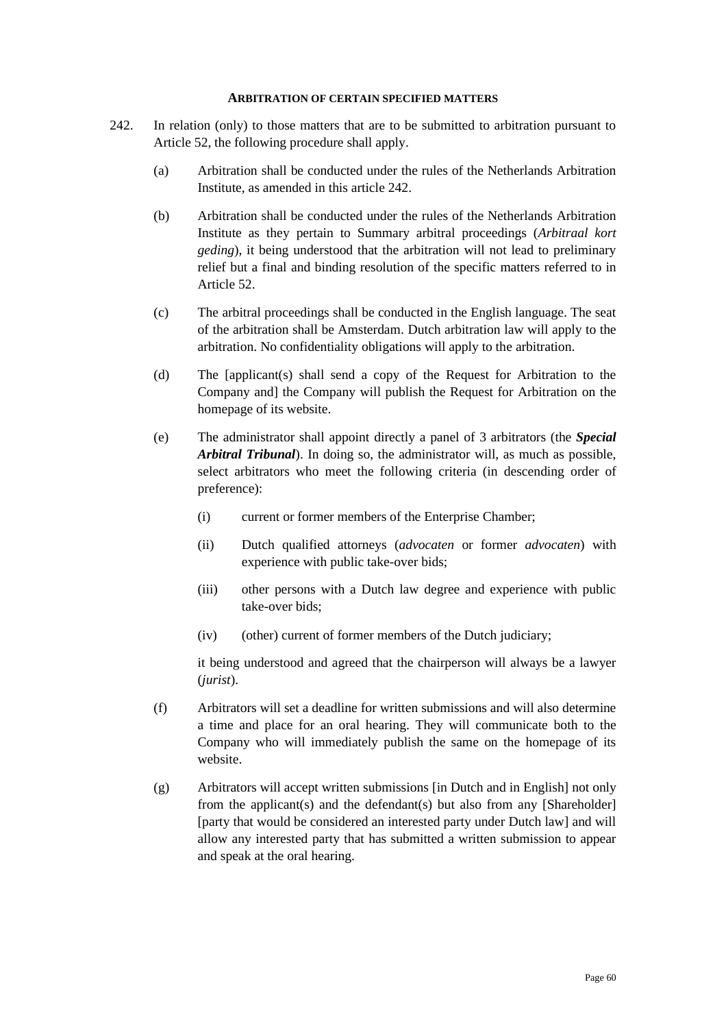**ARBITRATION OF CERTAIN SPECIFIED MATTERS**

242. In relation (only) to those matters that are to be submitted to arbitration pursuant to Article 52, the following procedure shall apply.

(a) Arbitration shall be conducted under the rules of the Netherlands Arbitration Institute, as amended in this article 242.

(b) Arbitration shall be conducted under the rules of the Netherlands Arbitration Institute as they pertain to Summary arbitral proceedings (*Arbitraal kort geding*), it being understood that the arbitration will not lead to preliminary relief but a final and binding resolution of the specific matters referred to in Article 52.

(c) The arbitral proceedings shall be conducted in the English language. The seat of the arbitration shall be Amsterdam. Dutch arbitration law will apply to the arbitration. No confidentiality obligations will apply to the arbitration.

(d) The [applicant(s) shall send a copy of the Request for Arbitration to the Company and] the Company will publish the Request for Arbitration on the homepage of its website.

(e) The administrator shall appoint directly a panel of 3 arbitrators (the ***Special Arbitral Tribunal***). In doing so, the administrator will, as much as possible, select arbitrators who meet the following criteria (in descending order of preference):

(i) current or former members of the Enterprise Chamber;

(ii) Dutch qualified attorneys (*advocaten* or former *advocaten*) with experience with public take-over bids;

(iii) other persons with a Dutch law degree and experience with public take-over bids;

(iv) (other) current of former members of the Dutch judiciary;

it being understood and agreed that the chairperson will always be a lawyer (*jurist*).

(f) Arbitrators will set a deadline for written submissions and will also determine a time and place for an oral hearing. They will communicate both to the Company who will immediately publish the same on the homepage of its website.

(g) Arbitrators will accept written submissions [in Dutch and in English] not only from the applicant(s) and the defendant(s) but also from any [Shareholder] [party that would be considered an interested party under Dutch law] and will allow any interested party that has submitted a written submission to appear and speak at the oral hearing.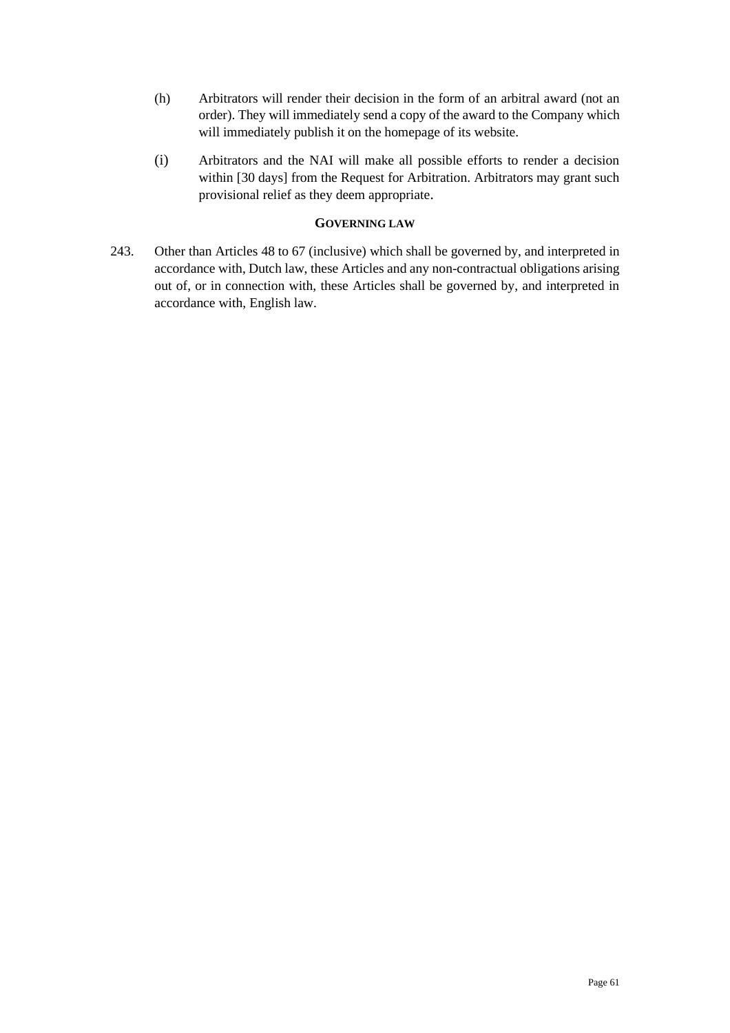(h) Arbitrators will render their decision in the form of an arbitral award (not an order). They will immediately send a copy of the award to the Company which will immediately publish it on the homepage of its website.

(i) Arbitrators and the NAI will make all possible efforts to render a decision within [30 days] from the Request for Arbitration. Arbitrators may grant such provisional relief as they deem appropriate.

**GOVERNING LAW**

243. Other than Articles 48 to 67 (inclusive) which shall be governed by, and interpreted in accordance with, Dutch law, these Articles and any non-contractual obligations arising out of, or in connection with, these Articles shall be governed by, and interpreted in accordance with, English law.